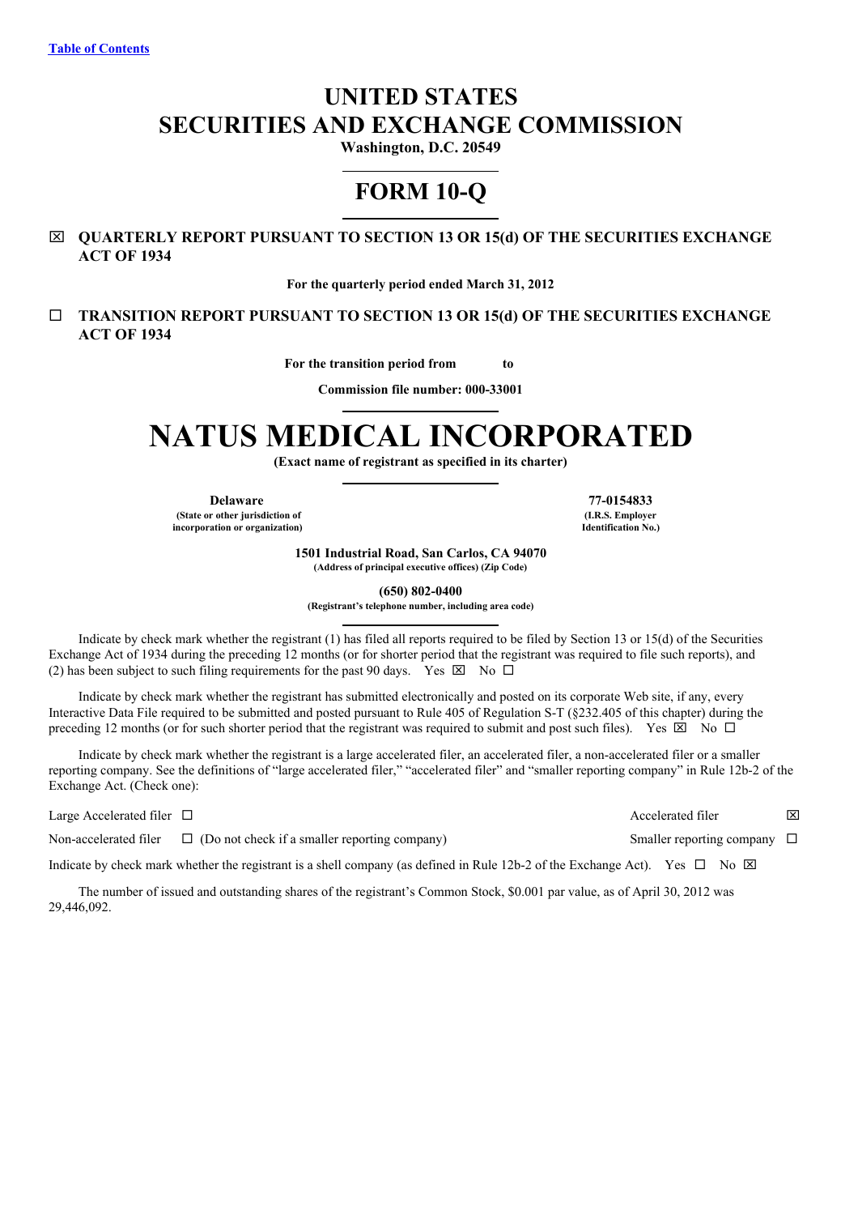Table of Contents

# UNITED STATES
# SECURITIES AND EXCHANGE COMMISSION

**Washington, D.C. 20549**

# FORM 10-Q

☒ **QUARTERLY REPORT PURSUANT TO SECTION 13 OR 15(d) OF THE SECURITIES EXCHANGE ACT OF 1934**

**For the quarterly period ended March 31, 2012**

☐ **TRANSITION REPORT PURSUANT TO SECTION 13 OR 15(d) OF THE SECURITIES EXCHANGE ACT OF 1934**

**For the transition period from to**

**Commission file number: 000-33001**

# NATUS MEDICAL INCORPORATED

**(Exact name of registrant as specified in its charter)**

| **Delaware** | **77-0154833** |
|---|---|
| **(State or other jurisdiction of incorporation or organization)** | **(I.R.S. Employer Identification No.)** |

**1501 Industrial Road, San Carlos, CA 94070**
**(Address of principal executive offices) (Zip Code)**

**(650) 802-0400**
**(Registrant's telephone number, including area code)**

Indicate by check mark whether the registrant (1) has filed all reports required to be filed by Section 13 or 15(d) of the Securities Exchange Act of 1934 during the preceding 12 months (or for shorter period that the registrant was required to file such reports), and (2) has been subject to such filing requirements for the past 90 days. Yes ☒ No ☐

Indicate by check mark whether the registrant has submitted electronically and posted on its corporate Web site, if any, every Interactive Data File required to be submitted and posted pursuant to Rule 405 of Regulation S-T (§232.405 of this chapter) during the preceding 12 months (or for such shorter period that the registrant was required to submit and post such files). Yes ☒ No ☐

Indicate by check mark whether the registrant is a large accelerated filer, an accelerated filer, a non-accelerated filer or a smaller reporting company. See the definitions of "large accelerated filer," "accelerated filer" and "smaller reporting company" in Rule 12b-2 of the Exchange Act. (Check one):

| | | | |
|---|---|---|---|
| Large Accelerated filer | ☐ | Accelerated filer | ☒ |
| Non-accelerated filer | ☐ (Do not check if a smaller reporting company) | Smaller reporting company | ☐ |

Indicate by check mark whether the registrant is a shell company (as defined in Rule 12b-2 of the Exchange Act). Yes ☐ No ☒

The number of issued and outstanding shares of the registrant's Common Stock, $0.001 par value, as of April 30, 2012 was 29,446,092.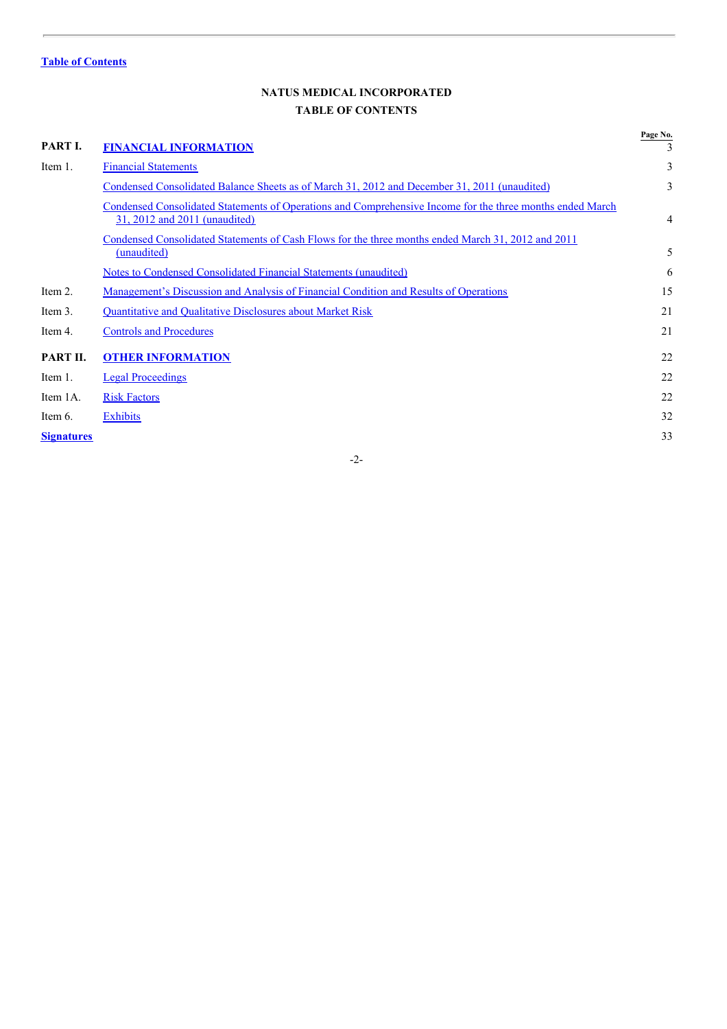[Table of Contents](#)

## NATUS MEDICAL INCORPORATED

## TABLE OF CONTENTS

| | | Page No. |
|---|---|---|
| **PART I.** | **FINANCIAL INFORMATION** | 3 |
| Item 1. | Financial Statements | 3 |
| | Condensed Consolidated Balance Sheets as of March 31, 2012 and December 31, 2011 (unaudited) | 3 |
| | Condensed Consolidated Statements of Operations and Comprehensive Income for the three months ended March 31, 2012 and 2011 (unaudited) | 4 |
| | Condensed Consolidated Statements of Cash Flows for the three months ended March 31, 2012 and 2011 (unaudited) | 5 |
| | Notes to Condensed Consolidated Financial Statements (unaudited) | 6 |
| Item 2. | Management's Discussion and Analysis of Financial Condition and Results of Operations | 15 |
| Item 3. | Quantitative and Qualitative Disclosures about Market Risk | 21 |
| Item 4. | Controls and Procedures | 21 |
| **PART II.** | **OTHER INFORMATION** | 22 |
| Item 1. | Legal Proceedings | 22 |
| Item 1A. | Risk Factors | 22 |
| Item 6. | Exhibits | 32 |
| **Signatures** | | 33 |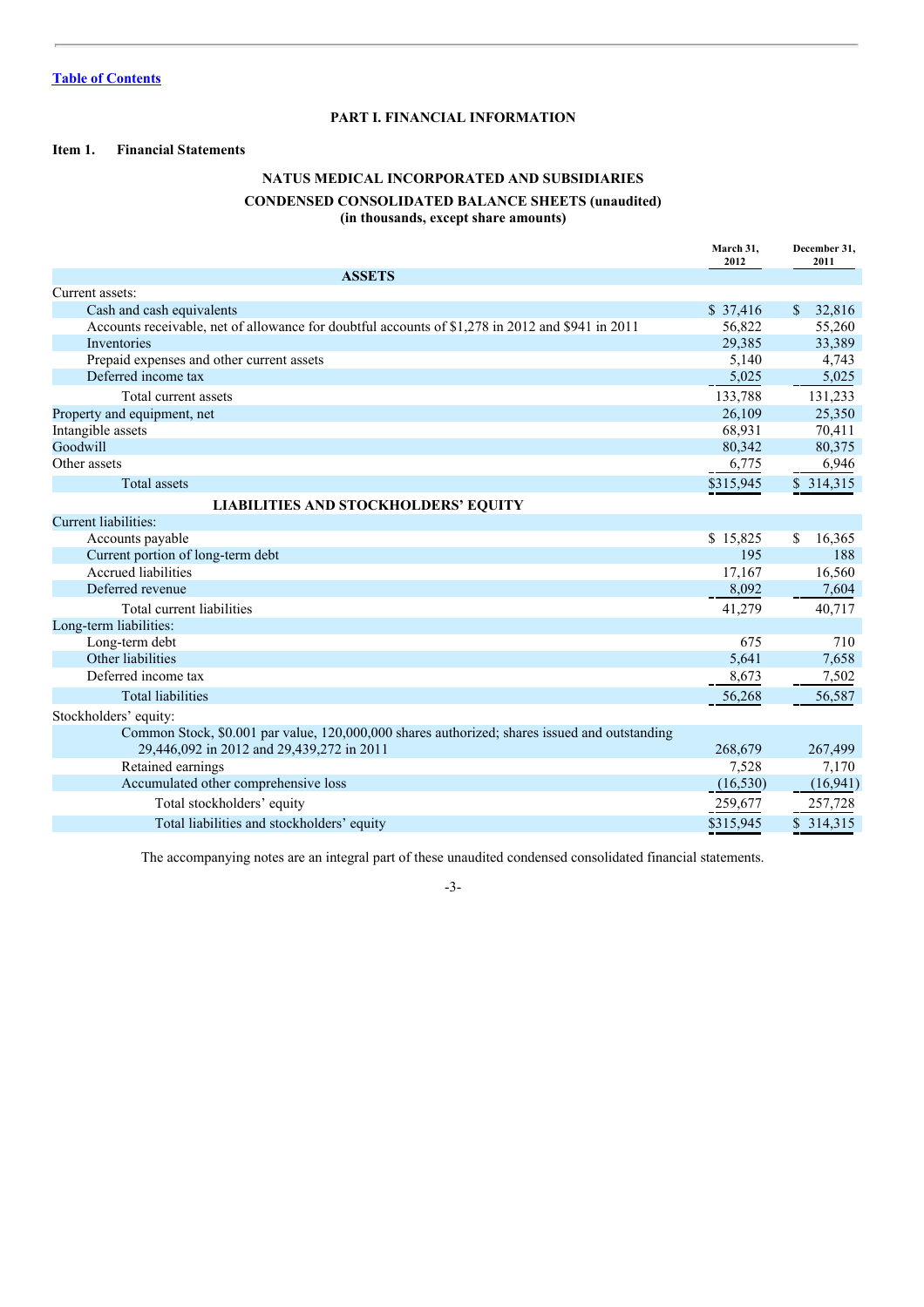[Table of Contents](#)

# PART I. FINANCIAL INFORMATION

## Item 1. Financial Statements

### NATUS MEDICAL INCORPORATED AND SUBSIDIARIES

### CONDENSED CONSOLIDATED BALANCE SHEETS (unaudited)
**(in thousands, except share amounts)**

| | March 31, 2012 | December 31, 2011 |
|---|---|---|
| **ASSETS** | | |
| Current assets: | | |
| Cash and cash equivalents | $ 37,416 | $ 32,816 |
| Accounts receivable, net of allowance for doubtful accounts of $1,278 in 2012 and $941 in 2011 | 56,822 | 55,260 |
| Inventories | 29,385 | 33,389 |
| Prepaid expenses and other current assets | 5,140 | 4,743 |
| Deferred income tax | 5,025 | 5,025 |
| Total current assets | 133,788 | 131,233 |
| Property and equipment, net | 26,109 | 25,350 |
| Intangible assets | 68,931 | 70,411 |
| Goodwill | 80,342 | 80,375 |
| Other assets | 6,775 | 6,946 |
| Total assets | $315,945 | $ 314,315 |
| **LIABILITIES AND STOCKHOLDERS' EQUITY** | | |
| Current liabilities: | | |
| Accounts payable | $ 15,825 | $ 16,365 |
| Current portion of long-term debt | 195 | 188 |
| Accrued liabilities | 17,167 | 16,560 |
| Deferred revenue | 8,092 | 7,604 |
| Total current liabilities | 41,279 | 40,717 |
| Long-term liabilities: | | |
| Long-term debt | 675 | 710 |
| Other liabilities | 5,641 | 7,658 |
| Deferred income tax | 8,673 | 7,502 |
| Total liabilities | 56,268 | 56,587 |
| Stockholders' equity: | | |
| Common Stock, $0.001 par value, 120,000,000 shares authorized; shares issued and outstanding 29,446,092 in 2012 and 29,439,272 in 2011 | 268,679 | 267,499 |
| Retained earnings | 7,528 | 7,170 |
| Accumulated other comprehensive loss | (16,530) | (16,941) |
| Total stockholders' equity | 259,677 | 257,728 |
| Total liabilities and stockholders' equity | $315,945 | $ 314,315 |

The accompanying notes are an integral part of these unaudited condensed consolidated financial statements.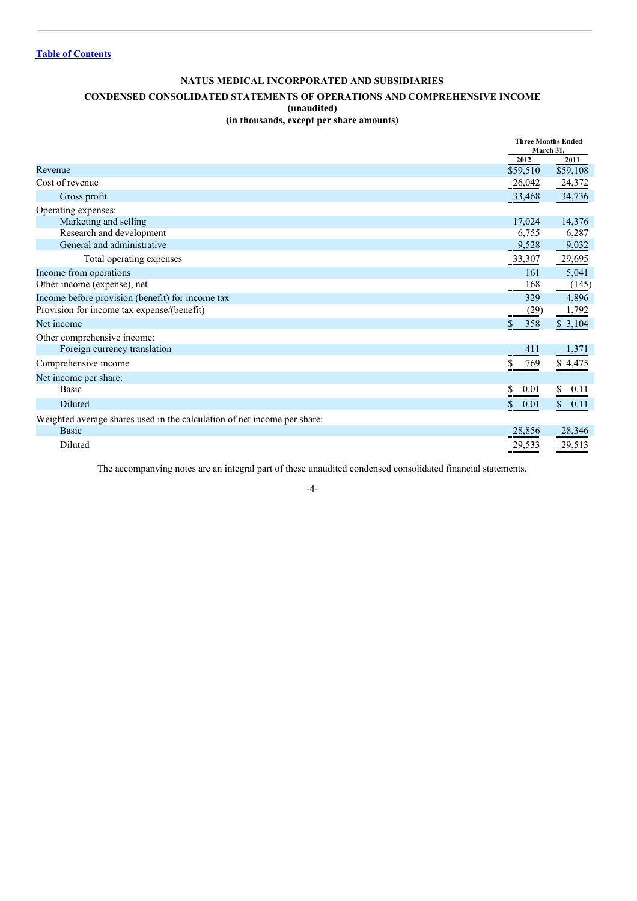[Table of Contents]

**NATUS MEDICAL INCORPORATED AND SUBSIDIARIES**

**CONDENSED CONSOLIDATED STATEMENTS OF OPERATIONS AND COMPREHENSIVE INCOME**

**(unaudited)**

**(in thousands, except per share amounts)**

| | Three Months Ended March 31, | |
|---|---|---|
| | 2012 | 2011 |
| Revenue | $59,510 | $59,108 |
| Cost of revenue | 26,042 | 24,372 |
| Gross profit | 33,468 | 34,736 |
| Operating expenses: | | |
| Marketing and selling | 17,024 | 14,376 |
| Research and development | 6,755 | 6,287 |
| General and administrative | 9,528 | 9,032 |
| Total operating expenses | 33,307 | 29,695 |
| Income from operations | 161 | 5,041 |
| Other income (expense), net | 168 | (145) |
| Income before provision (benefit) for income tax | 329 | 4,896 |
| Provision for income tax expense/(benefit) | (29) | 1,792 |
| Net income | $ 358 | $ 3,104 |
| Other comprehensive income: | | |
| Foreign currency translation | 411 | 1,371 |
| Comprehensive income | $ 769 | $ 4,475 |
| Net income per share: | | |
| Basic | $ 0.01 | $ 0.11 |
| Diluted | $ 0.01 | $ 0.11 |
| Weighted average shares used in the calculation of net income per share: | | |
| Basic | 28,856 | 28,346 |
| Diluted | 29,533 | 29,513 |

The accompanying notes are an integral part of these unaudited condensed consolidated financial statements.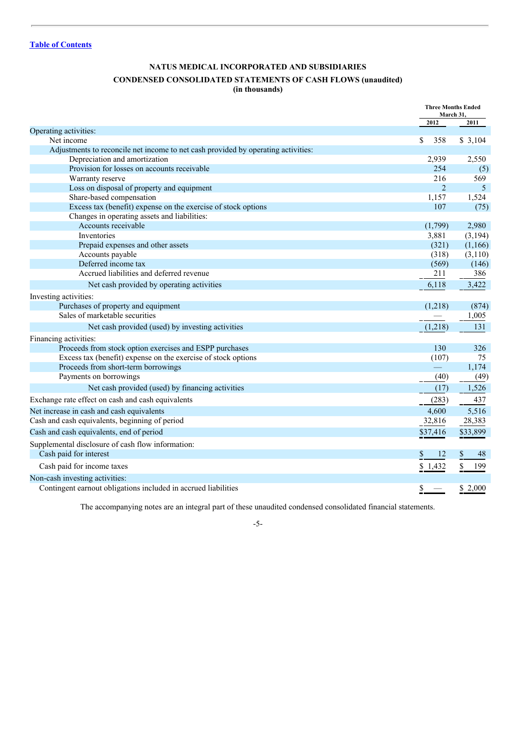[Table of Contents](#)

# NATUS MEDICAL INCORPORATED AND SUBSIDIARIES

## CONDENSED CONSOLIDATED STATEMENTS OF CASH FLOWS (unaudited)

**(in thousands)**

| | Three Months Ended March 31, | |
|---|---|---|
| | **2012** | **2011** |
| Operating activities: | | |
| Net income | $ 358 | $ 3,104 |
| Adjustments to reconcile net income to net cash provided by operating activities: | | |
| Depreciation and amortization | 2,939 | 2,550 |
| Provision for losses on accounts receivable | 254 | (5) |
| Warranty reserve | 216 | 569 |
| Loss on disposal of property and equipment | 2 | 5 |
| Share-based compensation | 1,157 | 1,524 |
| Excess tax (benefit) expense on the exercise of stock options | 107 | (75) |
| Changes in operating assets and liabilities: | | |
| Accounts receivable | (1,799) | 2,980 |
| Inventories | 3,881 | (3,194) |
| Prepaid expenses and other assets | (321) | (1,166) |
| Accounts payable | (318) | (3,110) |
| Deferred income tax | (569) | (146) |
| Accrued liabilities and deferred revenue | 211 | 386 |
| Net cash provided by operating activities | 6,118 | 3,422 |
| Investing activities: | | |
| Purchases of property and equipment | (1,218) | (874) |
| Sales of marketable securities | — | 1,005 |
| Net cash provided (used) by investing activities | (1,218) | 131 |
| Financing activities: | | |
| Proceeds from stock option exercises and ESPP purchases | 130 | 326 |
| Excess tax (benefit) expense on the exercise of stock options | (107) | 75 |
| Proceeds from short-term borrowings | — | 1,174 |
| Payments on borrowings | (40) | (49) |
| Net cash provided (used) by financing activities | (17) | 1,526 |
| Exchange rate effect on cash and cash equivalents | (283) | 437 |
| Net increase in cash and cash equivalents | 4,600 | 5,516 |
| Cash and cash equivalents, beginning of period | 32,816 | 28,383 |
| Cash and cash equivalents, end of period | $37,416 | $33,899 |
| Supplemental disclosure of cash flow information: | | |
| Cash paid for interest | $ 12 | $ 48 |
| Cash paid for income taxes | $ 1,432 | $ 199 |
| Non-cash investing activities: | | |
| Contingent earnout obligations included in accrued liabilities | $ — | $ 2,000 |

The accompanying notes are an integral part of these unaudited condensed consolidated financial statements.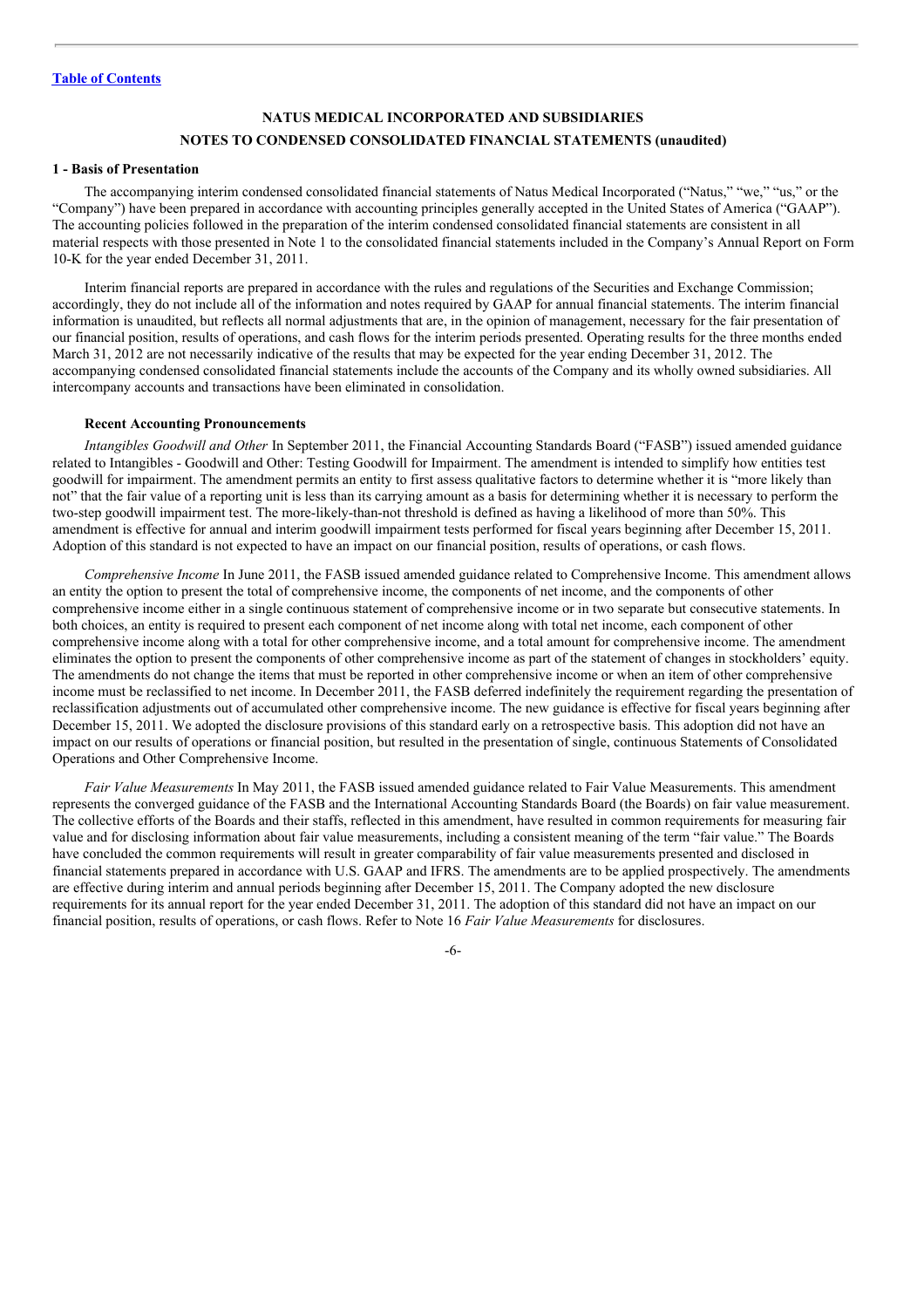**NATUS MEDICAL INCORPORATED AND SUBSIDIARIES**

**NOTES TO CONDENSED CONSOLIDATED FINANCIAL STATEMENTS (unaudited)**

**1 - Basis of Presentation**

The accompanying interim condensed consolidated financial statements of Natus Medical Incorporated ("Natus," "we," "us," or the "Company") have been prepared in accordance with accounting principles generally accepted in the United States of America ("GAAP"). The accounting policies followed in the preparation of the interim condensed consolidated financial statements are consistent in all material respects with those presented in Note 1 to the consolidated financial statements included in the Company's Annual Report on Form 10-K for the year ended December 31, 2011.

Interim financial reports are prepared in accordance with the rules and regulations of the Securities and Exchange Commission; accordingly, they do not include all of the information and notes required by GAAP for annual financial statements. The interim financial information is unaudited, but reflects all normal adjustments that are, in the opinion of management, necessary for the fair presentation of our financial position, results of operations, and cash flows for the interim periods presented. Operating results for the three months ended March 31, 2012 are not necessarily indicative of the results that may be expected for the year ending December 31, 2012. The accompanying condensed consolidated financial statements include the accounts of the Company and its wholly owned subsidiaries. All intercompany accounts and transactions have been eliminated in consolidation.

**Recent Accounting Pronouncements**

*Intangibles Goodwill and Other* In September 2011, the Financial Accounting Standards Board ("FASB") issued amended guidance related to Intangibles - Goodwill and Other: Testing Goodwill for Impairment. The amendment is intended to simplify how entities test goodwill for impairment. The amendment permits an entity to first assess qualitative factors to determine whether it is "more likely than not" that the fair value of a reporting unit is less than its carrying amount as a basis for determining whether it is necessary to perform the two-step goodwill impairment test. The more-likely-than-not threshold is defined as having a likelihood of more than 50%. This amendment is effective for annual and interim goodwill impairment tests performed for fiscal years beginning after December 15, 2011. Adoption of this standard is not expected to have an impact on our financial position, results of operations, or cash flows.

*Comprehensive Income* In June 2011, the FASB issued amended guidance related to Comprehensive Income. This amendment allows an entity the option to present the total of comprehensive income, the components of net income, and the components of other comprehensive income either in a single continuous statement of comprehensive income or in two separate but consecutive statements. In both choices, an entity is required to present each component of net income along with total net income, each component of other comprehensive income along with a total for other comprehensive income, and a total amount for comprehensive income. The amendment eliminates the option to present the components of other comprehensive income as part of the statement of changes in stockholders' equity. The amendments do not change the items that must be reported in other comprehensive income or when an item of other comprehensive income must be reclassified to net income. In December 2011, the FASB deferred indefinitely the requirement regarding the presentation of reclassification adjustments out of accumulated other comprehensive income. The new guidance is effective for fiscal years beginning after December 15, 2011. We adopted the disclosure provisions of this standard early on a retrospective basis. This adoption did not have an impact on our results of operations or financial position, but resulted in the presentation of single, continuous Statements of Consolidated Operations and Other Comprehensive Income.

*Fair Value Measurements* In May 2011, the FASB issued amended guidance related to Fair Value Measurements. This amendment represents the converged guidance of the FASB and the International Accounting Standards Board (the Boards) on fair value measurement. The collective efforts of the Boards and their staffs, reflected in this amendment, have resulted in common requirements for measuring fair value and for disclosing information about fair value measurements, including a consistent meaning of the term "fair value." The Boards have concluded the common requirements will result in greater comparability of fair value measurements presented and disclosed in financial statements prepared in accordance with U.S. GAAP and IFRS. The amendments are to be applied prospectively. The amendments are effective during interim and annual periods beginning after December 15, 2011. The Company adopted the new disclosure requirements for its annual report for the year ended December 31, 2011. The adoption of this standard did not have an impact on our financial position, results of operations, or cash flows. Refer to Note 16 *Fair Value Measurements* for disclosures.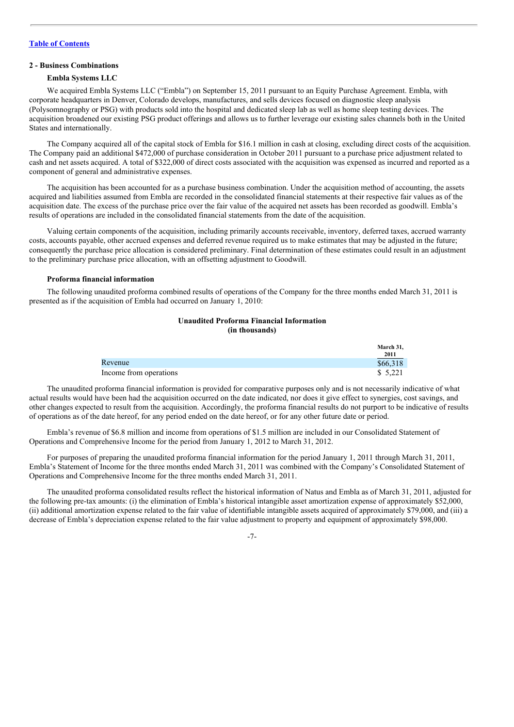[Table of Contents]

## 2 - Business Combinations

### Embla Systems LLC

We acquired Embla Systems LLC ("Embla") on September 15, 2011 pursuant to an Equity Purchase Agreement. Embla, with corporate headquarters in Denver, Colorado develops, manufactures, and sells devices focused on diagnostic sleep analysis (Polysomnography or PSG) with products sold into the hospital and dedicated sleep lab as well as home sleep testing devices. The acquisition broadened our existing PSG product offerings and allows us to further leverage our existing sales channels both in the United States and internationally.

The Company acquired all of the capital stock of Embla for $16.1 million in cash at closing, excluding direct costs of the acquisition. The Company paid an additional $472,000 of purchase consideration in October 2011 pursuant to a purchase price adjustment related to cash and net assets acquired. A total of $322,000 of direct costs associated with the acquisition was expensed as incurred and reported as a component of general and administrative expenses.

The acquisition has been accounted for as a purchase business combination. Under the acquisition method of accounting, the assets acquired and liabilities assumed from Embla are recorded in the consolidated financial statements at their respective fair values as of the acquisition date. The excess of the purchase price over the fair value of the acquired net assets has been recorded as goodwill. Embla's results of operations are included in the consolidated financial statements from the date of the acquisition.

Valuing certain components of the acquisition, including primarily accounts receivable, inventory, deferred taxes, accrued warranty costs, accounts payable, other accrued expenses and deferred revenue required us to make estimates that may be adjusted in the future; consequently the purchase price allocation is considered preliminary. Final determination of these estimates could result in an adjustment to the preliminary purchase price allocation, with an offsetting adjustment to Goodwill.

### Proforma financial information

The following unaudited proforma combined results of operations of the Company for the three months ended March 31, 2011 is presented as if the acquisition of Embla had occurred on January 1, 2010:

**Unaudited Proforma Financial Information**
**(in thousands)**

| | March 31, 2011 |
|---|---|
| Revenue | $66,318 |
| Income from operations | $ 5,221 |

The unaudited proforma financial information is provided for comparative purposes only and is not necessarily indicative of what actual results would have been had the acquisition occurred on the date indicated, nor does it give effect to synergies, cost savings, and other changes expected to result from the acquisition. Accordingly, the proforma financial results do not purport to be indicative of results of operations as of the date hereof, for any period ended on the date hereof, or for any other future date or period.

Embla's revenue of $6.8 million and income from operations of $1.5 million are included in our Consolidated Statement of Operations and Comprehensive Income for the period from January 1, 2012 to March 31, 2012.

For purposes of preparing the unaudited proforma financial information for the period January 1, 2011 through March 31, 2011, Embla's Statement of Income for the three months ended March 31, 2011 was combined with the Company's Consolidated Statement of Operations and Comprehensive Income for the three months ended March 31, 2011.

The unaudited proforma consolidated results reflect the historical information of Natus and Embla as of March 31, 2011, adjusted for the following pre-tax amounts: (i) the elimination of Embla's historical intangible asset amortization expense of approximately $52,000, (ii) additional amortization expense related to the fair value of identifiable intangible assets acquired of approximately $79,000, and (iii) a decrease of Embla's depreciation expense related to the fair value adjustment to property and equipment of approximately $98,000.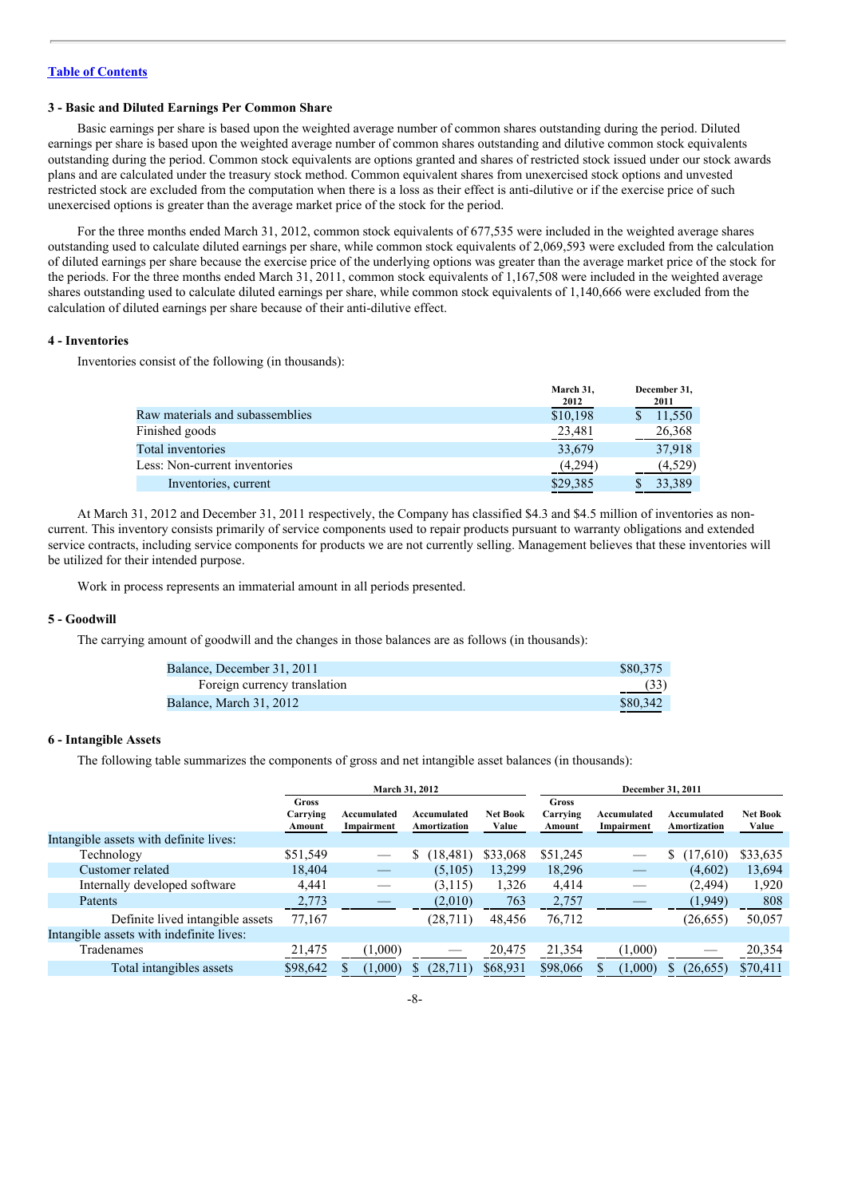[Table of Contents](#)

### 3 - Basic and Diluted Earnings Per Common Share

Basic earnings per share is based upon the weighted average number of common shares outstanding during the period. Diluted earnings per share is based upon the weighted average number of common shares outstanding and dilutive common stock equivalents outstanding during the period. Common stock equivalents are options granted and shares of restricted stock issued under our stock awards plans and are calculated under the treasury stock method. Common equivalent shares from unexercised stock options and unvested restricted stock are excluded from the computation when there is a loss as their effect is anti-dilutive or if the exercise price of such unexercised options is greater than the average market price of the stock for the period.

For the three months ended March 31, 2012, common stock equivalents of 677,535 were included in the weighted average shares outstanding used to calculate diluted earnings per share, while common stock equivalents of 2,069,593 were excluded from the calculation of diluted earnings per share because the exercise price of the underlying options was greater than the average market price of the stock for the periods. For the three months ended March 31, 2011, common stock equivalents of 1,167,508 were included in the weighted average shares outstanding used to calculate diluted earnings per share, while common stock equivalents of 1,140,666 were excluded from the calculation of diluted earnings per share because of their anti-dilutive effect.

### 4 - Inventories

Inventories consist of the following (in thousands):

| | March 31, 2012 | December 31, 2011 |
|---|---|---|
| Raw materials and subassemblies | $10,198 | $ 11,550 |
| Finished goods | 23,481 | 26,368 |
| Total inventories | 33,679 | 37,918 |
| Less: Non-current inventories | (4,294) | (4,529) |
| Inventories, current | $29,385 | $ 33,389 |

At March 31, 2012 and December 31, 2011 respectively, the Company has classified $4.3 and $4.5 million of inventories as non-current. This inventory consists primarily of service components used to repair products pursuant to warranty obligations and extended service contracts, including service components for products we are not currently selling. Management believes that these inventories will be utilized for their intended purpose.

Work in process represents an immaterial amount in all periods presented.

### 5 - Goodwill

The carrying amount of goodwill and the changes in those balances are as follows (in thousands):

| | |
|---|---|
| Balance, December 31, 2011 | $80,375 |
| Foreign currency translation | (33) |
| Balance, March 31, 2012 | $80,342 |

### 6 - Intangible Assets

The following table summarizes the components of gross and net intangible asset balances (in thousands):

| | March 31, 2012 | | | | December 31, 2011 | | | |
|---|---|---|---|---|---|---|---|---|
| | Gross Carrying Amount | Accumulated Impairment | Accumulated Amortization | Net Book Value | Gross Carrying Amount | Accumulated Impairment | Accumulated Amortization | Net Book Value |
| Intangible assets with definite lives: | | | | | | | | |
| Technology | $51,549 | — | $ (18,481) | $33,068 | $51,245 | — | $ (17,610) | $33,635 |
| Customer related | 18,404 | — | (5,105) | 13,299 | 18,296 | — | (4,602) | 13,694 |
| Internally developed software | 4,441 | — | (3,115) | 1,326 | 4,414 | — | (2,494) | 1,920 |
| Patents | 2,773 | — | (2,010) | 763 | 2,757 | — | (1,949) | 808 |
| Definite lived intangible assets | 77,167 | | (28,711) | 48,456 | 76,712 | | (26,655) | 50,057 |
| Intangible assets with indefinite lives: | | | | | | | | |
| Tradenames | 21,475 | (1,000) | — | 20,475 | 21,354 | (1,000) | — | 20,354 |
| Total intangibles assets | $98,642 | $ (1,000) | $ (28,711) | $68,931 | $98,066 | $ (1,000) | $ (26,655) | $70,411 |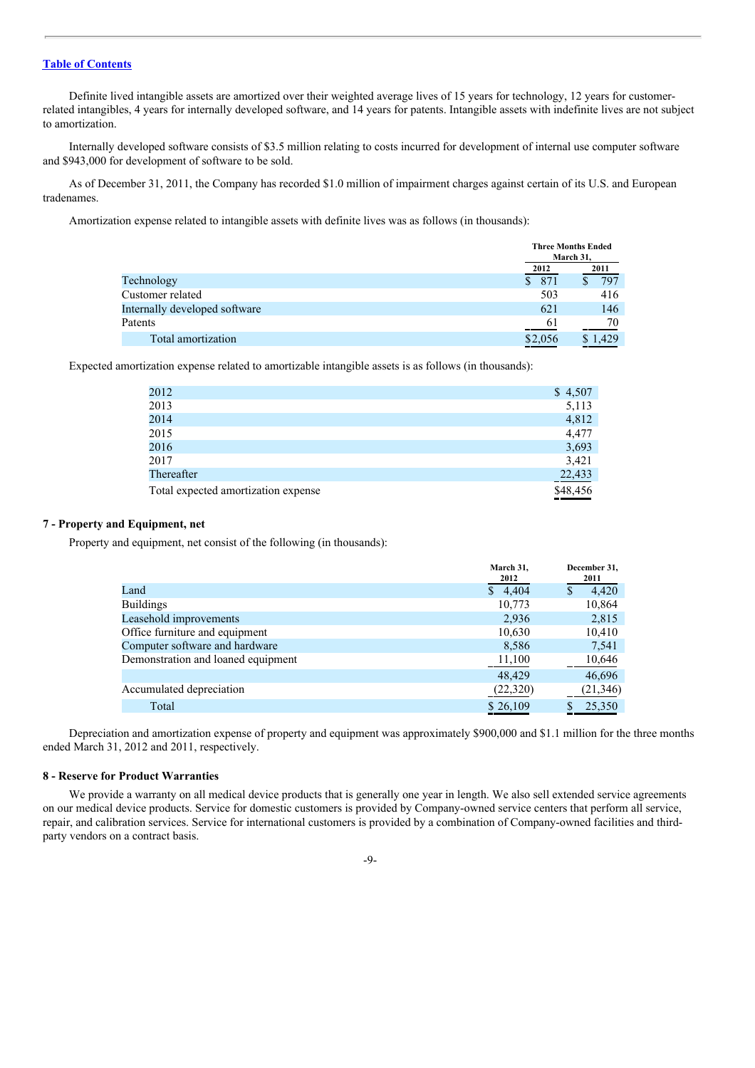[Table of Contents](#)

Definite lived intangible assets are amortized over their weighted average lives of 15 years for technology, 12 years for customer-related intangibles, 4 years for internally developed software, and 14 years for patents. Intangible assets with indefinite lives are not subject to amortization.

Internally developed software consists of $3.5 million relating to costs incurred for development of internal use computer software and $943,000 for development of software to be sold.

As of December 31, 2011, the Company has recorded $1.0 million of impairment charges against certain of its U.S. and European tradenames.

Amortization expense related to intangible assets with definite lives was as follows (in thousands):

| | Three Months Ended March 31, | |
|---|---|---|
| | 2012 | 2011 |
| Technology | $ 871 | $ 797 |
| Customer related | 503 | 416 |
| Internally developed software | 621 | 146 |
| Patents | 61 | 70 |
| Total amortization | $2,056 | $ 1,429 |

Expected amortization expense related to amortizable intangible assets is as follows (in thousands):

| | |
|---|---|
| 2012 | $ 4,507 |
| 2013 | 5,113 |
| 2014 | 4,812 |
| 2015 | 4,477 |
| 2016 | 3,693 |
| 2017 | 3,421 |
| Thereafter | 22,433 |
| Total expected amortization expense | $48,456 |

**7 - Property and Equipment, net**

Property and equipment, net consist of the following (in thousands):

| | March 31, 2012 | December 31, 2011 |
|---|---|---|
| Land | $ 4,404 | $ 4,420 |
| Buildings | 10,773 | 10,864 |
| Leasehold improvements | 2,936 | 2,815 |
| Office furniture and equipment | 10,630 | 10,410 |
| Computer software and hardware | 8,586 | 7,541 |
| Demonstration and loaned equipment | 11,100 | 10,646 |
| | 48,429 | 46,696 |
| Accumulated depreciation | (22,320) | (21,346) |
| Total | $ 26,109 | $ 25,350 |

Depreciation and amortization expense of property and equipment was approximately $900,000 and $1.1 million for the three months ended March 31, 2012 and 2011, respectively.

**8 - Reserve for Product Warranties**

We provide a warranty on all medical device products that is generally one year in length. We also sell extended service agreements on our medical device products. Service for domestic customers is provided by Company-owned service centers that perform all service, repair, and calibration services. Service for international customers is provided by a combination of Company-owned facilities and third-party vendors on a contract basis.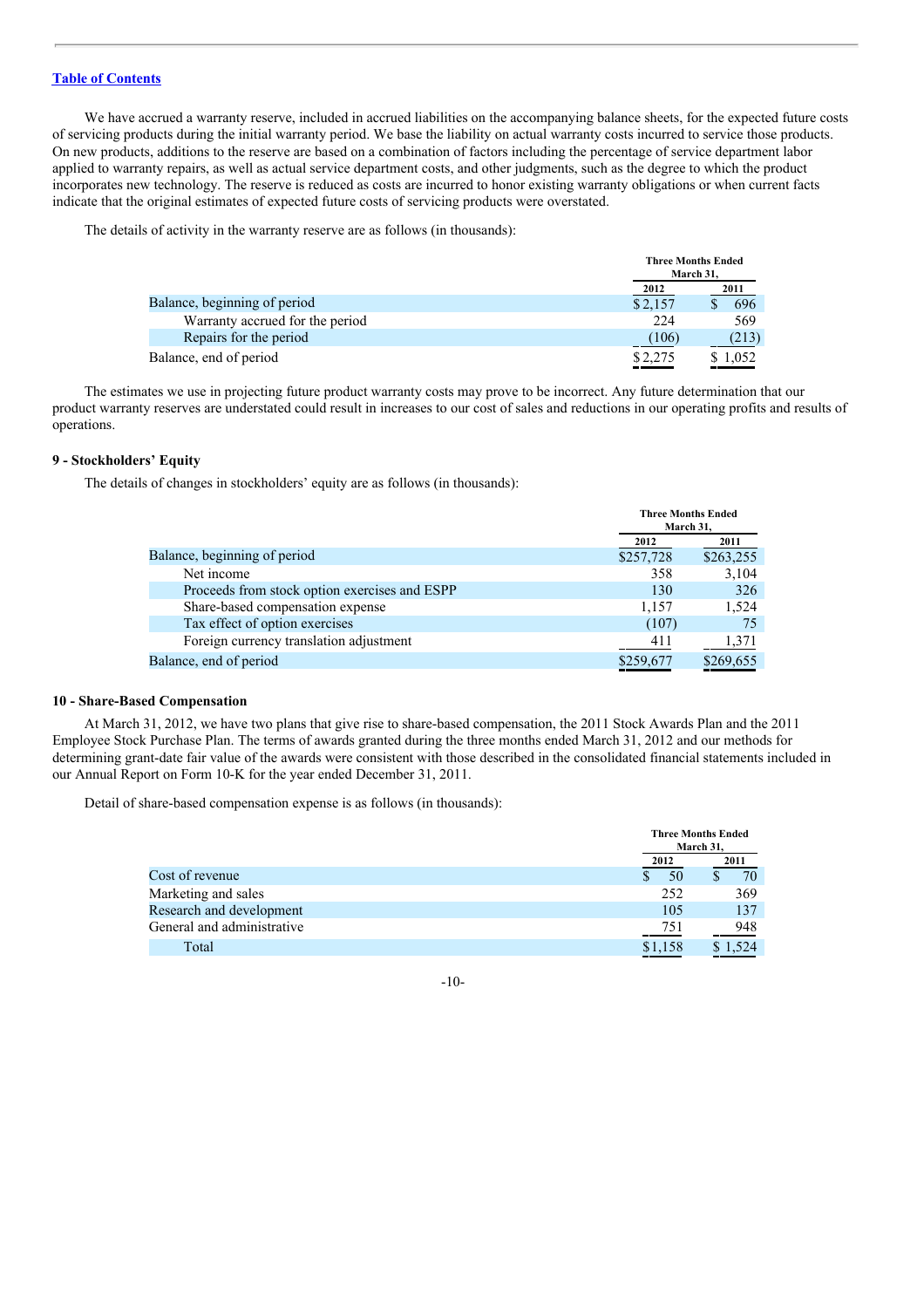[Table of Contents](#)

We have accrued a warranty reserve, included in accrued liabilities on the accompanying balance sheets, for the expected future costs of servicing products during the initial warranty period. We base the liability on actual warranty costs incurred to service those products. On new products, additions to the reserve are based on a combination of factors including the percentage of service department labor applied to warranty repairs, as well as actual service department costs, and other judgments, such as the degree to which the product incorporates new technology. The reserve is reduced as costs are incurred to honor existing warranty obligations or when current facts indicate that the original estimates of expected future costs of servicing products were overstated.

The details of activity in the warranty reserve are as follows (in thousands):

| | Three Months Ended March 31, | |
|---|---|---|
| | 2012 | 2011 |
| Balance, beginning of period | $2,157 | $ 696 |
| Warranty accrued for the period | 224 | 569 |
| Repairs for the period | (106) | (213) |
| Balance, end of period | $2,275 | $ 1,052 |

The estimates we use in projecting future product warranty costs may prove to be incorrect. Any future determination that our product warranty reserves are understated could result in increases to our cost of sales and reductions in our operating profits and results of operations.

### 9 - Stockholders' Equity

The details of changes in stockholders' equity are as follows (in thousands):

| | Three Months Ended March 31, | |
|---|---|---|
| | 2012 | 2011 |
| Balance, beginning of period | $257,728 | $263,255 |
| Net income | 358 | 3,104 |
| Proceeds from stock option exercises and ESPP | 130 | 326 |
| Share-based compensation expense | 1,157 | 1,524 |
| Tax effect of option exercises | (107) | 75 |
| Foreign currency translation adjustment | 411 | 1,371 |
| Balance, end of period | $259,677 | $269,655 |

### 10 - Share-Based Compensation

At March 31, 2012, we have two plans that give rise to share-based compensation, the 2011 Stock Awards Plan and the 2011 Employee Stock Purchase Plan. The terms of awards granted during the three months ended March 31, 2012 and our methods for determining grant-date fair value of the awards were consistent with those described in the consolidated financial statements included in our Annual Report on Form 10-K for the year ended December 31, 2011.

Detail of share-based compensation expense is as follows (in thousands):

| | Three Months Ended March 31, | |
|---|---|---|
| | 2012 | 2011 |
| Cost of revenue | $ 50 | $ 70 |
| Marketing and sales | 252 | 369 |
| Research and development | 105 | 137 |
| General and administrative | 751 | 948 |
| Total | $1,158 | $ 1,524 |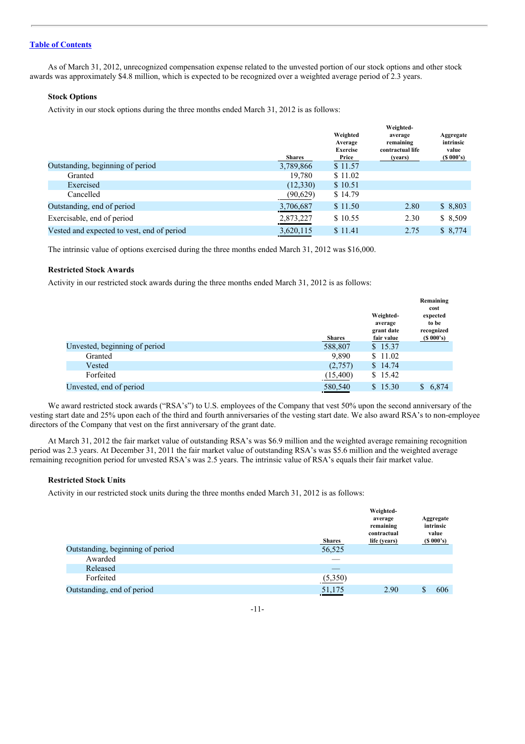[Table of Contents](#)

As of March 31, 2012, unrecognized compensation expense related to the unvested portion of our stock options and other stock awards was approximately $4.8 million, which is expected to be recognized over a weighted average period of 2.3 years.

**Stock Options**

Activity in our stock options during the three months ended March 31, 2012 is as follows:

| | Shares | Weighted Average Exercise Price | Weighted-average remaining contractual life (years) | Aggregate intrinsic value ($ 000's) |
|---|---|---|---|---|
| Outstanding, beginning of period | 3,789,866 | $ 11.57 | | |
| Granted | 19,780 | $ 11.02 | | |
| Exercised | (12,330) | $ 10.51 | | |
| Cancelled | (90,629) | $ 14.79 | | |
| Outstanding, end of period | 3,706,687 | $ 11.50 | 2.80 | $ 8,803 |
| Exercisable, end of period | 2,873,227 | $ 10.55 | 2.30 | $ 8,509 |
| Vested and expected to vest, end of period | 3,620,115 | $ 11.41 | 2.75 | $ 8,774 |

The intrinsic value of options exercised during the three months ended March 31, 2012 was $16,000.

**Restricted Stock Awards**

Activity in our restricted stock awards during the three months ended March 31, 2012 is as follows:

| | Shares | Weighted-average grant date fair value | Remaining cost expected to be recognized ($ 000's) |
|---|---|---|---|
| Unvested, beginning of period | 588,807 | $ 15.37 | |
| Granted | 9,890 | $ 11.02 | |
| Vested | (2,757) | $ 14.74 | |
| Forfeited | (15,400) | $ 15.42 | |
| Unvested, end of period | 580,540 | $ 15.30 | $ 6,874 |

We award restricted stock awards ("RSA's") to U.S. employees of the Company that vest 50% upon the second anniversary of the vesting start date and 25% upon each of the third and fourth anniversaries of the vesting start date. We also award RSA's to non-employee directors of the Company that vest on the first anniversary of the grant date.

At March 31, 2012 the fair market value of outstanding RSA's was $6.9 million and the weighted average remaining recognition period was 2.3 years. At December 31, 2011 the fair market value of outstanding RSA's was $5.6 million and the weighted average remaining recognition period for unvested RSA's was 2.5 years. The intrinsic value of RSA's equals their fair market value.

**Restricted Stock Units**

Activity in our restricted stock units during the three months ended March 31, 2012 is as follows:

| | Shares | Weighted-average remaining contractual life (years) | Aggregate intrinsic value ($ 000's) |
|---|---|---|---|
| Outstanding, beginning of period | 56,525 | | |
| Awarded | — | | |
| Released | — | | |
| Forfeited | (5,350) | | |
| Outstanding, end of period | 51,175 | 2.90 | $ 606 |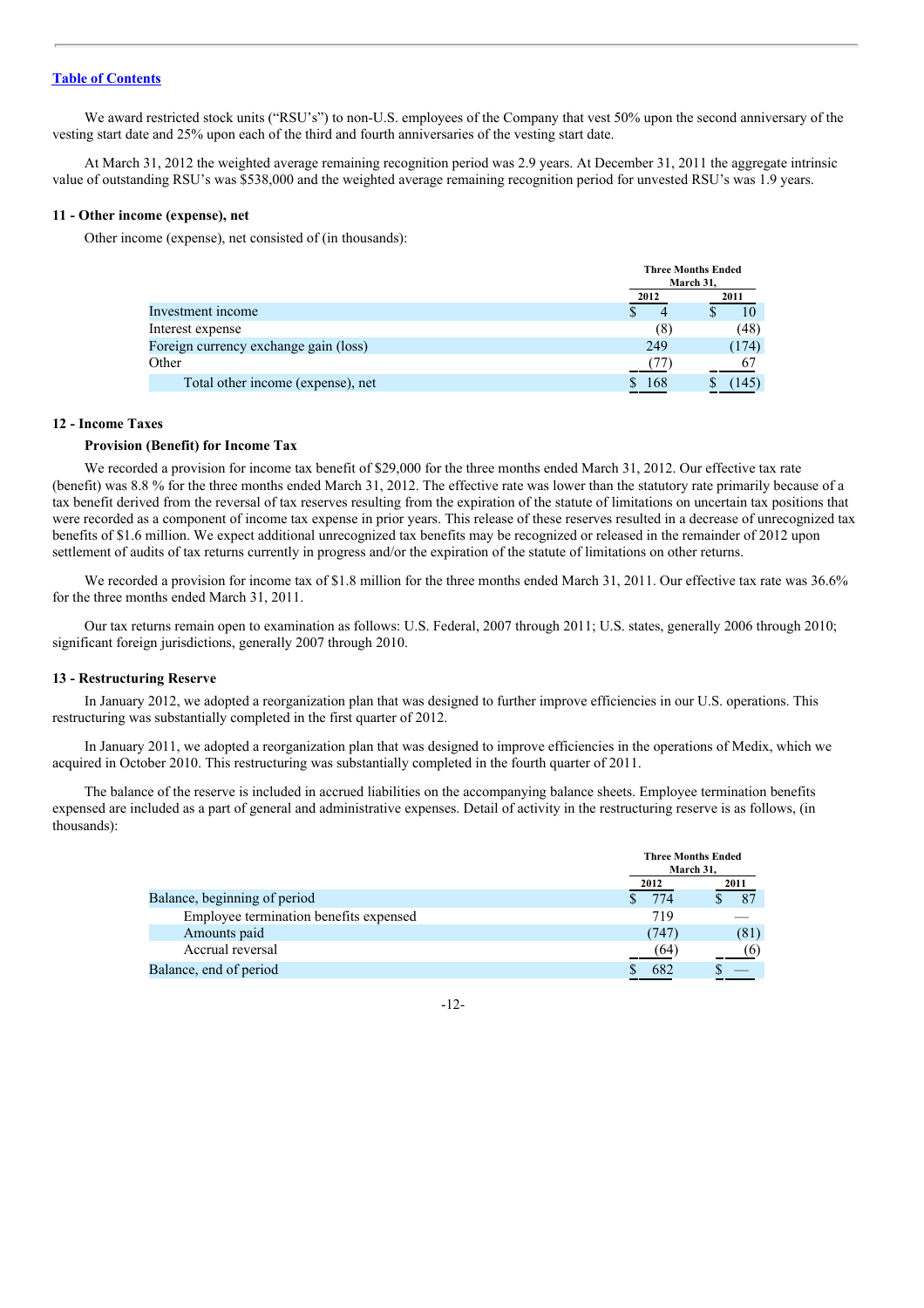[Table of Contents](#)

We award restricted stock units ("RSU's") to non-U.S. employees of the Company that vest 50% upon the second anniversary of the vesting start date and 25% upon each of the third and fourth anniversaries of the vesting start date.

At March 31, 2012 the weighted average remaining recognition period was 2.9 years. At December 31, 2011 the aggregate intrinsic value of outstanding RSU's was $538,000 and the weighted average remaining recognition period for unvested RSU's was 1.9 years.

### 11 - Other income (expense), net

Other income (expense), net consisted of (in thousands):

| | Three Months Ended March 31, | |
|---|---|---|
| | 2012 | 2011 |
| Investment income | $ 4 | $ 10 |
| Interest expense | (8) | (48) |
| Foreign currency exchange gain (loss) | 249 | (174) |
| Other | (77) | 67 |
| Total other income (expense), net | $ 168 | $ (145) |

### 12 - Income Taxes

**Provision (Benefit) for Income Tax**

We recorded a provision for income tax benefit of $29,000 for the three months ended March 31, 2012. Our effective tax rate (benefit) was 8.8 % for the three months ended March 31, 2012. The effective rate was lower than the statutory rate primarily because of a tax benefit derived from the reversal of tax reserves resulting from the expiration of the statute of limitations on uncertain tax positions that were recorded as a component of income tax expense in prior years. This release of these reserves resulted in a decrease of unrecognized tax benefits of $1.6 million. We expect additional unrecognized tax benefits may be recognized or released in the remainder of 2012 upon settlement of audits of tax returns currently in progress and/or the expiration of the statute of limitations on other returns.

We recorded a provision for income tax of $1.8 million for the three months ended March 31, 2011. Our effective tax rate was 36.6% for the three months ended March 31, 2011.

Our tax returns remain open to examination as follows: U.S. Federal, 2007 through 2011; U.S. states, generally 2006 through 2010; significant foreign jurisdictions, generally 2007 through 2010.

### 13 - Restructuring Reserve

In January 2012, we adopted a reorganization plan that was designed to further improve efficiencies in our U.S. operations. This restructuring was substantially completed in the first quarter of 2012.

In January 2011, we adopted a reorganization plan that was designed to improve efficiencies in the operations of Medix, which we acquired in October 2010. This restructuring was substantially completed in the fourth quarter of 2011.

The balance of the reserve is included in accrued liabilities on the accompanying balance sheets. Employee termination benefits expensed are included as a part of general and administrative expenses. Detail of activity in the restructuring reserve is as follows, (in thousands):

| | Three Months Ended March 31, | |
|---|---|---|
| | 2012 | 2011 |
| Balance, beginning of period | $ 774 | $ 87 |
| Employee termination benefits expensed | 719 | — |
| Amounts paid | (747) | (81) |
| Accrual reversal | (64) | (6) |
| Balance, end of period | $ 682 | $ — |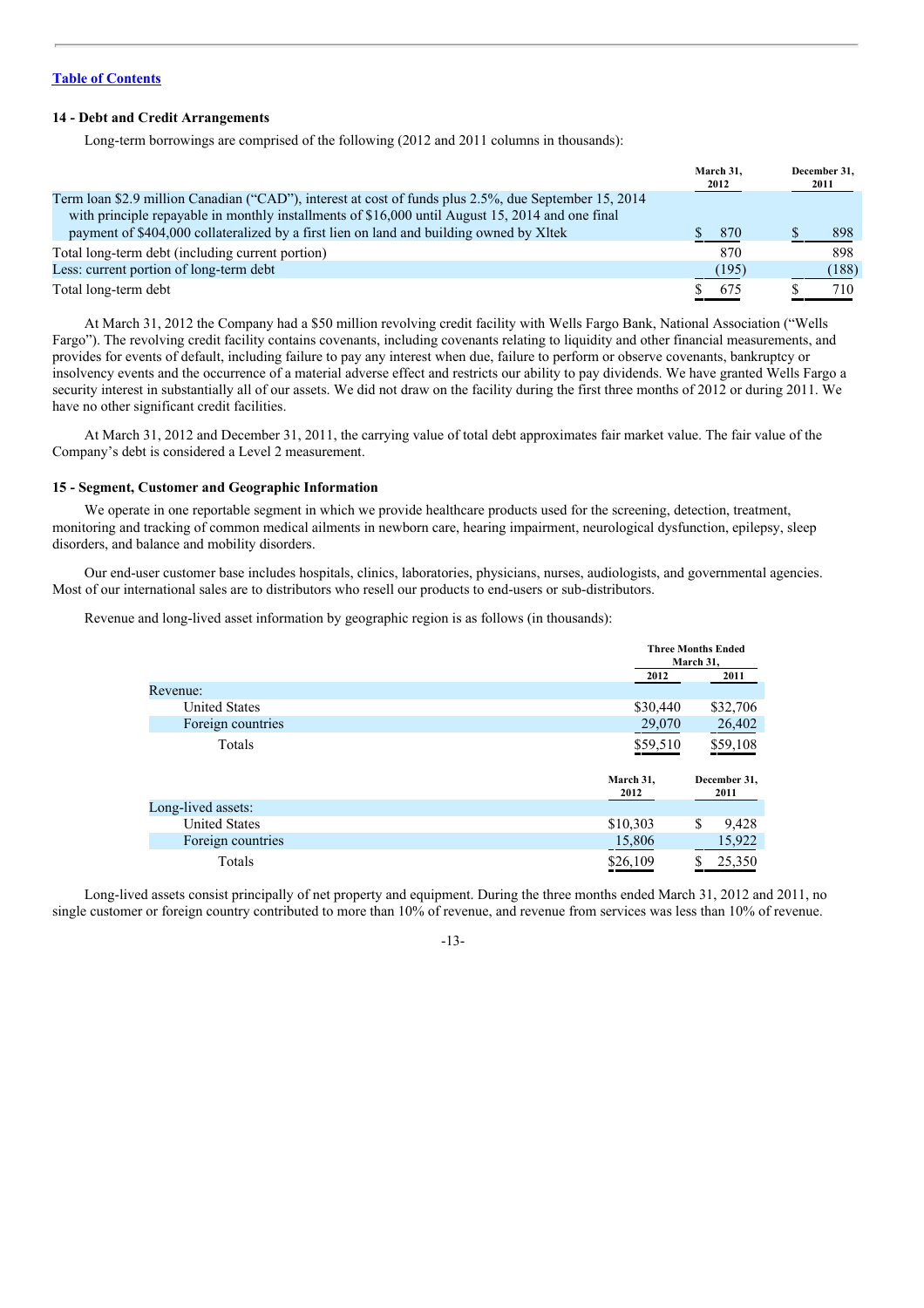[Table of Contents](#)

### 14 - Debt and Credit Arrangements

Long-term borrowings are comprised of the following (2012 and 2011 columns in thousands):

| | March 31, 2012 | December 31, 2011 |
|---|---|---|
| Term loan $2.9 million Canadian ("CAD"), interest at cost of funds plus 2.5%, due September 15, 2014 with principle repayable in monthly installments of $16,000 until August 15, 2014 and one final payment of $404,000 collateralized by a first lien on land and building owned by Xltek | $ 870 | $ 898 |
| Total long-term debt (including current portion) | 870 | 898 |
| Less: current portion of long-term debt | (195) | (188) |
| Total long-term debt | $ 675 | $ 710 |

At March 31, 2012 the Company had a $50 million revolving credit facility with Wells Fargo Bank, National Association ("Wells Fargo"). The revolving credit facility contains covenants, including covenants relating to liquidity and other financial measurements, and provides for events of default, including failure to pay any interest when due, failure to perform or observe covenants, bankruptcy or insolvency events and the occurrence of a material adverse effect and restricts our ability to pay dividends. We have granted Wells Fargo a security interest in substantially all of our assets. We did not draw on the facility during the first three months of 2012 or during 2011. We have no other significant credit facilities.

At March 31, 2012 and December 31, 2011, the carrying value of total debt approximates fair market value. The fair value of the Company's debt is considered a Level 2 measurement.

### 15 - Segment, Customer and Geographic Information

We operate in one reportable segment in which we provide healthcare products used for the screening, detection, treatment, monitoring and tracking of common medical ailments in newborn care, hearing impairment, neurological dysfunction, epilepsy, sleep disorders, and balance and mobility disorders.

Our end-user customer base includes hospitals, clinics, laboratories, physicians, nurses, audiologists, and governmental agencies. Most of our international sales are to distributors who resell our products to end-users or sub-distributors.

Revenue and long-lived asset information by geographic region is as follows (in thousands):

| | Three Months Ended March 31, | |
|---|---|---|
| | 2012 | 2011 |
| Revenue: | | |
| United States | $30,440 | $32,706 |
| Foreign countries | 29,070 | 26,402 |
| Totals | $59,510 | $59,108 |

| | March 31, 2012 | December 31, 2011 |
|---|---|---|
| Long-lived assets: | | |
| United States | $10,303 | $ 9,428 |
| Foreign countries | 15,806 | 15,922 |
| Totals | $26,109 | $ 25,350 |

Long-lived assets consist principally of net property and equipment. During the three months ended March 31, 2012 and 2011, no single customer or foreign country contributed to more than 10% of revenue, and revenue from services was less than 10% of revenue.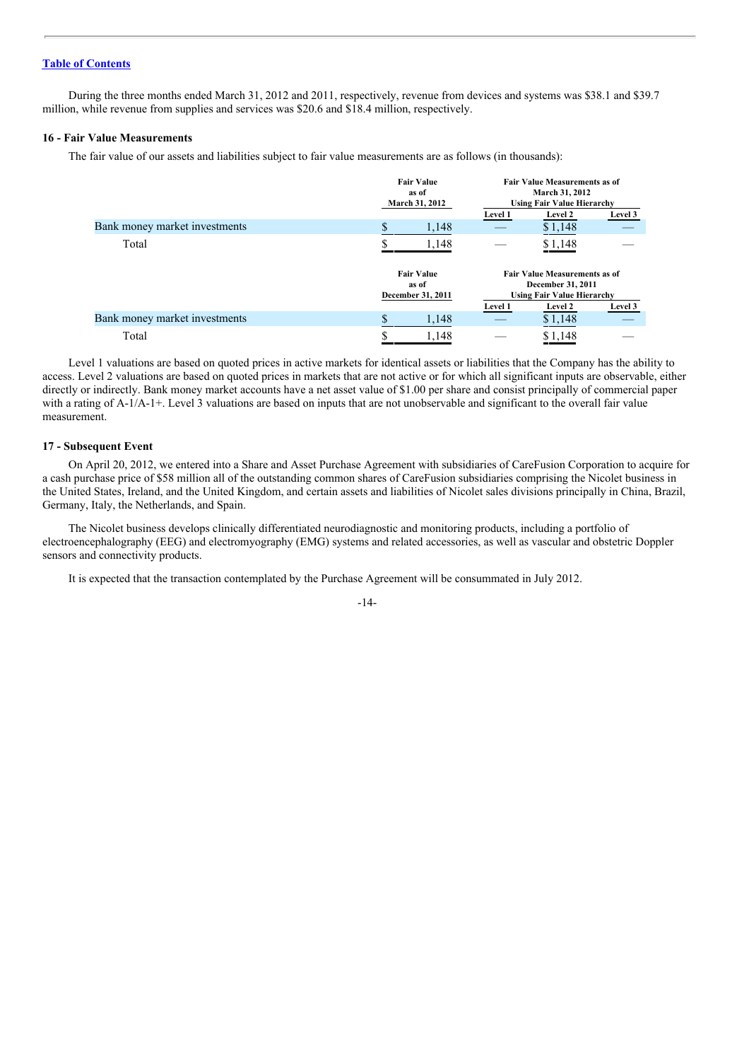[Table of Contents](#)

During the three months ended March 31, 2012 and 2011, respectively, revenue from devices and systems was $38.1 and $39.7 million, while revenue from supplies and services was $20.6 and $18.4 million, respectively.

**16 - Fair Value Measurements**

The fair value of our assets and liabilities subject to fair value measurements are as follows (in thousands):

| | Fair Value as of March 31, 2012 | Fair Value Measurements as of March 31, 2012 Using Fair Value Hierarchy | | |
|---|---|---|---|---|
| | | Level 1 | Level 2 | Level 3 |
| Bank money market investments | $ 1,148 | — | $ 1,148 | — |
| Total | $ 1,148 | — | $ 1,148 | — |

| | Fair Value as of December 31, 2011 | Fair Value Measurements as of December 31, 2011 Using Fair Value Hierarchy | | |
|---|---|---|---|---|
| | | Level 1 | Level 2 | Level 3 |
| Bank money market investments | $ 1,148 | — | $ 1,148 | — |
| Total | $ 1,148 | — | $ 1,148 | — |

Level 1 valuations are based on quoted prices in active markets for identical assets or liabilities that the Company has the ability to access. Level 2 valuations are based on quoted prices in markets that are not active or for which all significant inputs are observable, either directly or indirectly. Bank money market accounts have a net asset value of $1.00 per share and consist principally of commercial paper with a rating of A-1/A-1+. Level 3 valuations are based on inputs that are not unobservable and significant to the overall fair value measurement.

**17 - Subsequent Event**

On April 20, 2012, we entered into a Share and Asset Purchase Agreement with subsidiaries of CareFusion Corporation to acquire for a cash purchase price of $58 million all of the outstanding common shares of CareFusion subsidiaries comprising the Nicolet business in the United States, Ireland, and the United Kingdom, and certain assets and liabilities of Nicolet sales divisions principally in China, Brazil, Germany, Italy, the Netherlands, and Spain.

The Nicolet business develops clinically differentiated neurodiagnostic and monitoring products, including a portfolio of electroencephalography (EEG) and electromyography (EMG) systems and related accessories, as well as vascular and obstetric Doppler sensors and connectivity products.

It is expected that the transaction contemplated by the Purchase Agreement will be consummated in July 2012.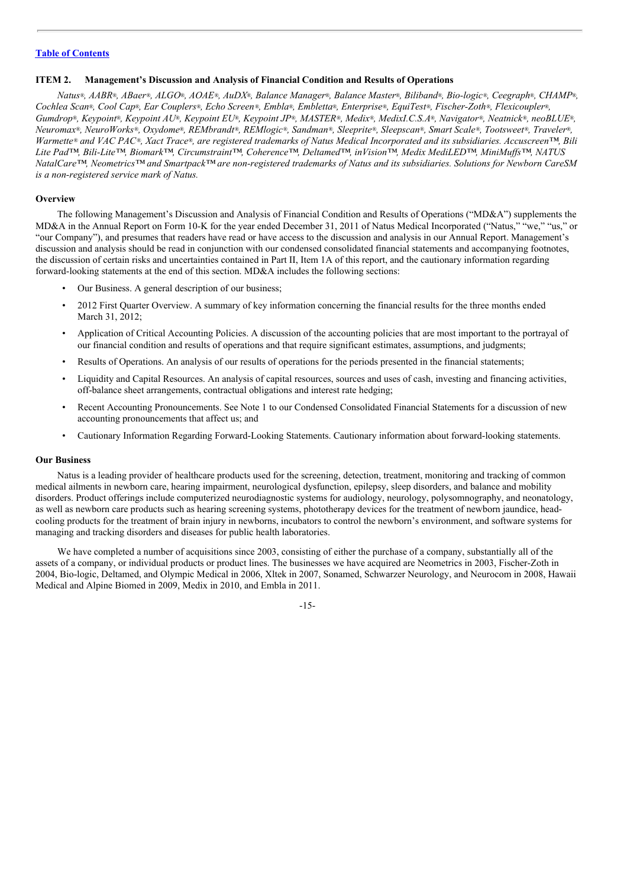[Table of Contents](#)

## ITEM 2. Management's Discussion and Analysis of Financial Condition and Results of Operations

*Natus®, AABR®, ABaer®, ALGO®, AOAE®, AuDX®, Balance Manager®, Balance Master®, Biliband®, Bio-logic®, Ceegraph®, CHAMP®, Cochlea Scan®, Cool Cap®, Ear Couplers®, Echo Screen®, Embla®, Embletta®, Enterprise®, EquiTest®, Fischer-Zoth®, Flexicoupler®, Gumdrop®, Keypoint®, Keypoint AU®, Keypoint EU®, Keypoint JP®, MASTER®, Medix®, MedixI.C.S.A®, Navigator®, Neatnick®, neoBLUE®, Neuromax®, NeuroWorks®, Oxydome®, REMbrandt®, REMlogic®, Sandman®, Sleeprite®, Sleepscan®, Smart Scale®, Tootsweet®, Traveler®, Warmette® and VAC PAC®, Xact Trace®, are registered trademarks of Natus Medical Incorporated and its subsidiaries. Accuscreen™, Bili Lite Pad™, Bili-Lite™, Biomark™, Circumstraint™, Coherence™, Deltamed™, inVision™, Medix MediLED™, MiniMuffs™, NATUS NatalCare™, Neometrics™ and Smartpack™ are non-registered trademarks of Natus and its subsidiaries. Solutions for Newborn CareSM is a non-registered service mark of Natus.*

### Overview

The following Management's Discussion and Analysis of Financial Condition and Results of Operations ("MD&A") supplements the MD&A in the Annual Report on Form 10-K for the year ended December 31, 2011 of Natus Medical Incorporated ("Natus," "we," "us," or "our Company"), and presumes that readers have read or have access to the discussion and analysis in our Annual Report. Management's discussion and analysis should be read in conjunction with our condensed consolidated financial statements and accompanying footnotes, the discussion of certain risks and uncertainties contained in Part II, Item 1A of this report, and the cautionary information regarding forward-looking statements at the end of this section. MD&A includes the following sections:

- Our Business. A general description of our business;
- 2012 First Quarter Overview. A summary of key information concerning the financial results for the three months ended March 31, 2012;
- Application of Critical Accounting Policies. A discussion of the accounting policies that are most important to the portrayal of our financial condition and results of operations and that require significant estimates, assumptions, and judgments;
- Results of Operations. An analysis of our results of operations for the periods presented in the financial statements;
- Liquidity and Capital Resources. An analysis of capital resources, sources and uses of cash, investing and financing activities, off-balance sheet arrangements, contractual obligations and interest rate hedging;
- Recent Accounting Pronouncements. See Note 1 to our Condensed Consolidated Financial Statements for a discussion of new accounting pronouncements that affect us; and
- Cautionary Information Regarding Forward-Looking Statements. Cautionary information about forward-looking statements.

### Our Business

Natus is a leading provider of healthcare products used for the screening, detection, treatment, monitoring and tracking of common medical ailments in newborn care, hearing impairment, neurological dysfunction, epilepsy, sleep disorders, and balance and mobility disorders. Product offerings include computerized neurodiagnostic systems for audiology, neurology, polysomnography, and neonatology, as well as newborn care products such as hearing screening systems, phototherapy devices for the treatment of newborn jaundice, head-cooling products for the treatment of brain injury in newborns, incubators to control the newborn's environment, and software systems for managing and tracking disorders and diseases for public health laboratories.

We have completed a number of acquisitions since 2003, consisting of either the purchase of a company, substantially all of the assets of a company, or individual products or product lines. The businesses we have acquired are Neometrics in 2003, Fischer-Zoth in 2004, Bio-logic, Deltamed, and Olympic Medical in 2006, Xltek in 2007, Sonamed, Schwarzer Neurology, and Neurocom in 2008, Hawaii Medical and Alpine Biomed in 2009, Medix in 2010, and Embla in 2011.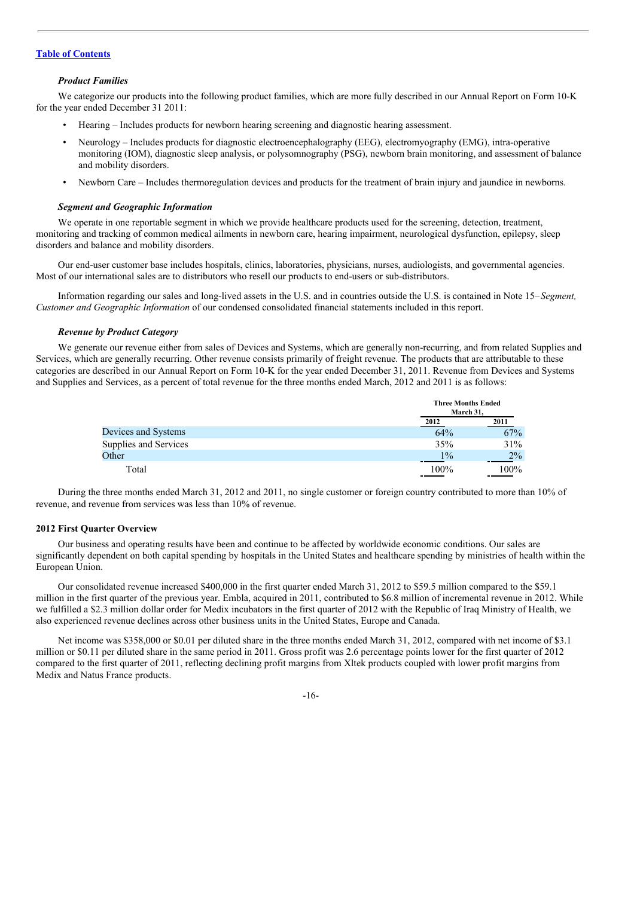[Table of Contents](#)

***Product Families***

We categorize our products into the following product families, which are more fully described in our Annual Report on Form 10-K for the year ended December 31 2011:

- Hearing – Includes products for newborn hearing screening and diagnostic hearing assessment.
- Neurology – Includes products for diagnostic electroencephalography (EEG), electromyography (EMG), intra-operative monitoring (IOM), diagnostic sleep analysis, or polysomnography (PSG), newborn brain monitoring, and assessment of balance and mobility disorders.
- Newborn Care – Includes thermoregulation devices and products for the treatment of brain injury and jaundice in newborns.

***Segment and Geographic Information***

We operate in one reportable segment in which we provide healthcare products used for the screening, detection, treatment, monitoring and tracking of common medical ailments in newborn care, hearing impairment, neurological dysfunction, epilepsy, sleep disorders and balance and mobility disorders.

Our end-user customer base includes hospitals, clinics, laboratories, physicians, nurses, audiologists, and governmental agencies. Most of our international sales are to distributors who resell our products to end-users or sub-distributors.

Information regarding our sales and long-lived assets in the U.S. and in countries outside the U.S. is contained in Note 15–*Segment, Customer and Geographic Information* of our condensed consolidated financial statements included in this report.

***Revenue by Product Category***

We generate our revenue either from sales of Devices and Systems, which are generally non-recurring, and from related Supplies and Services, which are generally recurring. Other revenue consists primarily of freight revenue. The products that are attributable to these categories are described in our Annual Report on Form 10-K for the year ended December 31, 2011. Revenue from Devices and Systems and Supplies and Services, as a percent of total revenue for the three months ended March, 2012 and 2011 is as follows:

| | Three Months Ended March 31, | |
|---|---|---|
| | 2012 | 2011 |
| Devices and Systems | 64% | 67% |
| Supplies and Services | 35% | 31% |
| Other | 1% | 2% |
| Total | 100% | 100% |

During the three months ended March 31, 2012 and 2011, no single customer or foreign country contributed to more than 10% of revenue, and revenue from services was less than 10% of revenue.

**2012 First Quarter Overview**

Our business and operating results have been and continue to be affected by worldwide economic conditions. Our sales are significantly dependent on both capital spending by hospitals in the United States and healthcare spending by ministries of health within the European Union.

Our consolidated revenue increased $400,000 in the first quarter ended March 31, 2012 to $59.5 million compared to the $59.1 million in the first quarter of the previous year. Embla, acquired in 2011, contributed to $6.8 million of incremental revenue in 2012. While we fulfilled a $2.3 million dollar order for Medix incubators in the first quarter of 2012 with the Republic of Iraq Ministry of Health, we also experienced revenue declines across other business units in the United States, Europe and Canada.

Net income was $358,000 or $0.01 per diluted share in the three months ended March 31, 2012, compared with net income of $3.1 million or $0.11 per diluted share in the same period in 2011. Gross profit was 2.6 percentage points lower for the first quarter of 2012 compared to the first quarter of 2011, reflecting declining profit margins from Xltek products coupled with lower profit margins from Medix and Natus France products.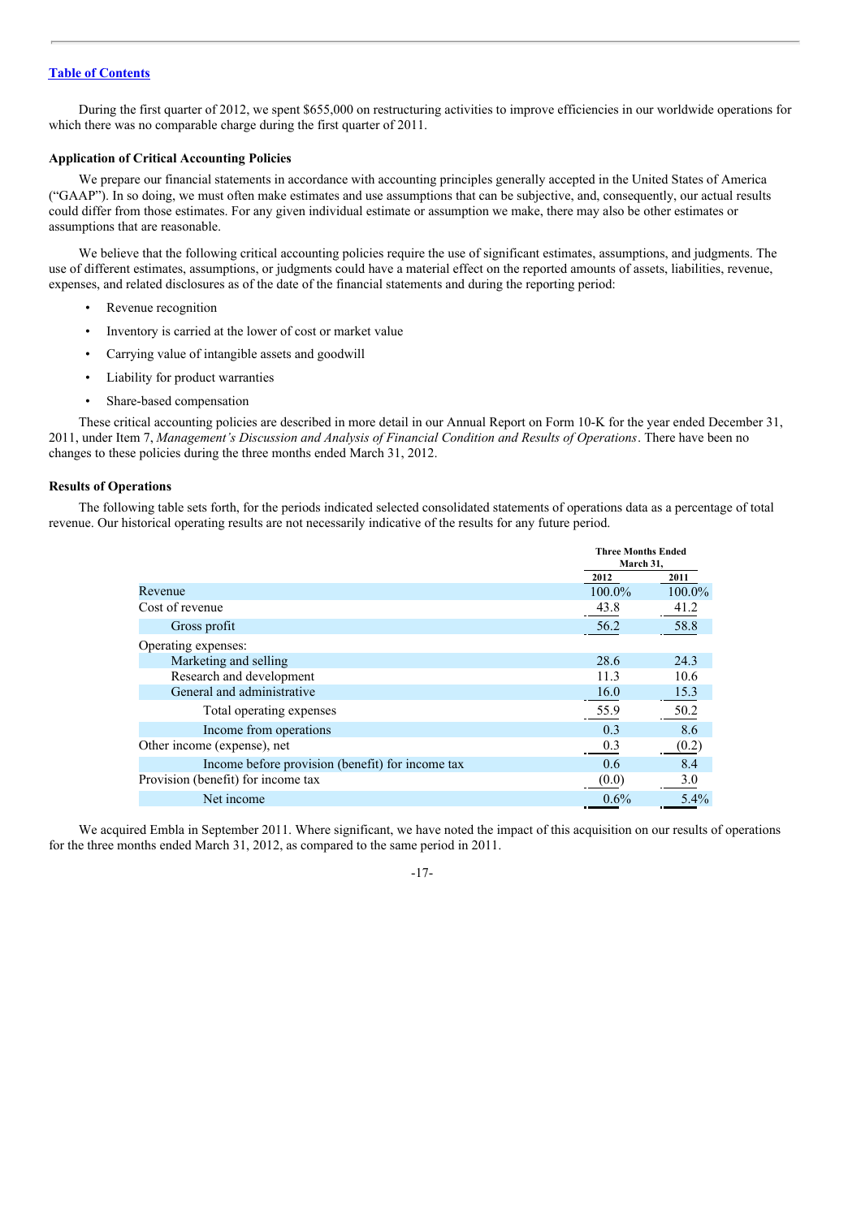During the first quarter of 2012, we spent $655,000 on restructuring activities to improve efficiencies in our worldwide operations for which there was no comparable charge during the first quarter of 2011.

### Application of Critical Accounting Policies

We prepare our financial statements in accordance with accounting principles generally accepted in the United States of America (“GAAP”). In so doing, we must often make estimates and use assumptions that can be subjective, and, consequently, our actual results could differ from those estimates. For any given individual estimate or assumption we make, there may also be other estimates or assumptions that are reasonable.

We believe that the following critical accounting policies require the use of significant estimates, assumptions, and judgments. The use of different estimates, assumptions, or judgments could have a material effect on the reported amounts of assets, liabilities, revenue, expenses, and related disclosures as of the date of the financial statements and during the reporting period:

- Revenue recognition
- Inventory is carried at the lower of cost or market value
- Carrying value of intangible assets and goodwill
- Liability for product warranties
- Share-based compensation

These critical accounting policies are described in more detail in our Annual Report on Form 10-K for the year ended December 31, 2011, under Item 7, *Management’s Discussion and Analysis of Financial Condition and Results of Operations*. There have been no changes to these policies during the three months ended March 31, 2012.

### Results of Operations

The following table sets forth, for the periods indicated selected consolidated statements of operations data as a percentage of total revenue. Our historical operating results are not necessarily indicative of the results for any future period.

| | Three Months Ended March 31, | |
|---|---|---|
| | 2012 | 2011 |
| Revenue | 100.0% | 100.0% |
| Cost of revenue | 43.8 | 41.2 |
| Gross profit | 56.2 | 58.8 |
| Operating expenses: | | |
| Marketing and selling | 28.6 | 24.3 |
| Research and development | 11.3 | 10.6 |
| General and administrative | 16.0 | 15.3 |
| Total operating expenses | 55.9 | 50.2 |
| Income from operations | 0.3 | 8.6 |
| Other income (expense), net | 0.3 | (0.2) |
| Income before provision (benefit) for income tax | 0.6 | 8.4 |
| Provision (benefit) for income tax | (0.0) | 3.0 |
| Net income | 0.6% | 5.4% |

We acquired Embla in September 2011. Where significant, we have noted the impact of this acquisition on our results of operations for the three months ended March 31, 2012, as compared to the same period in 2011.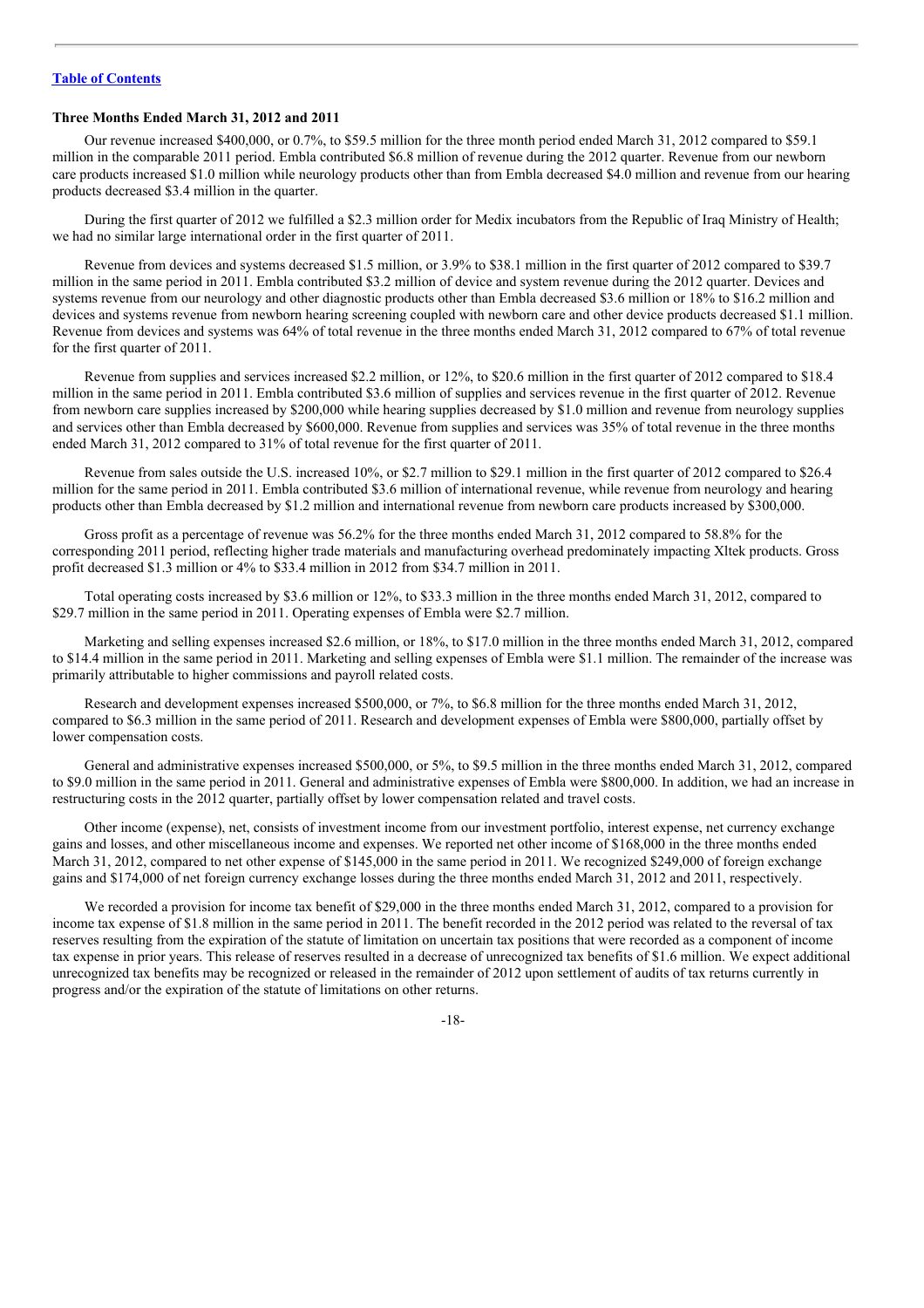[Table of Contents](#)

**Three Months Ended March 31, 2012 and 2011**

Our revenue increased $400,000, or 0.7%, to $59.5 million for the three month period ended March 31, 2012 compared to $59.1 million in the comparable 2011 period. Embla contributed $6.8 million of revenue during the 2012 quarter. Revenue from our newborn care products increased $1.0 million while neurology products other than from Embla decreased $4.0 million and revenue from our hearing products decreased $3.4 million in the quarter.

During the first quarter of 2012 we fulfilled a $2.3 million order for Medix incubators from the Republic of Iraq Ministry of Health; we had no similar large international order in the first quarter of 2011.

Revenue from devices and systems decreased $1.5 million, or 3.9% to $38.1 million in the first quarter of 2012 compared to $39.7 million in the same period in 2011. Embla contributed $3.2 million of device and system revenue during the 2012 quarter. Devices and systems revenue from our neurology and other diagnostic products other than Embla decreased $3.6 million or 18% to $16.2 million and devices and systems revenue from newborn hearing screening coupled with newborn care and other device products decreased $1.1 million. Revenue from devices and systems was 64% of total revenue in the three months ended March 31, 2012 compared to 67% of total revenue for the first quarter of 2011.

Revenue from supplies and services increased $2.2 million, or 12%, to $20.6 million in the first quarter of 2012 compared to $18.4 million in the same period in 2011. Embla contributed $3.6 million of supplies and services revenue in the first quarter of 2012. Revenue from newborn care supplies increased by $200,000 while hearing supplies decreased by $1.0 million and revenue from neurology supplies and services other than Embla decreased by $600,000. Revenue from supplies and services was 35% of total revenue in the three months ended March 31, 2012 compared to 31% of total revenue for the first quarter of 2011.

Revenue from sales outside the U.S. increased 10%, or $2.7 million to $29.1 million in the first quarter of 2012 compared to $26.4 million for the same period in 2011. Embla contributed $3.6 million of international revenue, while revenue from neurology and hearing products other than Embla decreased by $1.2 million and international revenue from newborn care products increased by $300,000.

Gross profit as a percentage of revenue was 56.2% for the three months ended March 31, 2012 compared to 58.8% for the corresponding 2011 period, reflecting higher trade materials and manufacturing overhead predominately impacting Xltek products. Gross profit decreased $1.3 million or 4% to $33.4 million in 2012 from $34.7 million in 2011.

Total operating costs increased by $3.6 million or 12%, to $33.3 million in the three months ended March 31, 2012, compared to $29.7 million in the same period in 2011. Operating expenses of Embla were $2.7 million.

Marketing and selling expenses increased $2.6 million, or 18%, to $17.0 million in the three months ended March 31, 2012, compared to $14.4 million in the same period in 2011. Marketing and selling expenses of Embla were $1.1 million. The remainder of the increase was primarily attributable to higher commissions and payroll related costs.

Research and development expenses increased $500,000, or 7%, to $6.8 million for the three months ended March 31, 2012, compared to $6.3 million in the same period of 2011. Research and development expenses of Embla were $800,000, partially offset by lower compensation costs.

General and administrative expenses increased $500,000, or 5%, to $9.5 million in the three months ended March 31, 2012, compared to $9.0 million in the same period in 2011. General and administrative expenses of Embla were $800,000. In addition, we had an increase in restructuring costs in the 2012 quarter, partially offset by lower compensation related and travel costs.

Other income (expense), net, consists of investment income from our investment portfolio, interest expense, net currency exchange gains and losses, and other miscellaneous income and expenses. We reported net other income of $168,000 in the three months ended March 31, 2012, compared to net other expense of $145,000 in the same period in 2011. We recognized $249,000 of foreign exchange gains and $174,000 of net foreign currency exchange losses during the three months ended March 31, 2012 and 2011, respectively.

We recorded a provision for income tax benefit of $29,000 in the three months ended March 31, 2012, compared to a provision for income tax expense of $1.8 million in the same period in 2011. The benefit recorded in the 2012 period was related to the reversal of tax reserves resulting from the expiration of the statute of limitation on uncertain tax positions that were recorded as a component of income tax expense in prior years. This release of reserves resulted in a decrease of unrecognized tax benefits of $1.6 million. We expect additional unrecognized tax benefits may be recognized or released in the remainder of 2012 upon settlement of audits of tax returns currently in progress and/or the expiration of the statute of limitations on other returns.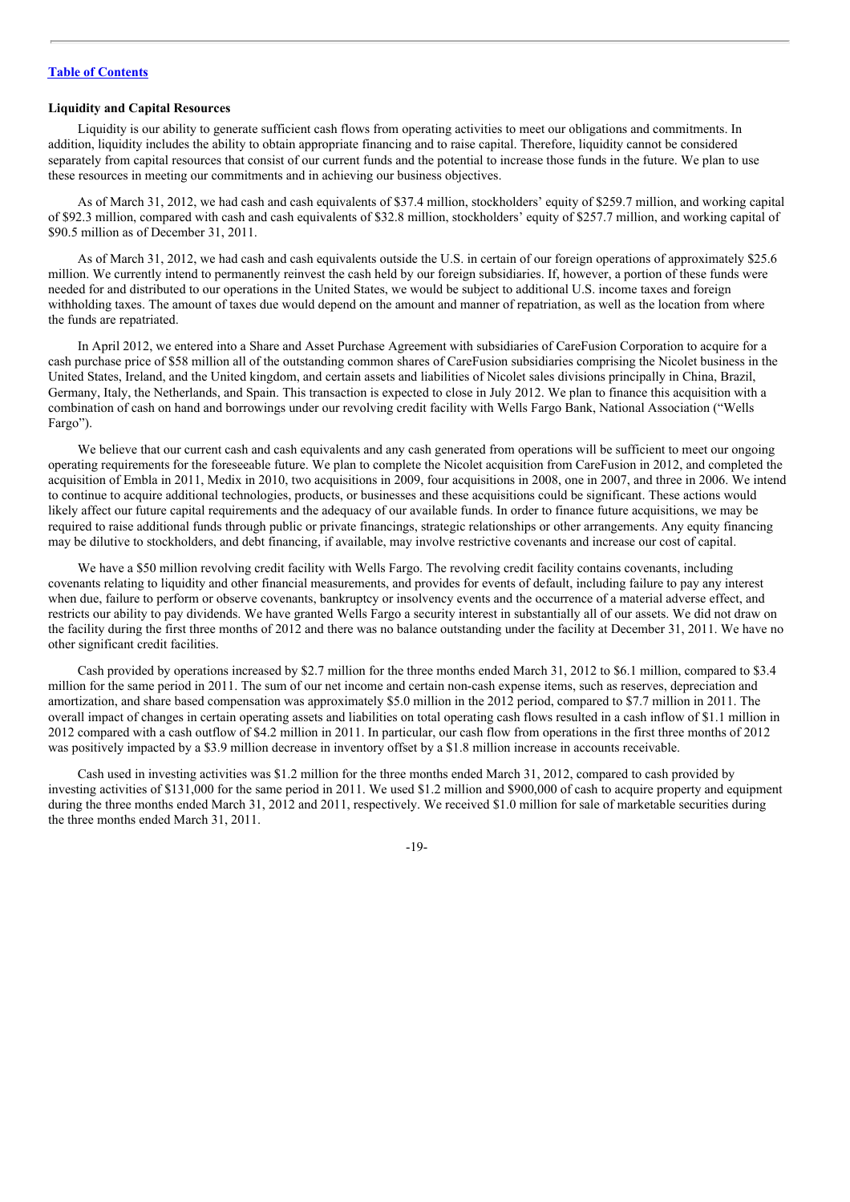[Table of Contents](#)

**Liquidity and Capital Resources**

Liquidity is our ability to generate sufficient cash flows from operating activities to meet our obligations and commitments. In addition, liquidity includes the ability to obtain appropriate financing and to raise capital. Therefore, liquidity cannot be considered separately from capital resources that consist of our current funds and the potential to increase those funds in the future. We plan to use these resources in meeting our commitments and in achieving our business objectives.

As of March 31, 2012, we had cash and cash equivalents of $37.4 million, stockholders' equity of $259.7 million, and working capital of $92.3 million, compared with cash and cash equivalents of $32.8 million, stockholders' equity of $257.7 million, and working capital of $90.5 million as of December 31, 2011.

As of March 31, 2012, we had cash and cash equivalents outside the U.S. in certain of our foreign operations of approximately $25.6 million. We currently intend to permanently reinvest the cash held by our foreign subsidiaries. If, however, a portion of these funds were needed for and distributed to our operations in the United States, we would be subject to additional U.S. income taxes and foreign withholding taxes. The amount of taxes due would depend on the amount and manner of repatriation, as well as the location from where the funds are repatriated.

In April 2012, we entered into a Share and Asset Purchase Agreement with subsidiaries of CareFusion Corporation to acquire for a cash purchase price of $58 million all of the outstanding common shares of CareFusion subsidiaries comprising the Nicolet business in the United States, Ireland, and the United kingdom, and certain assets and liabilities of Nicolet sales divisions principally in China, Brazil, Germany, Italy, the Netherlands, and Spain. This transaction is expected to close in July 2012. We plan to finance this acquisition with a combination of cash on hand and borrowings under our revolving credit facility with Wells Fargo Bank, National Association ("Wells Fargo").

We believe that our current cash and cash equivalents and any cash generated from operations will be sufficient to meet our ongoing operating requirements for the foreseeable future. We plan to complete the Nicolet acquisition from CareFusion in 2012, and completed the acquisition of Embla in 2011, Medix in 2010, two acquisitions in 2009, four acquisitions in 2008, one in 2007, and three in 2006. We intend to continue to acquire additional technologies, products, or businesses and these acquisitions could be significant. These actions would likely affect our future capital requirements and the adequacy of our available funds. In order to finance future acquisitions, we may be required to raise additional funds through public or private financings, strategic relationships or other arrangements. Any equity financing may be dilutive to stockholders, and debt financing, if available, may involve restrictive covenants and increase our cost of capital.

We have a $50 million revolving credit facility with Wells Fargo. The revolving credit facility contains covenants, including covenants relating to liquidity and other financial measurements, and provides for events of default, including failure to pay any interest when due, failure to perform or observe covenants, bankruptcy or insolvency events and the occurrence of a material adverse effect, and restricts our ability to pay dividends. We have granted Wells Fargo a security interest in substantially all of our assets. We did not draw on the facility during the first three months of 2012 and there was no balance outstanding under the facility at December 31, 2011. We have no other significant credit facilities.

Cash provided by operations increased by $2.7 million for the three months ended March 31, 2012 to $6.1 million, compared to $3.4 million for the same period in 2011. The sum of our net income and certain non-cash expense items, such as reserves, depreciation and amortization, and share based compensation was approximately $5.0 million in the 2012 period, compared to $7.7 million in 2011. The overall impact of changes in certain operating assets and liabilities on total operating cash flows resulted in a cash inflow of $1.1 million in 2012 compared with a cash outflow of $4.2 million in 2011. In particular, our cash flow from operations in the first three months of 2012 was positively impacted by a $3.9 million decrease in inventory offset by a $1.8 million increase in accounts receivable.

Cash used in investing activities was $1.2 million for the three months ended March 31, 2012, compared to cash provided by investing activities of $131,000 for the same period in 2011. We used $1.2 million and $900,000 of cash to acquire property and equipment during the three months ended March 31, 2012 and 2011, respectively. We received $1.0 million for sale of marketable securities during the three months ended March 31, 2011.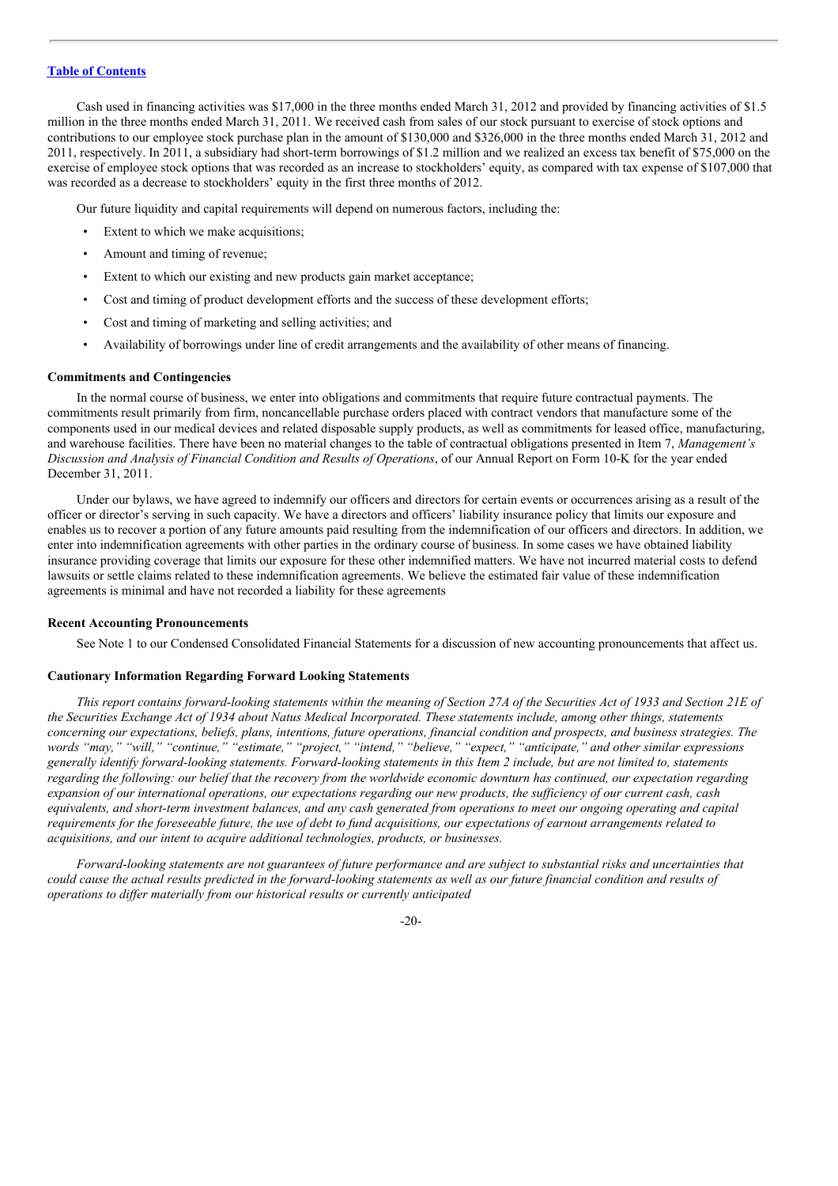[Table of Contents](#)

Cash used in financing activities was $17,000 in the three months ended March 31, 2012 and provided by financing activities of $1.5 million in the three months ended March 31, 2011. We received cash from sales of our stock pursuant to exercise of stock options and contributions to our employee stock purchase plan in the amount of $130,000 and $326,000 in the three months ended March 31, 2012 and 2011, respectively. In 2011, a subsidiary had short-term borrowings of $1.2 million and we realized an excess tax benefit of $75,000 on the exercise of employee stock options that was recorded as an increase to stockholders' equity, as compared with tax expense of $107,000 that was recorded as a decrease to stockholders' equity in the first three months of 2012.

Our future liquidity and capital requirements will depend on numerous factors, including the:

- Extent to which we make acquisitions;
- Amount and timing of revenue;
- Extent to which our existing and new products gain market acceptance;
- Cost and timing of product development efforts and the success of these development efforts;
- Cost and timing of marketing and selling activities; and
- Availability of borrowings under line of credit arrangements and the availability of other means of financing.

**Commitments and Contingencies**

In the normal course of business, we enter into obligations and commitments that require future contractual payments. The commitments result primarily from firm, noncancellable purchase orders placed with contract vendors that manufacture some of the components used in our medical devices and related disposable supply products, as well as commitments for leased office, manufacturing, and warehouse facilities. There have been no material changes to the table of contractual obligations presented in Item 7, *Management's Discussion and Analysis of Financial Condition and Results of Operations*, of our Annual Report on Form 10-K for the year ended December 31, 2011.

Under our bylaws, we have agreed to indemnify our officers and directors for certain events or occurrences arising as a result of the officer or director's serving in such capacity. We have a directors and officers' liability insurance policy that limits our exposure and enables us to recover a portion of any future amounts paid resulting from the indemnification of our officers and directors. In addition, we enter into indemnification agreements with other parties in the ordinary course of business. In some cases we have obtained liability insurance providing coverage that limits our exposure for these other indemnified matters. We have not incurred material costs to defend lawsuits or settle claims related to these indemnification agreements. We believe the estimated fair value of these indemnification agreements is minimal and have not recorded a liability for these agreements

**Recent Accounting Pronouncements**

See Note 1 to our Condensed Consolidated Financial Statements for a discussion of new accounting pronouncements that affect us.

**Cautionary Information Regarding Forward Looking Statements**

*This report contains forward-looking statements within the meaning of Section 27A of the Securities Act of 1933 and Section 21E of the Securities Exchange Act of 1934 about Natus Medical Incorporated. These statements include, among other things, statements concerning our expectations, beliefs, plans, intentions, future operations, financial condition and prospects, and business strategies. The words "may," "will," "continue," "estimate," "project," "intend," "believe," "expect," "anticipate," and other similar expressions generally identify forward-looking statements. Forward-looking statements in this Item 2 include, but are not limited to, statements regarding the following: our belief that the recovery from the worldwide economic downturn has continued, our expectation regarding expansion of our international operations, our expectations regarding our new products, the sufficiency of our current cash, cash equivalents, and short-term investment balances, and any cash generated from operations to meet our ongoing operating and capital requirements for the foreseeable future, the use of debt to fund acquisitions, our expectations of earnout arrangements related to acquisitions, and our intent to acquire additional technologies, products, or businesses.*

*Forward-looking statements are not guarantees of future performance and are subject to substantial risks and uncertainties that could cause the actual results predicted in the forward-looking statements as well as our future financial condition and results of operations to differ materially from our historical results or currently anticipated*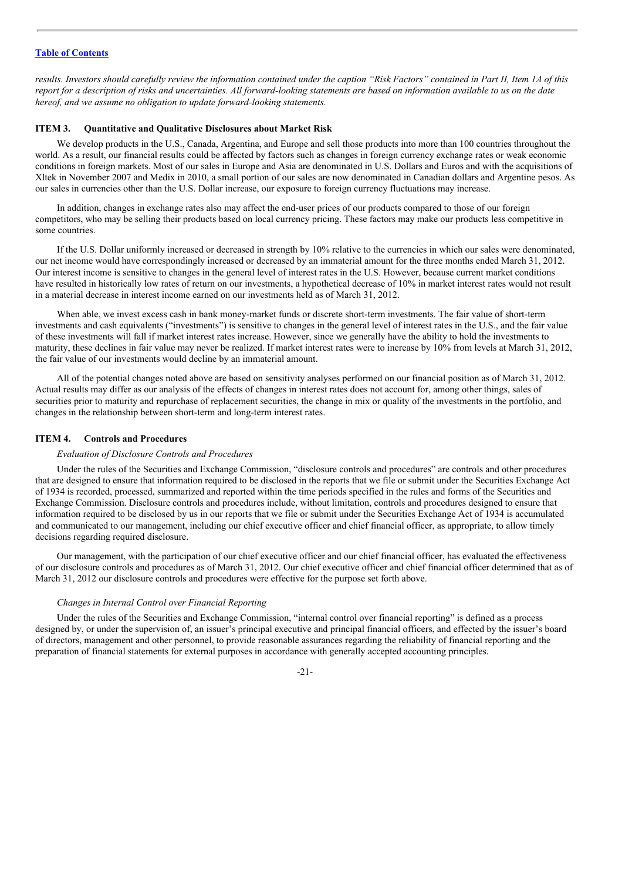*results. Investors should carefully review the information contained under the caption "Risk Factors" contained in Part II, Item 1A of this report for a description of risks and uncertainties. All forward-looking statements are based on information available to us on the date hereof, and we assume no obligation to update forward-looking statements.*

## ITEM 3. Quantitative and Qualitative Disclosures about Market Risk

We develop products in the U.S., Canada, Argentina, and Europe and sell those products into more than 100 countries throughout the world. As a result, our financial results could be affected by factors such as changes in foreign currency exchange rates or weak economic conditions in foreign markets. Most of our sales in Europe and Asia are denominated in U.S. Dollars and Euros and with the acquisitions of Xltek in November 2007 and Medix in 2010, a small portion of our sales are now denominated in Canadian dollars and Argentine pesos. As our sales in currencies other than the U.S. Dollar increase, our exposure to foreign currency fluctuations may increase.

In addition, changes in exchange rates also may affect the end-user prices of our products compared to those of our foreign competitors, who may be selling their products based on local currency pricing. These factors may make our products less competitive in some countries.

If the U.S. Dollar uniformly increased or decreased in strength by 10% relative to the currencies in which our sales were denominated, our net income would have correspondingly increased or decreased by an immaterial amount for the three months ended March 31, 2012. Our interest income is sensitive to changes in the general level of interest rates in the U.S. However, because current market conditions have resulted in historically low rates of return on our investments, a hypothetical decrease of 10% in market interest rates would not result in a material decrease in interest income earned on our investments held as of March 31, 2012.

When able, we invest excess cash in bank money-market funds or discrete short-term investments. The fair value of short-term investments and cash equivalents ("investments") is sensitive to changes in the general level of interest rates in the U.S., and the fair value of these investments will fall if market interest rates increase. However, since we generally have the ability to hold the investments to maturity, these declines in fair value may never be realized. If market interest rates were to increase by 10% from levels at March 31, 2012, the fair value of our investments would decline by an immaterial amount.

All of the potential changes noted above are based on sensitivity analyses performed on our financial position as of March 31, 2012. Actual results may differ as our analysis of the effects of changes in interest rates does not account for, among other things, sales of securities prior to maturity and repurchase of replacement securities, the change in mix or quality of the investments in the portfolio, and changes in the relationship between short-term and long-term interest rates.

## ITEM 4. Controls and Procedures

*Evaluation of Disclosure Controls and Procedures*

Under the rules of the Securities and Exchange Commission, "disclosure controls and procedures" are controls and other procedures that are designed to ensure that information required to be disclosed in the reports that we file or submit under the Securities Exchange Act of 1934 is recorded, processed, summarized and reported within the time periods specified in the rules and forms of the Securities and Exchange Commission. Disclosure controls and procedures include, without limitation, controls and procedures designed to ensure that information required to be disclosed by us in our reports that we file or submit under the Securities Exchange Act of 1934 is accumulated and communicated to our management, including our chief executive officer and chief financial officer, as appropriate, to allow timely decisions regarding required disclosure.

Our management, with the participation of our chief executive officer and our chief financial officer, has evaluated the effectiveness of our disclosure controls and procedures as of March 31, 2012. Our chief executive officer and chief financial officer determined that as of March 31, 2012 our disclosure controls and procedures were effective for the purpose set forth above.

*Changes in Internal Control over Financial Reporting*

Under the rules of the Securities and Exchange Commission, "internal control over financial reporting" is defined as a process designed by, or under the supervision of, an issuer's principal executive and principal financial officers, and effected by the issuer's board of directors, management and other personnel, to provide reasonable assurances regarding the reliability of financial reporting and the preparation of financial statements for external purposes in accordance with generally accepted accounting principles.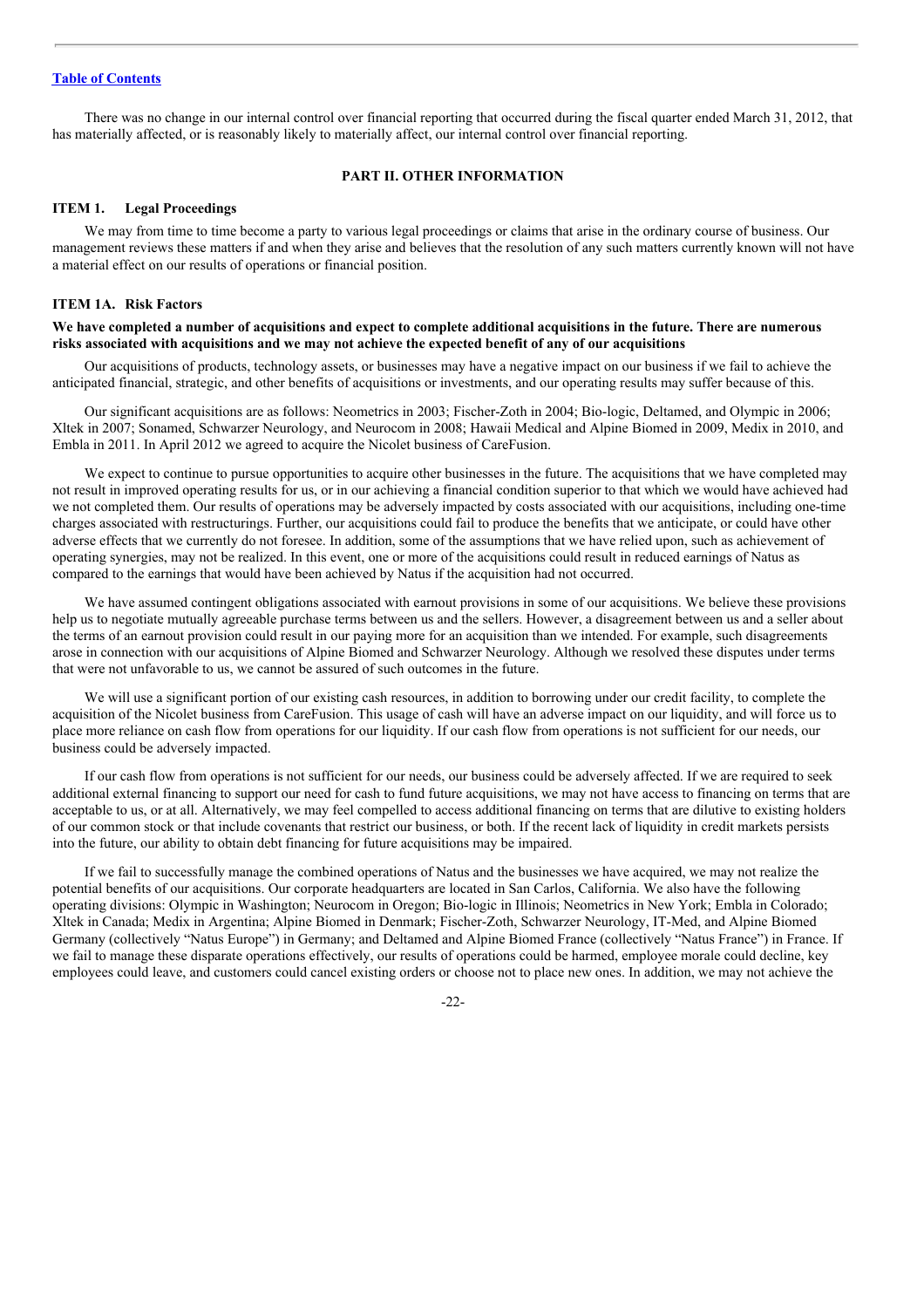There was no change in our internal control over financial reporting that occurred during the fiscal quarter ended March 31, 2012, that has materially affected, or is reasonably likely to materially affect, our internal control over financial reporting.

## PART II. OTHER INFORMATION

### ITEM 1. Legal Proceedings

We may from time to time become a party to various legal proceedings or claims that arise in the ordinary course of business. Our management reviews these matters if and when they arise and believes that the resolution of any such matters currently known will not have a material effect on our results of operations or financial position.

### ITEM 1A. Risk Factors

**We have completed a number of acquisitions and expect to complete additional acquisitions in the future. There are numerous risks associated with acquisitions and we may not achieve the expected benefit of any of our acquisitions**

Our acquisitions of products, technology assets, or businesses may have a negative impact on our business if we fail to achieve the anticipated financial, strategic, and other benefits of acquisitions or investments, and our operating results may suffer because of this.

Our significant acquisitions are as follows: Neometrics in 2003; Fischer-Zoth in 2004; Bio-logic, Deltamed, and Olympic in 2006; Xltek in 2007; Sonamed, Schwarzer Neurology, and Neurocom in 2008; Hawaii Medical and Alpine Biomed in 2009, Medix in 2010, and Embla in 2011. In April 2012 we agreed to acquire the Nicolet business of CareFusion.

We expect to continue to pursue opportunities to acquire other businesses in the future. The acquisitions that we have completed may not result in improved operating results for us, or in our achieving a financial condition superior to that which we would have achieved had we not completed them. Our results of operations may be adversely impacted by costs associated with our acquisitions, including one-time charges associated with restructurings. Further, our acquisitions could fail to produce the benefits that we anticipate, or could have other adverse effects that we currently do not foresee. In addition, some of the assumptions that we have relied upon, such as achievement of operating synergies, may not be realized. In this event, one or more of the acquisitions could result in reduced earnings of Natus as compared to the earnings that would have been achieved by Natus if the acquisition had not occurred.

We have assumed contingent obligations associated with earnout provisions in some of our acquisitions. We believe these provisions help us to negotiate mutually agreeable purchase terms between us and the sellers. However, a disagreement between us and a seller about the terms of an earnout provision could result in our paying more for an acquisition than we intended. For example, such disagreements arose in connection with our acquisitions of Alpine Biomed and Schwarzer Neurology. Although we resolved these disputes under terms that were not unfavorable to us, we cannot be assured of such outcomes in the future.

We will use a significant portion of our existing cash resources, in addition to borrowing under our credit facility, to complete the acquisition of the Nicolet business from CareFusion. This usage of cash will have an adverse impact on our liquidity, and will force us to place more reliance on cash flow from operations for our liquidity. If our cash flow from operations is not sufficient for our needs, our business could be adversely impacted.

If our cash flow from operations is not sufficient for our needs, our business could be adversely affected. If we are required to seek additional external financing to support our need for cash to fund future acquisitions, we may not have access to financing on terms that are acceptable to us, or at all. Alternatively, we may feel compelled to access additional financing on terms that are dilutive to existing holders of our common stock or that include covenants that restrict our business, or both. If the recent lack of liquidity in credit markets persists into the future, our ability to obtain debt financing for future acquisitions may be impaired.

If we fail to successfully manage the combined operations of Natus and the businesses we have acquired, we may not realize the potential benefits of our acquisitions. Our corporate headquarters are located in San Carlos, California. We also have the following operating divisions: Olympic in Washington; Neurocom in Oregon; Bio-logic in Illinois; Neometrics in New York; Embla in Colorado; Xltek in Canada; Medix in Argentina; Alpine Biomed in Denmark; Fischer-Zoth, Schwarzer Neurology, IT-Med, and Alpine Biomed Germany (collectively "Natus Europe") in Germany; and Deltamed and Alpine Biomed France (collectively "Natus France") in France. If we fail to manage these disparate operations effectively, our results of operations could be harmed, employee morale could decline, key employees could leave, and customers could cancel existing orders or choose not to place new ones. In addition, we may not achieve the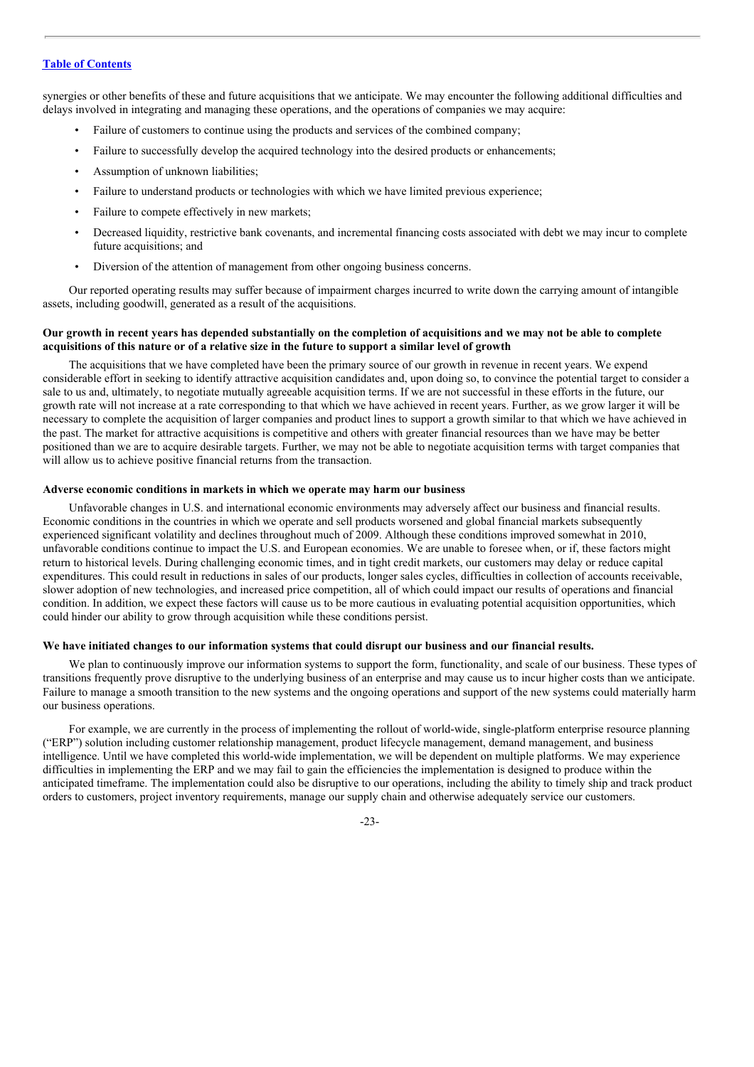synergies or other benefits of these and future acquisitions that we anticipate. We may encounter the following additional difficulties and delays involved in integrating and managing these operations, and the operations of companies we may acquire:

- Failure of customers to continue using the products and services of the combined company;
- Failure to successfully develop the acquired technology into the desired products or enhancements;
- Assumption of unknown liabilities;
- Failure to understand products or technologies with which we have limited previous experience;
- Failure to compete effectively in new markets;
- Decreased liquidity, restrictive bank covenants, and incremental financing costs associated with debt we may incur to complete future acquisitions; and
- Diversion of the attention of management from other ongoing business concerns.

Our reported operating results may suffer because of impairment charges incurred to write down the carrying amount of intangible assets, including goodwill, generated as a result of the acquisitions.

**Our growth in recent years has depended substantially on the completion of acquisitions and we may not be able to complete acquisitions of this nature or of a relative size in the future to support a similar level of growth**

The acquisitions that we have completed have been the primary source of our growth in revenue in recent years. We expend considerable effort in seeking to identify attractive acquisition candidates and, upon doing so, to convince the potential target to consider a sale to us and, ultimately, to negotiate mutually agreeable acquisition terms. If we are not successful in these efforts in the future, our growth rate will not increase at a rate corresponding to that which we have achieved in recent years. Further, as we grow larger it will be necessary to complete the acquisition of larger companies and product lines to support a growth similar to that which we have achieved in the past. The market for attractive acquisitions is competitive and others with greater financial resources than we have may be better positioned than we are to acquire desirable targets. Further, we may not be able to negotiate acquisition terms with target companies that will allow us to achieve positive financial returns from the transaction.

**Adverse economic conditions in markets in which we operate may harm our business**

Unfavorable changes in U.S. and international economic environments may adversely affect our business and financial results. Economic conditions in the countries in which we operate and sell products worsened and global financial markets subsequently experienced significant volatility and declines throughout much of 2009. Although these conditions improved somewhat in 2010, unfavorable conditions continue to impact the U.S. and European economies. We are unable to foresee when, or if, these factors might return to historical levels. During challenging economic times, and in tight credit markets, our customers may delay or reduce capital expenditures. This could result in reductions in sales of our products, longer sales cycles, difficulties in collection of accounts receivable, slower adoption of new technologies, and increased price competition, all of which could impact our results of operations and financial condition. In addition, we expect these factors will cause us to be more cautious in evaluating potential acquisition opportunities, which could hinder our ability to grow through acquisition while these conditions persist.

**We have initiated changes to our information systems that could disrupt our business and our financial results.**

We plan to continuously improve our information systems to support the form, functionality, and scale of our business. These types of transitions frequently prove disruptive to the underlying business of an enterprise and may cause us to incur higher costs than we anticipate. Failure to manage a smooth transition to the new systems and the ongoing operations and support of the new systems could materially harm our business operations.

For example, we are currently in the process of implementing the rollout of world-wide, single-platform enterprise resource planning ("ERP") solution including customer relationship management, product lifecycle management, demand management, and business intelligence. Until we have completed this world-wide implementation, we will be dependent on multiple platforms. We may experience difficulties in implementing the ERP and we may fail to gain the efficiencies the implementation is designed to produce within the anticipated timeframe. The implementation could also be disruptive to our operations, including the ability to timely ship and track product orders to customers, project inventory requirements, manage our supply chain and otherwise adequately service our customers.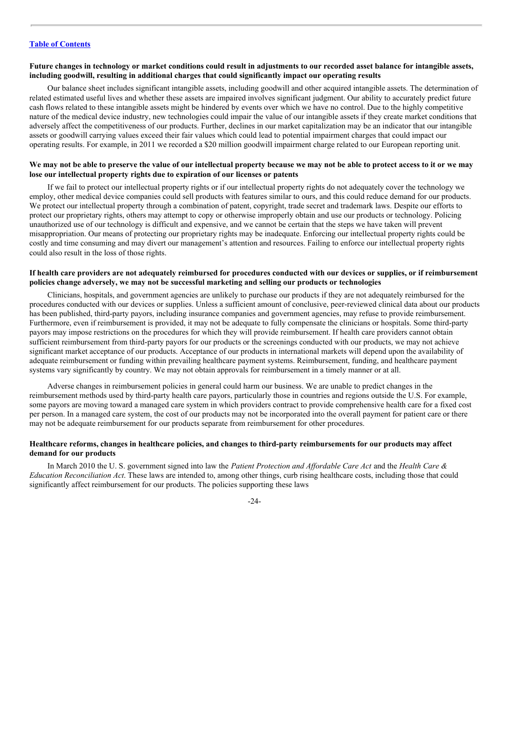**Future changes in technology or market conditions could result in adjustments to our recorded asset balance for intangible assets, including goodwill, resulting in additional charges that could significantly impact our operating results**

Our balance sheet includes significant intangible assets, including goodwill and other acquired intangible assets. The determination of related estimated useful lives and whether these assets are impaired involves significant judgment. Our ability to accurately predict future cash flows related to these intangible assets might be hindered by events over which we have no control. Due to the highly competitive nature of the medical device industry, new technologies could impair the value of our intangible assets if they create market conditions that adversely affect the competitiveness of our products. Further, declines in our market capitalization may be an indicator that our intangible assets or goodwill carrying values exceed their fair values which could lead to potential impairment charges that could impact our operating results. For example, in 2011 we recorded a $20 million goodwill impairment charge related to our European reporting unit.

**We may not be able to preserve the value of our intellectual property because we may not be able to protect access to it or we may lose our intellectual property rights due to expiration of our licenses or patents**

If we fail to protect our intellectual property rights or if our intellectual property rights do not adequately cover the technology we employ, other medical device companies could sell products with features similar to ours, and this could reduce demand for our products. We protect our intellectual property through a combination of patent, copyright, trade secret and trademark laws. Despite our efforts to protect our proprietary rights, others may attempt to copy or otherwise improperly obtain and use our products or technology. Policing unauthorized use of our technology is difficult and expensive, and we cannot be certain that the steps we have taken will prevent misappropriation. Our means of protecting our proprietary rights may be inadequate. Enforcing our intellectual property rights could be costly and time consuming and may divert our management's attention and resources. Failing to enforce our intellectual property rights could also result in the loss of those rights.

**If health care providers are not adequately reimbursed for procedures conducted with our devices or supplies, or if reimbursement policies change adversely, we may not be successful marketing and selling our products or technologies**

Clinicians, hospitals, and government agencies are unlikely to purchase our products if they are not adequately reimbursed for the procedures conducted with our devices or supplies. Unless a sufficient amount of conclusive, peer-reviewed clinical data about our products has been published, third-party payors, including insurance companies and government agencies, may refuse to provide reimbursement. Furthermore, even if reimbursement is provided, it may not be adequate to fully compensate the clinicians or hospitals. Some third-party payors may impose restrictions on the procedures for which they will provide reimbursement. If health care providers cannot obtain sufficient reimbursement from third-party payors for our products or the screenings conducted with our products, we may not achieve significant market acceptance of our products. Acceptance of our products in international markets will depend upon the availability of adequate reimbursement or funding within prevailing healthcare payment systems. Reimbursement, funding, and healthcare payment systems vary significantly by country. We may not obtain approvals for reimbursement in a timely manner or at all.

Adverse changes in reimbursement policies in general could harm our business. We are unable to predict changes in the reimbursement methods used by third-party health care payors, particularly those in countries and regions outside the U.S. For example, some payors are moving toward a managed care system in which providers contract to provide comprehensive health care for a fixed cost per person. In a managed care system, the cost of our products may not be incorporated into the overall payment for patient care or there may not be adequate reimbursement for our products separate from reimbursement for other procedures.

**Healthcare reforms, changes in healthcare policies, and changes to third-party reimbursements for our products may affect demand for our products**

In March 2010 the U. S. government signed into law the *Patient Protection and Affordable Care Act* and the *Health Care & Education Reconciliation Act*. These laws are intended to, among other things, curb rising healthcare costs, including those that could significantly affect reimbursement for our products. The policies supporting these laws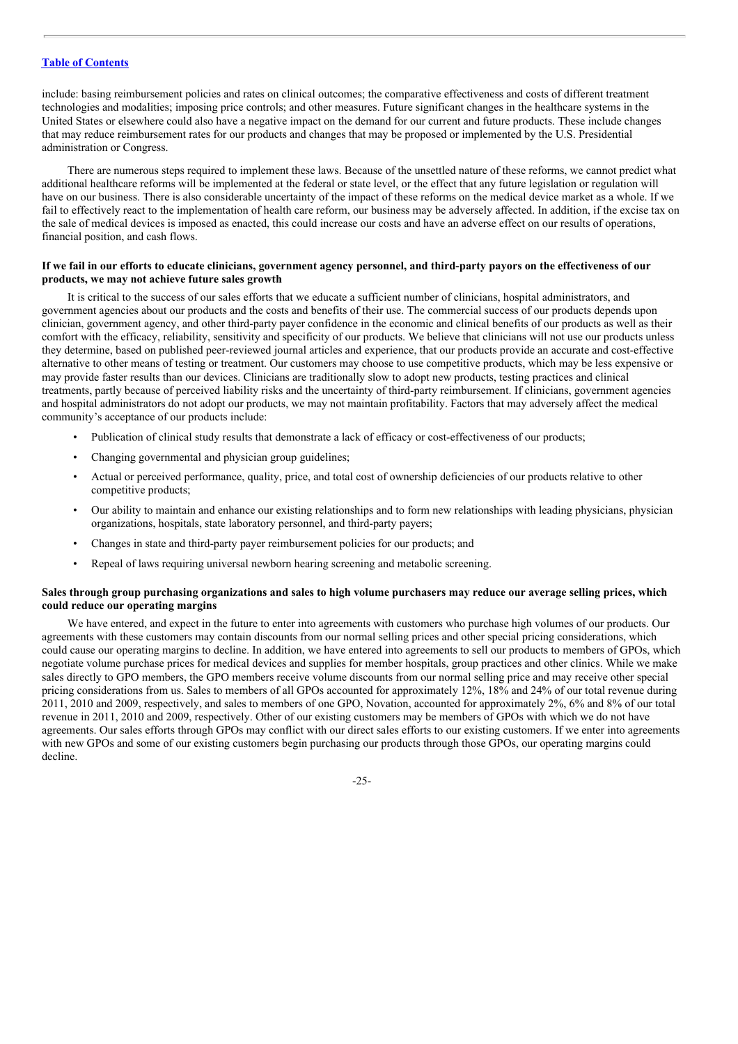include: basing reimbursement policies and rates on clinical outcomes; the comparative effectiveness and costs of different treatment technologies and modalities; imposing price controls; and other measures. Future significant changes in the healthcare systems in the United States or elsewhere could also have a negative impact on the demand for our current and future products. These include changes that may reduce reimbursement rates for our products and changes that may be proposed or implemented by the U.S. Presidential administration or Congress.

There are numerous steps required to implement these laws. Because of the unsettled nature of these reforms, we cannot predict what additional healthcare reforms will be implemented at the federal or state level, or the effect that any future legislation or regulation will have on our business. There is also considerable uncertainty of the impact of these reforms on the medical device market as a whole. If we fail to effectively react to the implementation of health care reform, our business may be adversely affected. In addition, if the excise tax on the sale of medical devices is imposed as enacted, this could increase our costs and have an adverse effect on our results of operations, financial position, and cash flows.

**If we fail in our efforts to educate clinicians, government agency personnel, and third-party payors on the effectiveness of our products, we may not achieve future sales growth**

It is critical to the success of our sales efforts that we educate a sufficient number of clinicians, hospital administrators, and government agencies about our products and the costs and benefits of their use. The commercial success of our products depends upon clinician, government agency, and other third-party payer confidence in the economic and clinical benefits of our products as well as their comfort with the efficacy, reliability, sensitivity and specificity of our products. We believe that clinicians will not use our products unless they determine, based on published peer-reviewed journal articles and experience, that our products provide an accurate and cost-effective alternative to other means of testing or treatment. Our customers may choose to use competitive products, which may be less expensive or may provide faster results than our devices. Clinicians are traditionally slow to adopt new products, testing practices and clinical treatments, partly because of perceived liability risks and the uncertainty of third-party reimbursement. If clinicians, government agencies and hospital administrators do not adopt our products, we may not maintain profitability. Factors that may adversely affect the medical community's acceptance of our products include:

- Publication of clinical study results that demonstrate a lack of efficacy or cost-effectiveness of our products;
- Changing governmental and physician group guidelines;
- Actual or perceived performance, quality, price, and total cost of ownership deficiencies of our products relative to other competitive products;
- Our ability to maintain and enhance our existing relationships and to form new relationships with leading physicians, physician organizations, hospitals, state laboratory personnel, and third-party payers;
- Changes in state and third-party payer reimbursement policies for our products; and
- Repeal of laws requiring universal newborn hearing screening and metabolic screening.

**Sales through group purchasing organizations and sales to high volume purchasers may reduce our average selling prices, which could reduce our operating margins**

We have entered, and expect in the future to enter into agreements with customers who purchase high volumes of our products. Our agreements with these customers may contain discounts from our normal selling prices and other special pricing considerations, which could cause our operating margins to decline. In addition, we have entered into agreements to sell our products to members of GPOs, which negotiate volume purchase prices for medical devices and supplies for member hospitals, group practices and other clinics. While we make sales directly to GPO members, the GPO members receive volume discounts from our normal selling price and may receive other special pricing considerations from us. Sales to members of all GPOs accounted for approximately 12%, 18% and 24% of our total revenue during 2011, 2010 and 2009, respectively, and sales to members of one GPO, Novation, accounted for approximately 2%, 6% and 8% of our total revenue in 2011, 2010 and 2009, respectively. Other of our existing customers may be members of GPOs with which we do not have agreements. Our sales efforts through GPOs may conflict with our direct sales efforts to our existing customers. If we enter into agreements with new GPOs and some of our existing customers begin purchasing our products through those GPOs, our operating margins could decline.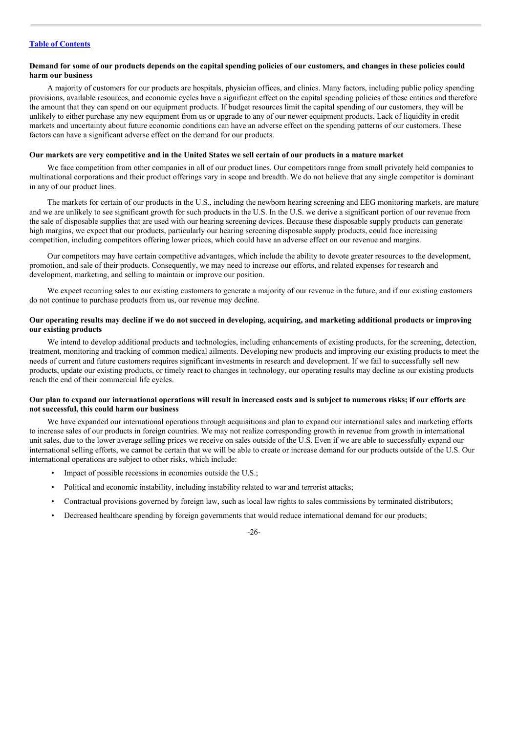**Demand for some of our products depends on the capital spending policies of our customers, and changes in these policies could harm our business**

A majority of customers for our products are hospitals, physician offices, and clinics. Many factors, including public policy spending provisions, available resources, and economic cycles have a significant effect on the capital spending policies of these entities and therefore the amount that they can spend on our equipment products. If budget resources limit the capital spending of our customers, they will be unlikely to either purchase any new equipment from us or upgrade to any of our newer equipment products. Lack of liquidity in credit markets and uncertainty about future economic conditions can have an adverse effect on the spending patterns of our customers. These factors can have a significant adverse effect on the demand for our products.

**Our markets are very competitive and in the United States we sell certain of our products in a mature market**

We face competition from other companies in all of our product lines. Our competitors range from small privately held companies to multinational corporations and their product offerings vary in scope and breadth. We do not believe that any single competitor is dominant in any of our product lines.

The markets for certain of our products in the U.S., including the newborn hearing screening and EEG monitoring markets, are mature and we are unlikely to see significant growth for such products in the U.S. In the U.S. we derive a significant portion of our revenue from the sale of disposable supplies that are used with our hearing screening devices. Because these disposable supply products can generate high margins, we expect that our products, particularly our hearing screening disposable supply products, could face increasing competition, including competitors offering lower prices, which could have an adverse effect on our revenue and margins.

Our competitors may have certain competitive advantages, which include the ability to devote greater resources to the development, promotion, and sale of their products. Consequently, we may need to increase our efforts, and related expenses for research and development, marketing, and selling to maintain or improve our position.

We expect recurring sales to our existing customers to generate a majority of our revenue in the future, and if our existing customers do not continue to purchase products from us, our revenue may decline.

**Our operating results may decline if we do not succeed in developing, acquiring, and marketing additional products or improving our existing products**

We intend to develop additional products and technologies, including enhancements of existing products, for the screening, detection, treatment, monitoring and tracking of common medical ailments. Developing new products and improving our existing products to meet the needs of current and future customers requires significant investments in research and development. If we fail to successfully sell new products, update our existing products, or timely react to changes in technology, our operating results may decline as our existing products reach the end of their commercial life cycles.

**Our plan to expand our international operations will result in increased costs and is subject to numerous risks; if our efforts are not successful, this could harm our business**

We have expanded our international operations through acquisitions and plan to expand our international sales and marketing efforts to increase sales of our products in foreign countries. We may not realize corresponding growth in revenue from growth in international unit sales, due to the lower average selling prices we receive on sales outside of the U.S. Even if we are able to successfully expand our international selling efforts, we cannot be certain that we will be able to create or increase demand for our products outside of the U.S. Our international operations are subject to other risks, which include:

- Impact of possible recessions in economies outside the U.S.;
- Political and economic instability, including instability related to war and terrorist attacks;
- Contractual provisions governed by foreign law, such as local law rights to sales commissions by terminated distributors;
- Decreased healthcare spending by foreign governments that would reduce international demand for our products;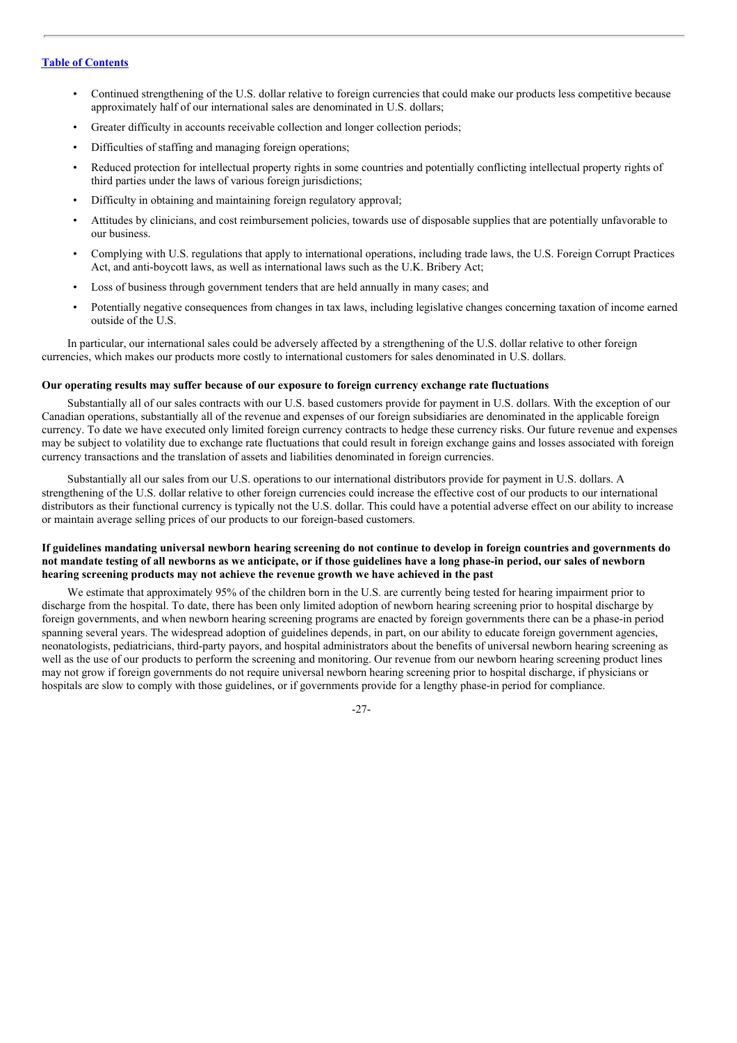- Continued strengthening of the U.S. dollar relative to foreign currencies that could make our products less competitive because approximately half of our international sales are denominated in U.S. dollars;
- Greater difficulty in accounts receivable collection and longer collection periods;
- Difficulties of staffing and managing foreign operations;
- Reduced protection for intellectual property rights in some countries and potentially conflicting intellectual property rights of third parties under the laws of various foreign jurisdictions;
- Difficulty in obtaining and maintaining foreign regulatory approval;
- Attitudes by clinicians, and cost reimbursement policies, towards use of disposable supplies that are potentially unfavorable to our business.
- Complying with U.S. regulations that apply to international operations, including trade laws, the U.S. Foreign Corrupt Practices Act, and anti-boycott laws, as well as international laws such as the U.K. Bribery Act;
- Loss of business through government tenders that are held annually in many cases; and
- Potentially negative consequences from changes in tax laws, including legislative changes concerning taxation of income earned outside of the U.S.

In particular, our international sales could be adversely affected by a strengthening of the U.S. dollar relative to other foreign currencies, which makes our products more costly to international customers for sales denominated in U.S. dollars.

**Our operating results may suffer because of our exposure to foreign currency exchange rate fluctuations**

Substantially all of our sales contracts with our U.S. based customers provide for payment in U.S. dollars. With the exception of our Canadian operations, substantially all of the revenue and expenses of our foreign subsidiaries are denominated in the applicable foreign currency. To date we have executed only limited foreign currency contracts to hedge these currency risks. Our future revenue and expenses may be subject to volatility due to exchange rate fluctuations that could result in foreign exchange gains and losses associated with foreign currency transactions and the translation of assets and liabilities denominated in foreign currencies.

Substantially all our sales from our U.S. operations to our international distributors provide for payment in U.S. dollars. A strengthening of the U.S. dollar relative to other foreign currencies could increase the effective cost of our products to our international distributors as their functional currency is typically not the U.S. dollar. This could have a potential adverse effect on our ability to increase or maintain average selling prices of our products to our foreign-based customers.

**If guidelines mandating universal newborn hearing screening do not continue to develop in foreign countries and governments do not mandate testing of all newborns as we anticipate, or if those guidelines have a long phase-in period, our sales of newborn hearing screening products may not achieve the revenue growth we have achieved in the past**

We estimate that approximately 95% of the children born in the U.S. are currently being tested for hearing impairment prior to discharge from the hospital. To date, there has been only limited adoption of newborn hearing screening prior to hospital discharge by foreign governments, and when newborn hearing screening programs are enacted by foreign governments there can be a phase-in period spanning several years. The widespread adoption of guidelines depends, in part, on our ability to educate foreign government agencies, neonatologists, pediatricians, third-party payors, and hospital administrators about the benefits of universal newborn hearing screening as well as the use of our products to perform the screening and monitoring. Our revenue from our newborn hearing screening product lines may not grow if foreign governments do not require universal newborn hearing screening prior to hospital discharge, if physicians or hospitals are slow to comply with those guidelines, or if governments provide for a lengthy phase-in period for compliance.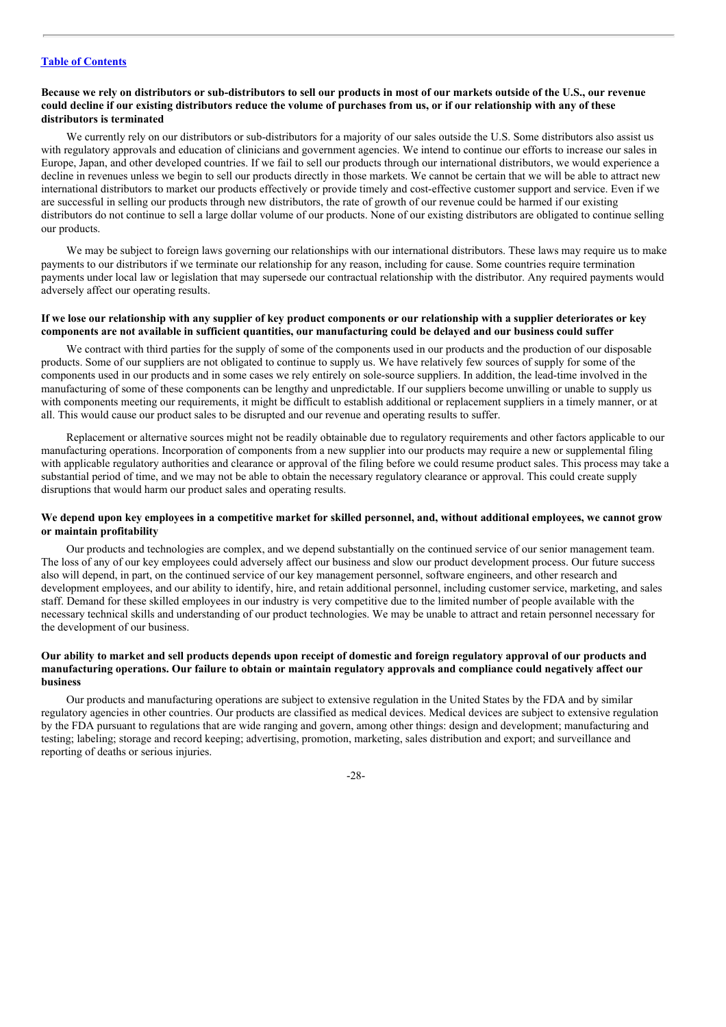**Because we rely on distributors or sub-distributors to sell our products in most of our markets outside of the U.S., our revenue could decline if our existing distributors reduce the volume of purchases from us, or if our relationship with any of these distributors is terminated**

We currently rely on our distributors or sub-distributors for a majority of our sales outside the U.S. Some distributors also assist us with regulatory approvals and education of clinicians and government agencies. We intend to continue our efforts to increase our sales in Europe, Japan, and other developed countries. If we fail to sell our products through our international distributors, we would experience a decline in revenues unless we begin to sell our products directly in those markets. We cannot be certain that we will be able to attract new international distributors to market our products effectively or provide timely and cost-effective customer support and service. Even if we are successful in selling our products through new distributors, the rate of growth of our revenue could be harmed if our existing distributors do not continue to sell a large dollar volume of our products. None of our existing distributors are obligated to continue selling our products.

We may be subject to foreign laws governing our relationships with our international distributors. These laws may require us to make payments to our distributors if we terminate our relationship for any reason, including for cause. Some countries require termination payments under local law or legislation that may supersede our contractual relationship with the distributor. Any required payments would adversely affect our operating results.

**If we lose our relationship with any supplier of key product components or our relationship with a supplier deteriorates or key components are not available in sufficient quantities, our manufacturing could be delayed and our business could suffer**

We contract with third parties for the supply of some of the components used in our products and the production of our disposable products. Some of our suppliers are not obligated to continue to supply us. We have relatively few sources of supply for some of the components used in our products and in some cases we rely entirely on sole-source suppliers. In addition, the lead-time involved in the manufacturing of some of these components can be lengthy and unpredictable. If our suppliers become unwilling or unable to supply us with components meeting our requirements, it might be difficult to establish additional or replacement suppliers in a timely manner, or at all. This would cause our product sales to be disrupted and our revenue and operating results to suffer.

Replacement or alternative sources might not be readily obtainable due to regulatory requirements and other factors applicable to our manufacturing operations. Incorporation of components from a new supplier into our products may require a new or supplemental filing with applicable regulatory authorities and clearance or approval of the filing before we could resume product sales. This process may take a substantial period of time, and we may not be able to obtain the necessary regulatory clearance or approval. This could create supply disruptions that would harm our product sales and operating results.

**We depend upon key employees in a competitive market for skilled personnel, and, without additional employees, we cannot grow or maintain profitability**

Our products and technologies are complex, and we depend substantially on the continued service of our senior management team. The loss of any of our key employees could adversely affect our business and slow our product development process. Our future success also will depend, in part, on the continued service of our key management personnel, software engineers, and other research and development employees, and our ability to identify, hire, and retain additional personnel, including customer service, marketing, and sales staff. Demand for these skilled employees in our industry is very competitive due to the limited number of people available with the necessary technical skills and understanding of our product technologies. We may be unable to attract and retain personnel necessary for the development of our business.

**Our ability to market and sell products depends upon receipt of domestic and foreign regulatory approval of our products and manufacturing operations. Our failure to obtain or maintain regulatory approvals and compliance could negatively affect our business**

Our products and manufacturing operations are subject to extensive regulation in the United States by the FDA and by similar regulatory agencies in other countries. Our products are classified as medical devices. Medical devices are subject to extensive regulation by the FDA pursuant to regulations that are wide ranging and govern, among other things: design and development; manufacturing and testing; labeling; storage and record keeping; advertising, promotion, marketing, sales distribution and export; and surveillance and reporting of deaths or serious injuries.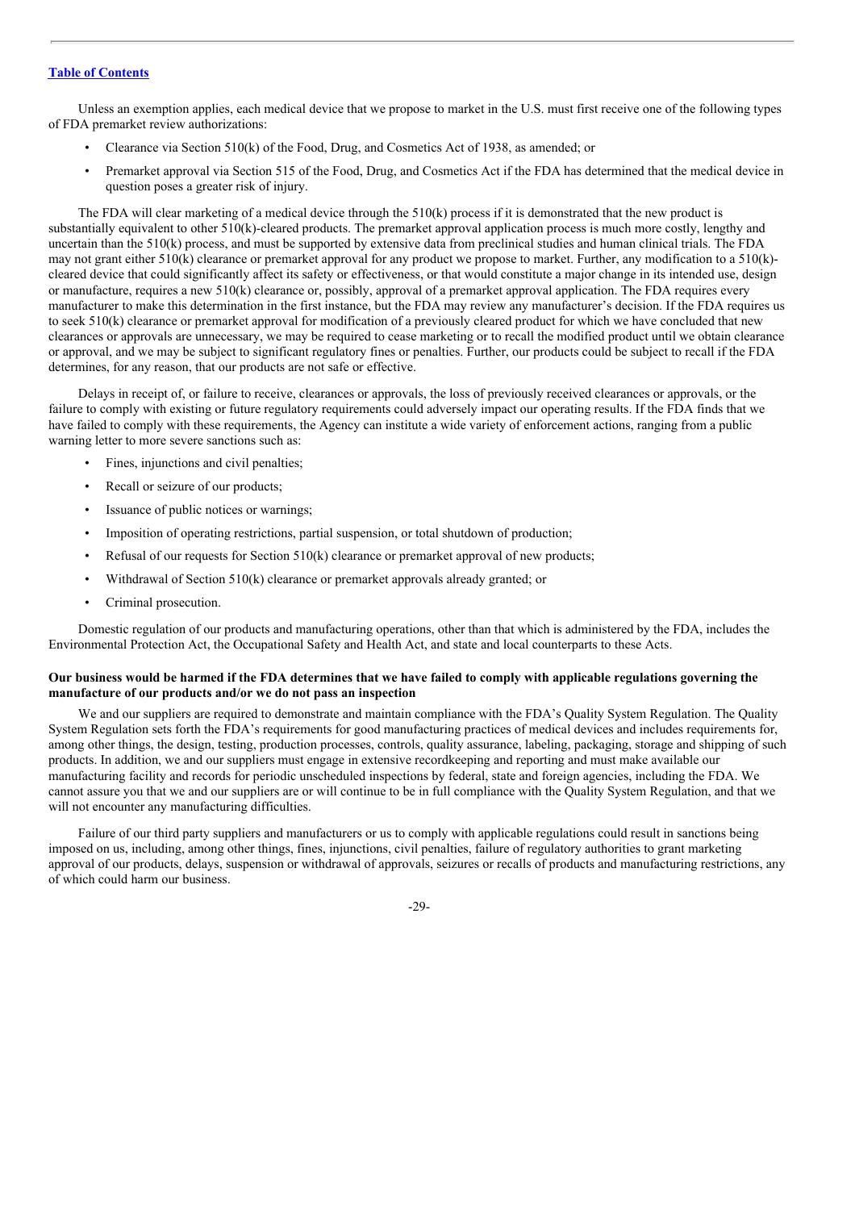Unless an exemption applies, each medical device that we propose to market in the U.S. must first receive one of the following types of FDA premarket review authorizations:

- Clearance via Section 510(k) of the Food, Drug, and Cosmetics Act of 1938, as amended; or
- Premarket approval via Section 515 of the Food, Drug, and Cosmetics Act if the FDA has determined that the medical device in question poses a greater risk of injury.

The FDA will clear marketing of a medical device through the 510(k) process if it is demonstrated that the new product is substantially equivalent to other 510(k)-cleared products. The premarket approval application process is much more costly, lengthy and uncertain than the 510(k) process, and must be supported by extensive data from preclinical studies and human clinical trials. The FDA may not grant either 510(k) clearance or premarket approval for any product we propose to market. Further, any modification to a 510(k)-cleared device that could significantly affect its safety or effectiveness, or that would constitute a major change in its intended use, design or manufacture, requires a new 510(k) clearance or, possibly, approval of a premarket approval application. The FDA requires every manufacturer to make this determination in the first instance, but the FDA may review any manufacturer's decision. If the FDA requires us to seek 510(k) clearance or premarket approval for modification of a previously cleared product for which we have concluded that new clearances or approvals are unnecessary, we may be required to cease marketing or to recall the modified product until we obtain clearance or approval, and we may be subject to significant regulatory fines or penalties. Further, our products could be subject to recall if the FDA determines, for any reason, that our products are not safe or effective.

Delays in receipt of, or failure to receive, clearances or approvals, the loss of previously received clearances or approvals, or the failure to comply with existing or future regulatory requirements could adversely impact our operating results. If the FDA finds that we have failed to comply with these requirements, the Agency can institute a wide variety of enforcement actions, ranging from a public warning letter to more severe sanctions such as:

- Fines, injunctions and civil penalties;
- Recall or seizure of our products;
- Issuance of public notices or warnings;
- Imposition of operating restrictions, partial suspension, or total shutdown of production;
- Refusal of our requests for Section 510(k) clearance or premarket approval of new products;
- Withdrawal of Section 510(k) clearance or premarket approvals already granted; or
- Criminal prosecution.

Domestic regulation of our products and manufacturing operations, other than that which is administered by the FDA, includes the Environmental Protection Act, the Occupational Safety and Health Act, and state and local counterparts to these Acts.

**Our business would be harmed if the FDA determines that we have failed to comply with applicable regulations governing the manufacture of our products and/or we do not pass an inspection**

We and our suppliers are required to demonstrate and maintain compliance with the FDA's Quality System Regulation. The Quality System Regulation sets forth the FDA's requirements for good manufacturing practices of medical devices and includes requirements for, among other things, the design, testing, production processes, controls, quality assurance, labeling, packaging, storage and shipping of such products. In addition, we and our suppliers must engage in extensive recordkeeping and reporting and must make available our manufacturing facility and records for periodic unscheduled inspections by federal, state and foreign agencies, including the FDA. We cannot assure you that we and our suppliers are or will continue to be in full compliance with the Quality System Regulation, and that we will not encounter any manufacturing difficulties.

Failure of our third party suppliers and manufacturers or us to comply with applicable regulations could result in sanctions being imposed on us, including, among other things, fines, injunctions, civil penalties, failure of regulatory authorities to grant marketing approval of our products, delays, suspension or withdrawal of approvals, seizures or recalls of products and manufacturing restrictions, any of which could harm our business.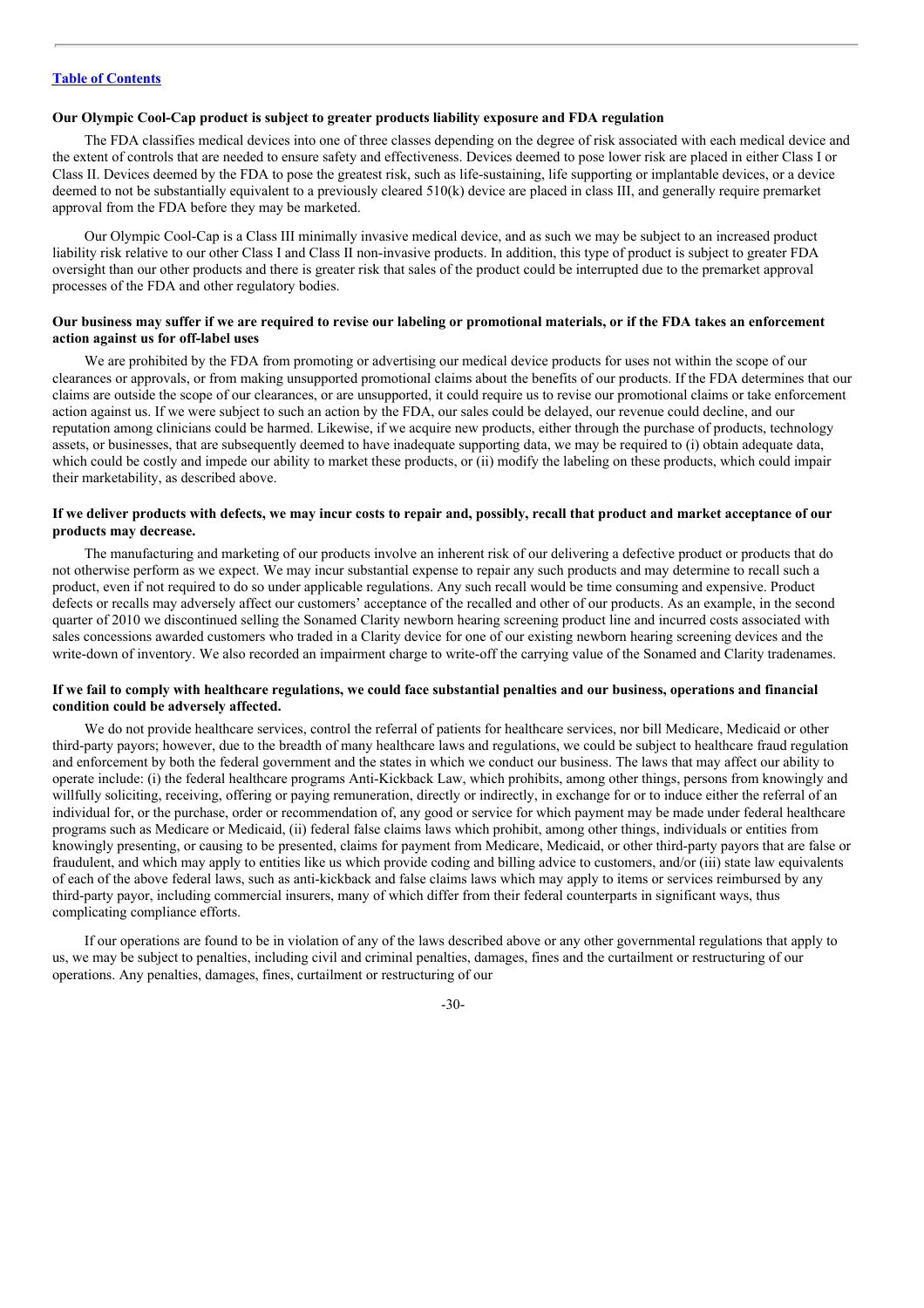**Our Olympic Cool-Cap product is subject to greater products liability exposure and FDA regulation**

The FDA classifies medical devices into one of three classes depending on the degree of risk associated with each medical device and the extent of controls that are needed to ensure safety and effectiveness. Devices deemed to pose lower risk are placed in either Class I or Class II. Devices deemed by the FDA to pose the greatest risk, such as life-sustaining, life supporting or implantable devices, or a device deemed to not be substantially equivalent to a previously cleared 510(k) device are placed in class III, and generally require premarket approval from the FDA before they may be marketed.

Our Olympic Cool-Cap is a Class III minimally invasive medical device, and as such we may be subject to an increased product liability risk relative to our other Class I and Class II non-invasive products. In addition, this type of product is subject to greater FDA oversight than our other products and there is greater risk that sales of the product could be interrupted due to the premarket approval processes of the FDA and other regulatory bodies.

**Our business may suffer if we are required to revise our labeling or promotional materials, or if the FDA takes an enforcement action against us for off-label uses**

We are prohibited by the FDA from promoting or advertising our medical device products for uses not within the scope of our clearances or approvals, or from making unsupported promotional claims about the benefits of our products. If the FDA determines that our claims are outside the scope of our clearances, or are unsupported, it could require us to revise our promotional claims or take enforcement action against us. If we were subject to such an action by the FDA, our sales could be delayed, our revenue could decline, and our reputation among clinicians could be harmed. Likewise, if we acquire new products, either through the purchase of products, technology assets, or businesses, that are subsequently deemed to have inadequate supporting data, we may be required to (i) obtain adequate data, which could be costly and impede our ability to market these products, or (ii) modify the labeling on these products, which could impair their marketability, as described above.

**If we deliver products with defects, we may incur costs to repair and, possibly, recall that product and market acceptance of our products may decrease.**

The manufacturing and marketing of our products involve an inherent risk of our delivering a defective product or products that do not otherwise perform as we expect. We may incur substantial expense to repair any such products and may determine to recall such a product, even if not required to do so under applicable regulations. Any such recall would be time consuming and expensive. Product defects or recalls may adversely affect our customers' acceptance of the recalled and other of our products. As an example, in the second quarter of 2010 we discontinued selling the Sonamed Clarity newborn hearing screening product line and incurred costs associated with sales concessions awarded customers who traded in a Clarity device for one of our existing newborn hearing screening devices and the write-down of inventory. We also recorded an impairment charge to write-off the carrying value of the Sonamed and Clarity tradenames.

**If we fail to comply with healthcare regulations, we could face substantial penalties and our business, operations and financial condition could be adversely affected.**

We do not provide healthcare services, control the referral of patients for healthcare services, nor bill Medicare, Medicaid or other third-party payors; however, due to the breadth of many healthcare laws and regulations, we could be subject to healthcare fraud regulation and enforcement by both the federal government and the states in which we conduct our business. The laws that may affect our ability to operate include: (i) the federal healthcare programs Anti-Kickback Law, which prohibits, among other things, persons from knowingly and willfully soliciting, receiving, offering or paying remuneration, directly or indirectly, in exchange for or to induce either the referral of an individual for, or the purchase, order or recommendation of, any good or service for which payment may be made under federal healthcare programs such as Medicare or Medicaid, (ii) federal false claims laws which prohibit, among other things, individuals or entities from knowingly presenting, or causing to be presented, claims for payment from Medicare, Medicaid, or other third-party payors that are false or fraudulent, and which may apply to entities like us which provide coding and billing advice to customers, and/or (iii) state law equivalents of each of the above federal laws, such as anti-kickback and false claims laws which may apply to items or services reimbursed by any third-party payor, including commercial insurers, many of which differ from their federal counterparts in significant ways, thus complicating compliance efforts.

If our operations are found to be in violation of any of the laws described above or any other governmental regulations that apply to us, we may be subject to penalties, including civil and criminal penalties, damages, fines and the curtailment or restructuring of our operations. Any penalties, damages, fines, curtailment or restructuring of our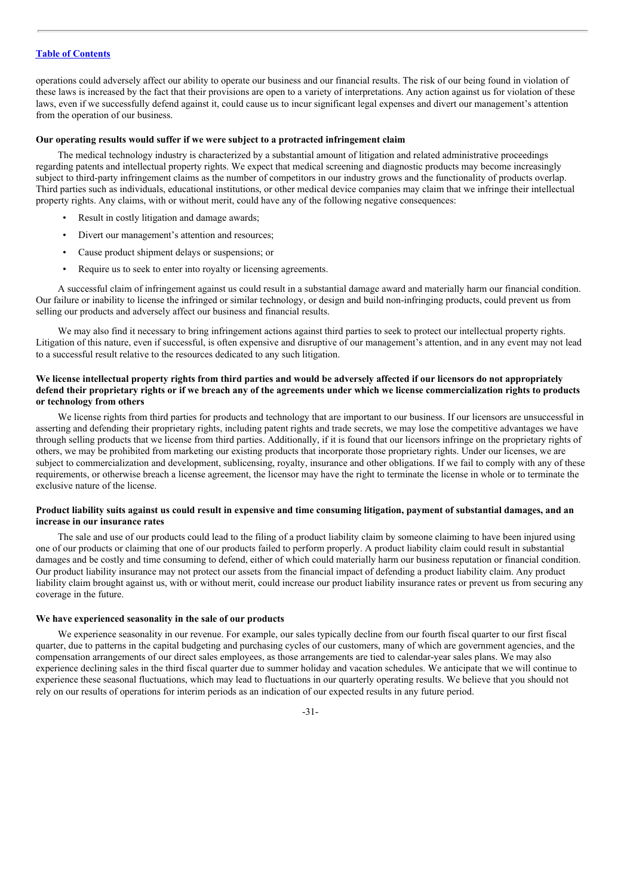operations could adversely affect our ability to operate our business and our financial results. The risk of our being found in violation of these laws is increased by the fact that their provisions are open to a variety of interpretations. Any action against us for violation of these laws, even if we successfully defend against it, could cause us to incur significant legal expenses and divert our management's attention from the operation of our business.

**Our operating results would suffer if we were subject to a protracted infringement claim**

The medical technology industry is characterized by a substantial amount of litigation and related administrative proceedings regarding patents and intellectual property rights. We expect that medical screening and diagnostic products may become increasingly subject to third-party infringement claims as the number of competitors in our industry grows and the functionality of products overlap. Third parties such as individuals, educational institutions, or other medical device companies may claim that we infringe their intellectual property rights. Any claims, with or without merit, could have any of the following negative consequences:

- Result in costly litigation and damage awards;
- Divert our management's attention and resources;
- Cause product shipment delays or suspensions; or
- Require us to seek to enter into royalty or licensing agreements.

A successful claim of infringement against us could result in a substantial damage award and materially harm our financial condition. Our failure or inability to license the infringed or similar technology, or design and build non-infringing products, could prevent us from selling our products and adversely affect our business and financial results.

We may also find it necessary to bring infringement actions against third parties to seek to protect our intellectual property rights. Litigation of this nature, even if successful, is often expensive and disruptive of our management's attention, and in any event may not lead to a successful result relative to the resources dedicated to any such litigation.

**We license intellectual property rights from third parties and would be adversely affected if our licensors do not appropriately defend their proprietary rights or if we breach any of the agreements under which we license commercialization rights to products or technology from others**

We license rights from third parties for products and technology that are important to our business. If our licensors are unsuccessful in asserting and defending their proprietary rights, including patent rights and trade secrets, we may lose the competitive advantages we have through selling products that we license from third parties. Additionally, if it is found that our licensors infringe on the proprietary rights of others, we may be prohibited from marketing our existing products that incorporate those proprietary rights. Under our licenses, we are subject to commercialization and development, sublicensing, royalty, insurance and other obligations. If we fail to comply with any of these requirements, or otherwise breach a license agreement, the licensor may have the right to terminate the license in whole or to terminate the exclusive nature of the license.

**Product liability suits against us could result in expensive and time consuming litigation, payment of substantial damages, and an increase in our insurance rates**

The sale and use of our products could lead to the filing of a product liability claim by someone claiming to have been injured using one of our products or claiming that one of our products failed to perform properly. A product liability claim could result in substantial damages and be costly and time consuming to defend, either of which could materially harm our business reputation or financial condition. Our product liability insurance may not protect our assets from the financial impact of defending a product liability claim. Any product liability claim brought against us, with or without merit, could increase our product liability insurance rates or prevent us from securing any coverage in the future.

**We have experienced seasonality in the sale of our products**

We experience seasonality in our revenue. For example, our sales typically decline from our fourth fiscal quarter to our first fiscal quarter, due to patterns in the capital budgeting and purchasing cycles of our customers, many of which are government agencies, and the compensation arrangements of our direct sales employees, as those arrangements are tied to calendar-year sales plans. We may also experience declining sales in the third fiscal quarter due to summer holiday and vacation schedules. We anticipate that we will continue to experience these seasonal fluctuations, which may lead to fluctuations in our quarterly operating results. We believe that you should not rely on our results of operations for interim periods as an indication of our expected results in any future period.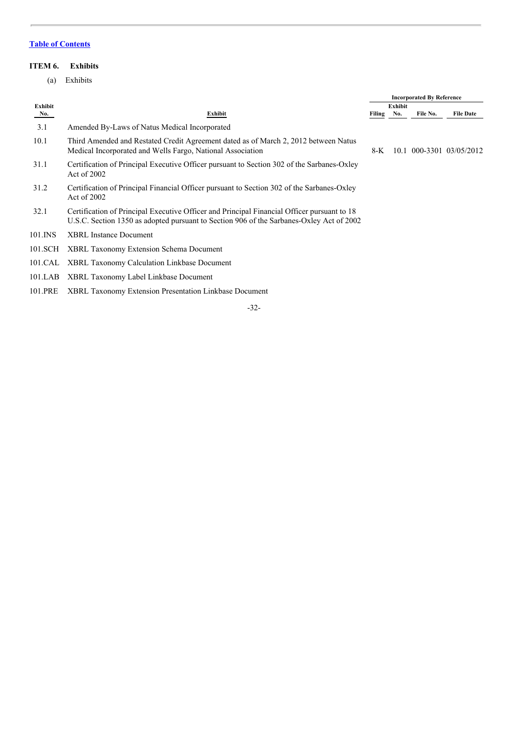[Table of Contents](#)

## ITEM 6. Exhibits

(a) Exhibits

| Exhibit No. | Exhibit | Incorporated By Reference | | | |
|---|---|---|---|---|---|
| | | Filing | Exhibit No. | File No. | File Date |
| 3.1 | Amended By-Laws of Natus Medical Incorporated | | | | |
| 10.1 | Third Amended and Restated Credit Agreement dated as of March 2, 2012 between Natus Medical Incorporated and Wells Fargo, National Association | 8-K | 10.1 | 000-3301 | 03/05/2012 |
| 31.1 | Certification of Principal Executive Officer pursuant to Section 302 of the Sarbanes-Oxley Act of 2002 | | | | |
| 31.2 | Certification of Principal Financial Officer pursuant to Section 302 of the Sarbanes-Oxley Act of 2002 | | | | |
| 32.1 | Certification of Principal Executive Officer and Principal Financial Officer pursuant to 18 U.S.C. Section 1350 as adopted pursuant to Section 906 of the Sarbanes-Oxley Act of 2002 | | | | |
| 101.INS | XBRL Instance Document | | | | |
| 101.SCH | XBRL Taxonomy Extension Schema Document | | | | |
| 101.CAL | XBRL Taxonomy Calculation Linkbase Document | | | | |
| 101.LAB | XBRL Taxonomy Label Linkbase Document | | | | |
| 101.PRE | XBRL Taxonomy Extension Presentation Linkbase Document | | | | |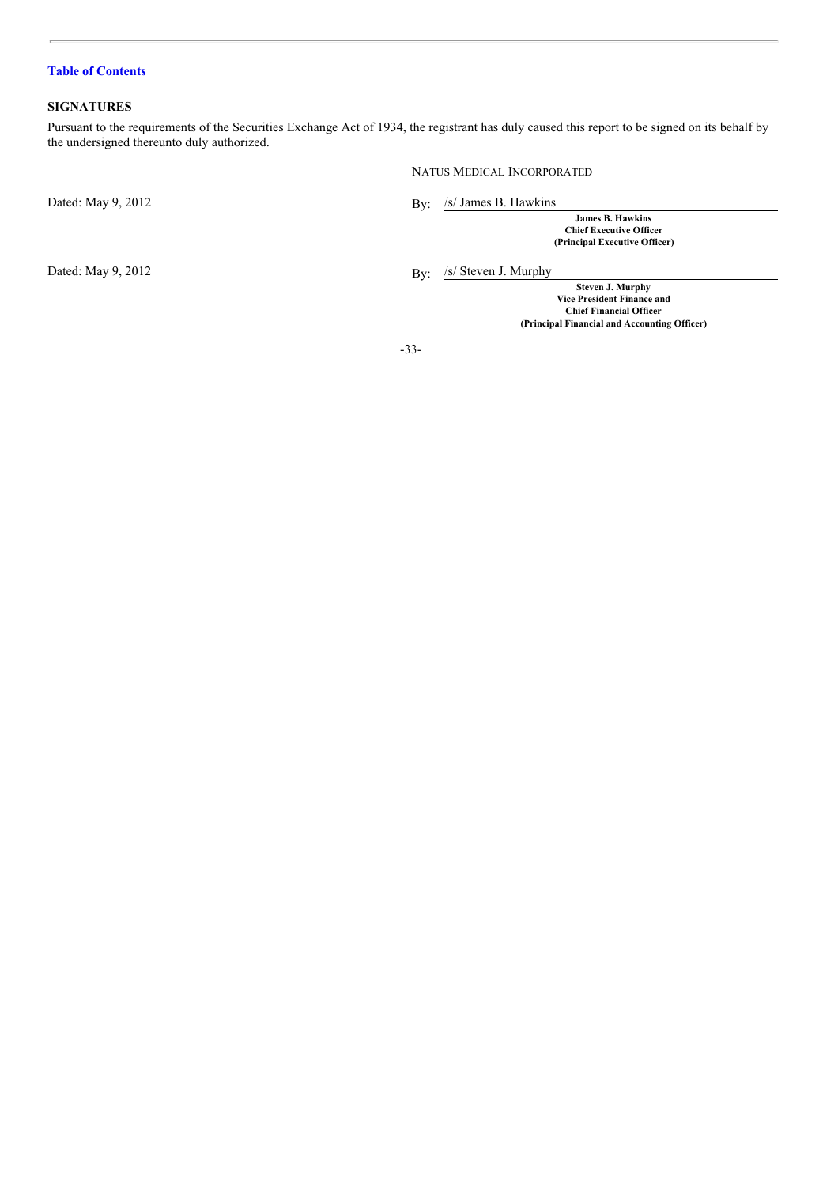[Table of Contents](#)

## SIGNATURES

Pursuant to the requirements of the Securities Exchange Act of 1934, the registrant has duly caused this report to be signed on its behalf by the undersigned thereunto duly authorized.

NATUS MEDICAL INCORPORATED

Dated: May 9, 2012

By: /s/ James B. Hawkins

**James B. Hawkins**
**Chief Executive Officer**
**(Principal Executive Officer)**

Dated: May 9, 2012

By: /s/ Steven J. Murphy

**Steven J. Murphy**
**Vice President Finance and**
**Chief Financial Officer**
**(Principal Financial and Accounting Officer)**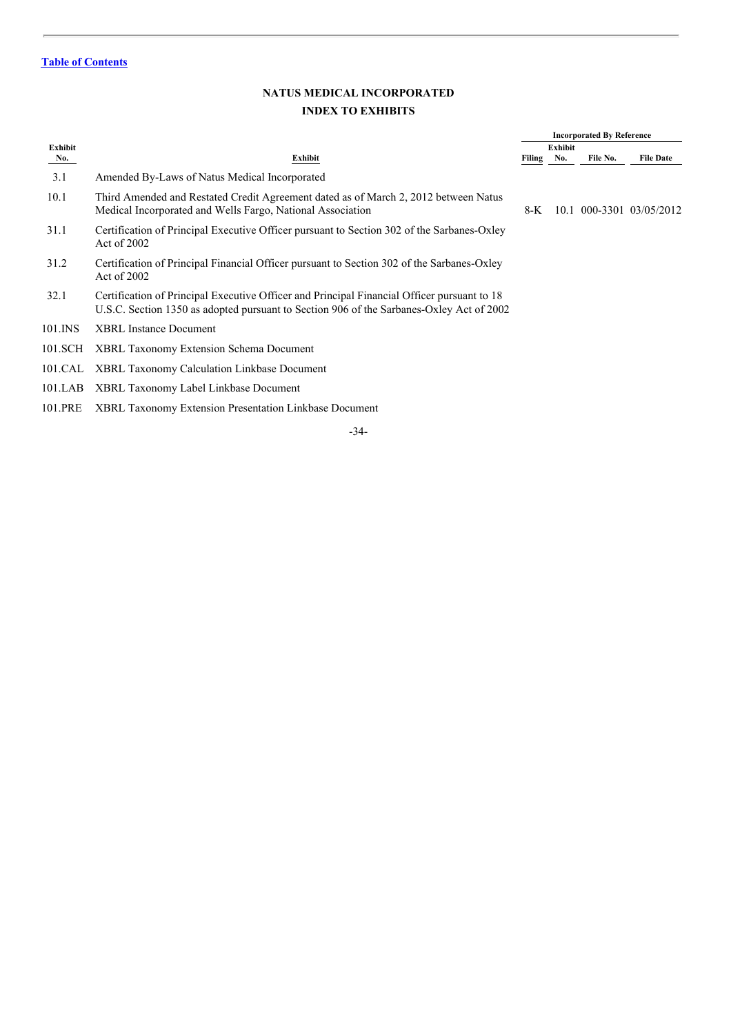[Table of Contents](#)

# NATUS MEDICAL INCORPORATED

## INDEX TO EXHIBITS

| Exhibit No. | Exhibit | Incorporated By Reference | | | |
|---|---|---|---|---|---|
| | | Filing | Exhibit No. | File No. | File Date |
| 3.1 | Amended By-Laws of Natus Medical Incorporated | | | | |
| 10.1 | Third Amended and Restated Credit Agreement dated as of March 2, 2012 between Natus Medical Incorporated and Wells Fargo, National Association | 8-K | 10.1 | 000-3301 | 03/05/2012 |
| 31.1 | Certification of Principal Executive Officer pursuant to Section 302 of the Sarbanes-Oxley Act of 2002 | | | | |
| 31.2 | Certification of Principal Financial Officer pursuant to Section 302 of the Sarbanes-Oxley Act of 2002 | | | | |
| 32.1 | Certification of Principal Executive Officer and Principal Financial Officer pursuant to 18 U.S.C. Section 1350 as adopted pursuant to Section 906 of the Sarbanes-Oxley Act of 2002 | | | | |
| 101.INS | XBRL Instance Document | | | | |
| 101.SCH | XBRL Taxonomy Extension Schema Document | | | | |
| 101.CAL | XBRL Taxonomy Calculation Linkbase Document | | | | |
| 101.LAB | XBRL Taxonomy Label Linkbase Document | | | | |
| 101.PRE | XBRL Taxonomy Extension Presentation Linkbase Document | | | | |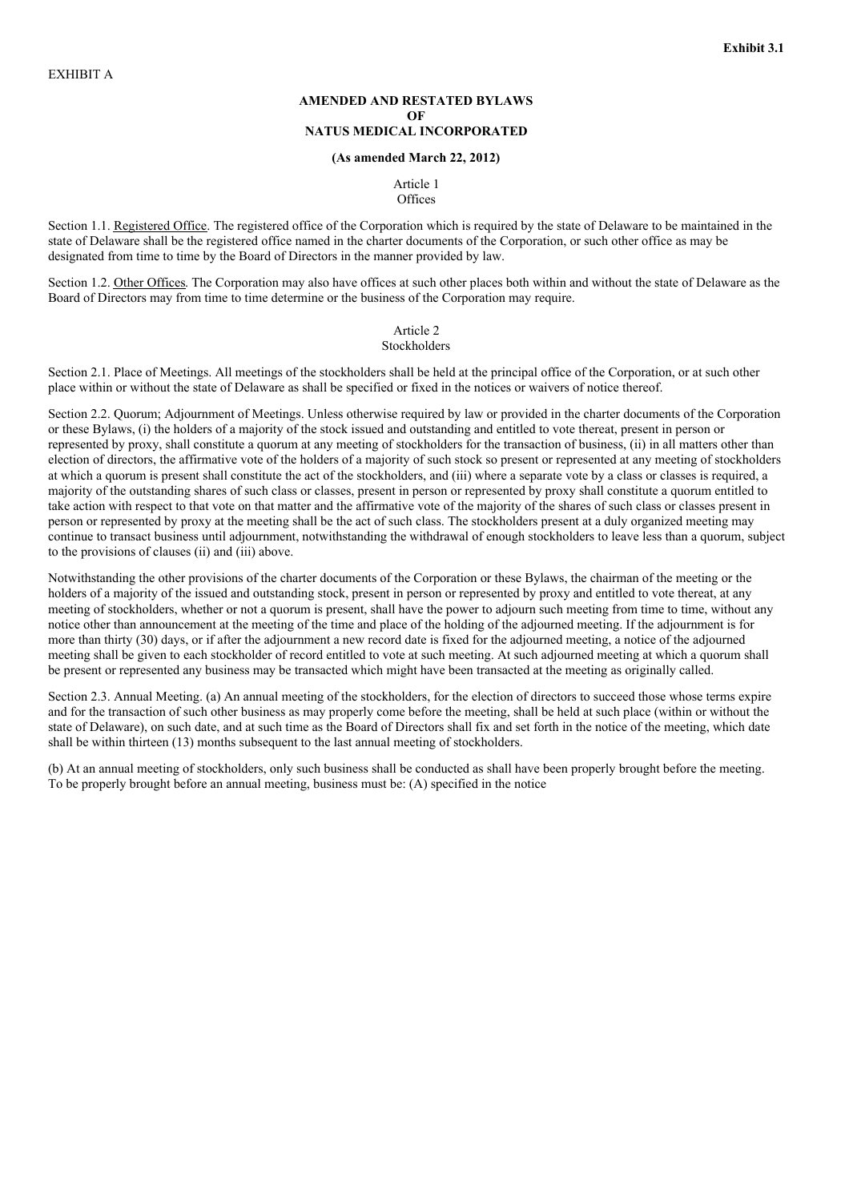**Exhibit 3.1**

EXHIBIT A

**AMENDED AND RESTATED BYLAWS**
**OF**
**NATUS MEDICAL INCORPORATED**

**(As amended March 22, 2012)**

Article 1
Offices

Section 1.1. Registered Office. The registered office of the Corporation which is required by the state of Delaware to be maintained in the state of Delaware shall be the registered office named in the charter documents of the Corporation, or such other office as may be designated from time to time by the Board of Directors in the manner provided by law.

Section 1.2. Other Offices. The Corporation may also have offices at such other places both within and without the state of Delaware as the Board of Directors may from time to time determine or the business of the Corporation may require.

Article 2
Stockholders

Section 2.1. Place of Meetings. All meetings of the stockholders shall be held at the principal office of the Corporation, or at such other place within or without the state of Delaware as shall be specified or fixed in the notices or waivers of notice thereof.

Section 2.2. Quorum; Adjournment of Meetings. Unless otherwise required by law or provided in the charter documents of the Corporation or these Bylaws, (i) the holders of a majority of the stock issued and outstanding and entitled to vote thereat, present in person or represented by proxy, shall constitute a quorum at any meeting of stockholders for the transaction of business, (ii) in all matters other than election of directors, the affirmative vote of the holders of a majority of such stock so present or represented at any meeting of stockholders at which a quorum is present shall constitute the act of the stockholders, and (iii) where a separate vote by a class or classes is required, a majority of the outstanding shares of such class or classes, present in person or represented by proxy shall constitute a quorum entitled to take action with respect to that vote on that matter and the affirmative vote of the majority of the shares of such class or classes present in person or represented by proxy at the meeting shall be the act of such class. The stockholders present at a duly organized meeting may continue to transact business until adjournment, notwithstanding the withdrawal of enough stockholders to leave less than a quorum, subject to the provisions of clauses (ii) and (iii) above.

Notwithstanding the other provisions of the charter documents of the Corporation or these Bylaws, the chairman of the meeting or the holders of a majority of the issued and outstanding stock, present in person or represented by proxy and entitled to vote thereat, at any meeting of stockholders, whether or not a quorum is present, shall have the power to adjourn such meeting from time to time, without any notice other than announcement at the meeting of the time and place of the holding of the adjourned meeting. If the adjournment is for more than thirty (30) days, or if after the adjournment a new record date is fixed for the adjourned meeting, a notice of the adjourned meeting shall be given to each stockholder of record entitled to vote at such meeting. At such adjourned meeting at which a quorum shall be present or represented any business may be transacted which might have been transacted at the meeting as originally called.

Section 2.3. Annual Meeting. (a) An annual meeting of the stockholders, for the election of directors to succeed those whose terms expire and for the transaction of such other business as may properly come before the meeting, shall be held at such place (within or without the state of Delaware), on such date, and at such time as the Board of Directors shall fix and set forth in the notice of the meeting, which date shall be within thirteen (13) months subsequent to the last annual meeting of stockholders.

(b) At an annual meeting of stockholders, only such business shall be conducted as shall have been properly brought before the meeting. To be properly brought before an annual meeting, business must be: (A) specified in the notice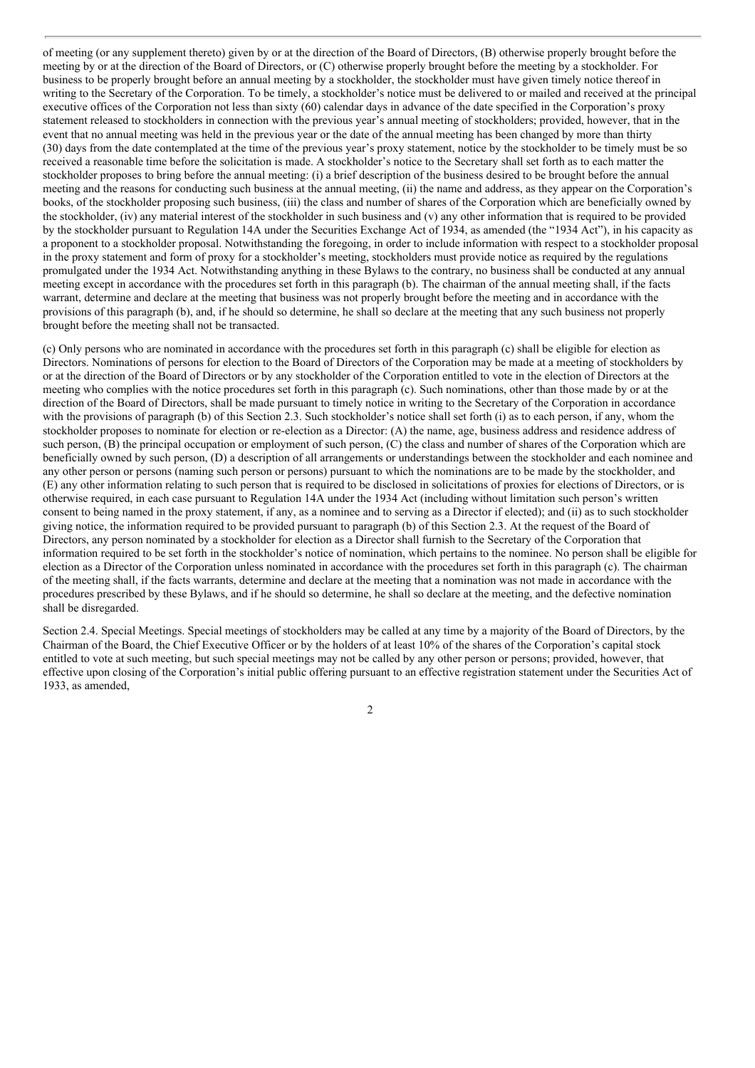of meeting (or any supplement thereto) given by or at the direction of the Board of Directors, (B) otherwise properly brought before the meeting by or at the direction of the Board of Directors, or (C) otherwise properly brought before the meeting by a stockholder. For business to be properly brought before an annual meeting by a stockholder, the stockholder must have given timely notice thereof in writing to the Secretary of the Corporation. To be timely, a stockholder's notice must be delivered to or mailed and received at the principal executive offices of the Corporation not less than sixty (60) calendar days in advance of the date specified in the Corporation's proxy statement released to stockholders in connection with the previous year's annual meeting of stockholders; provided, however, that in the event that no annual meeting was held in the previous year or the date of the annual meeting has been changed by more than thirty (30) days from the date contemplated at the time of the previous year's proxy statement, notice by the stockholder to be timely must be so received a reasonable time before the solicitation is made. A stockholder's notice to the Secretary shall set forth as to each matter the stockholder proposes to bring before the annual meeting: (i) a brief description of the business desired to be brought before the annual meeting and the reasons for conducting such business at the annual meeting, (ii) the name and address, as they appear on the Corporation's books, of the stockholder proposing such business, (iii) the class and number of shares of the Corporation which are beneficially owned by the stockholder, (iv) any material interest of the stockholder in such business and (v) any other information that is required to be provided by the stockholder pursuant to Regulation 14A under the Securities Exchange Act of 1934, as amended (the "1934 Act"), in his capacity as a proponent to a stockholder proposal. Notwithstanding the foregoing, in order to include information with respect to a stockholder proposal in the proxy statement and form of proxy for a stockholder's meeting, stockholders must provide notice as required by the regulations promulgated under the 1934 Act. Notwithstanding anything in these Bylaws to the contrary, no business shall be conducted at any annual meeting except in accordance with the procedures set forth in this paragraph (b). The chairman of the annual meeting shall, if the facts warrant, determine and declare at the meeting that business was not properly brought before the meeting and in accordance with the provisions of this paragraph (b), and, if he should so determine, he shall so declare at the meeting that any such business not properly brought before the meeting shall not be transacted.

(c) Only persons who are nominated in accordance with the procedures set forth in this paragraph (c) shall be eligible for election as Directors. Nominations of persons for election to the Board of Directors of the Corporation may be made at a meeting of stockholders by or at the direction of the Board of Directors or by any stockholder of the Corporation entitled to vote in the election of Directors at the meeting who complies with the notice procedures set forth in this paragraph (c). Such nominations, other than those made by or at the direction of the Board of Directors, shall be made pursuant to timely notice in writing to the Secretary of the Corporation in accordance with the provisions of paragraph (b) of this Section 2.3. Such stockholder's notice shall set forth (i) as to each person, if any, whom the stockholder proposes to nominate for election or re-election as a Director: (A) the name, age, business address and residence address of such person, (B) the principal occupation or employment of such person, (C) the class and number of shares of the Corporation which are beneficially owned by such person, (D) a description of all arrangements or understandings between the stockholder and each nominee and any other person or persons (naming such person or persons) pursuant to which the nominations are to be made by the stockholder, and (E) any other information relating to such person that is required to be disclosed in solicitations of proxies for elections of Directors, or is otherwise required, in each case pursuant to Regulation 14A under the 1934 Act (including without limitation such person's written consent to being named in the proxy statement, if any, as a nominee and to serving as a Director if elected); and (ii) as to such stockholder giving notice, the information required to be provided pursuant to paragraph (b) of this Section 2.3. At the request of the Board of Directors, any person nominated by a stockholder for election as a Director shall furnish to the Secretary of the Corporation that information required to be set forth in the stockholder's notice of nomination, which pertains to the nominee. No person shall be eligible for election as a Director of the Corporation unless nominated in accordance with the procedures set forth in this paragraph (c). The chairman of the meeting shall, if the facts warrants, determine and declare at the meeting that a nomination was not made in accordance with the procedures prescribed by these Bylaws, and if he should so determine, he shall so declare at the meeting, and the defective nomination shall be disregarded.

Section 2.4. Special Meetings. Special meetings of stockholders may be called at any time by a majority of the Board of Directors, by the Chairman of the Board, the Chief Executive Officer or by the holders of at least 10% of the shares of the Corporation's capital stock entitled to vote at such meeting, but such special meetings may not be called by any other person or persons; provided, however, that effective upon closing of the Corporation's initial public offering pursuant to an effective registration statement under the Securities Act of 1933, as amended,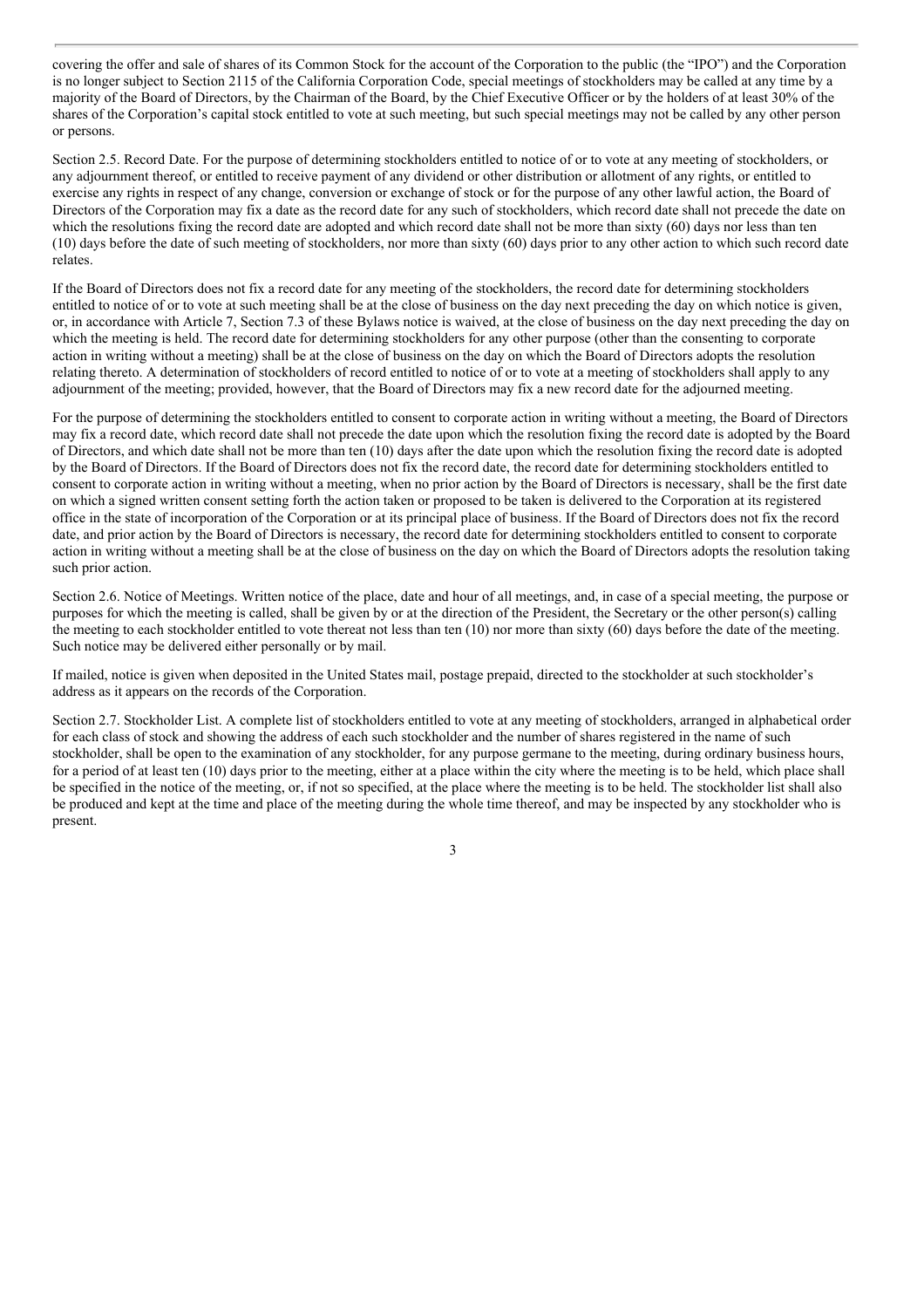covering the offer and sale of shares of its Common Stock for the account of the Corporation to the public (the "IPO") and the Corporation is no longer subject to Section 2115 of the California Corporation Code, special meetings of stockholders may be called at any time by a majority of the Board of Directors, by the Chairman of the Board, by the Chief Executive Officer or by the holders of at least 30% of the shares of the Corporation's capital stock entitled to vote at such meeting, but such special meetings may not be called by any other person or persons.

Section 2.5. Record Date. For the purpose of determining stockholders entitled to notice of or to vote at any meeting of stockholders, or any adjournment thereof, or entitled to receive payment of any dividend or other distribution or allotment of any rights, or entitled to exercise any rights in respect of any change, conversion or exchange of stock or for the purpose of any other lawful action, the Board of Directors of the Corporation may fix a date as the record date for any such of stockholders, which record date shall not precede the date on which the resolutions fixing the record date are adopted and which record date shall not be more than sixty (60) days nor less than ten (10) days before the date of such meeting of stockholders, nor more than sixty (60) days prior to any other action to which such record date relates.

If the Board of Directors does not fix a record date for any meeting of the stockholders, the record date for determining stockholders entitled to notice of or to vote at such meeting shall be at the close of business on the day next preceding the day on which notice is given, or, in accordance with Article 7, Section 7.3 of these Bylaws notice is waived, at the close of business on the day next preceding the day on which the meeting is held. The record date for determining stockholders for any other purpose (other than the consenting to corporate action in writing without a meeting) shall be at the close of business on the day on which the Board of Directors adopts the resolution relating thereto. A determination of stockholders of record entitled to notice of or to vote at a meeting of stockholders shall apply to any adjournment of the meeting; provided, however, that the Board of Directors may fix a new record date for the adjourned meeting.

For the purpose of determining the stockholders entitled to consent to corporate action in writing without a meeting, the Board of Directors may fix a record date, which record date shall not precede the date upon which the resolution fixing the record date is adopted by the Board of Directors, and which date shall not be more than ten (10) days after the date upon which the resolution fixing the record date is adopted by the Board of Directors. If the Board of Directors does not fix the record date, the record date for determining stockholders entitled to consent to corporate action in writing without a meeting, when no prior action by the Board of Directors is necessary, shall be the first date on which a signed written consent setting forth the action taken or proposed to be taken is delivered to the Corporation at its registered office in the state of incorporation of the Corporation or at its principal place of business. If the Board of Directors does not fix the record date, and prior action by the Board of Directors is necessary, the record date for determining stockholders entitled to consent to corporate action in writing without a meeting shall be at the close of business on the day on which the Board of Directors adopts the resolution taking such prior action.

Section 2.6. Notice of Meetings. Written notice of the place, date and hour of all meetings, and, in case of a special meeting, the purpose or purposes for which the meeting is called, shall be given by or at the direction of the President, the Secretary or the other person(s) calling the meeting to each stockholder entitled to vote thereat not less than ten (10) nor more than sixty (60) days before the date of the meeting. Such notice may be delivered either personally or by mail.

If mailed, notice is given when deposited in the United States mail, postage prepaid, directed to the stockholder at such stockholder's address as it appears on the records of the Corporation.

Section 2.7. Stockholder List. A complete list of stockholders entitled to vote at any meeting of stockholders, arranged in alphabetical order for each class of stock and showing the address of each such stockholder and the number of shares registered in the name of such stockholder, shall be open to the examination of any stockholder, for any purpose germane to the meeting, during ordinary business hours, for a period of at least ten (10) days prior to the meeting, either at a place within the city where the meeting is to be held, which place shall be specified in the notice of the meeting, or, if not so specified, at the place where the meeting is to be held. The stockholder list shall also be produced and kept at the time and place of the meeting during the whole time thereof, and may be inspected by any stockholder who is present.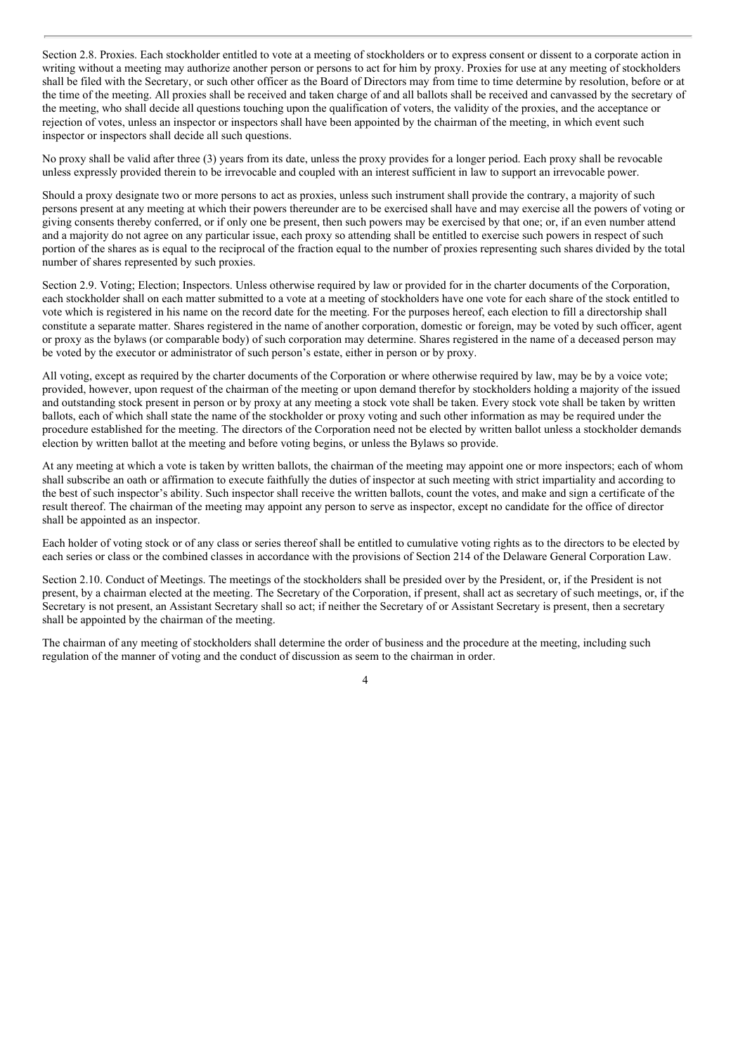Section 2.8. Proxies. Each stockholder entitled to vote at a meeting of stockholders or to express consent or dissent to a corporate action in writing without a meeting may authorize another person or persons to act for him by proxy. Proxies for use at any meeting of stockholders shall be filed with the Secretary, or such other officer as the Board of Directors may from time to time determine by resolution, before or at the time of the meeting. All proxies shall be received and taken charge of and all ballots shall be received and canvassed by the secretary of the meeting, who shall decide all questions touching upon the qualification of voters, the validity of the proxies, and the acceptance or rejection of votes, unless an inspector or inspectors shall have been appointed by the chairman of the meeting, in which event such inspector or inspectors shall decide all such questions.

No proxy shall be valid after three (3) years from its date, unless the proxy provides for a longer period. Each proxy shall be revocable unless expressly provided therein to be irrevocable and coupled with an interest sufficient in law to support an irrevocable power.

Should a proxy designate two or more persons to act as proxies, unless such instrument shall provide the contrary, a majority of such persons present at any meeting at which their powers thereunder are to be exercised shall have and may exercise all the powers of voting or giving consents thereby conferred, or if only one be present, then such powers may be exercised by that one; or, if an even number attend and a majority do not agree on any particular issue, each proxy so attending shall be entitled to exercise such powers in respect of such portion of the shares as is equal to the reciprocal of the fraction equal to the number of proxies representing such shares divided by the total number of shares represented by such proxies.

Section 2.9. Voting; Election; Inspectors. Unless otherwise required by law or provided for in the charter documents of the Corporation, each stockholder shall on each matter submitted to a vote at a meeting of stockholders have one vote for each share of the stock entitled to vote which is registered in his name on the record date for the meeting. For the purposes hereof, each election to fill a directorship shall constitute a separate matter. Shares registered in the name of another corporation, domestic or foreign, may be voted by such officer, agent or proxy as the bylaws (or comparable body) of such corporation may determine. Shares registered in the name of a deceased person may be voted by the executor or administrator of such person's estate, either in person or by proxy.

All voting, except as required by the charter documents of the Corporation or where otherwise required by law, may be by a voice vote; provided, however, upon request of the chairman of the meeting or upon demand therefor by stockholders holding a majority of the issued and outstanding stock present in person or by proxy at any meeting a stock vote shall be taken. Every stock vote shall be taken by written ballots, each of which shall state the name of the stockholder or proxy voting and such other information as may be required under the procedure established for the meeting. The directors of the Corporation need not be elected by written ballot unless a stockholder demands election by written ballot at the meeting and before voting begins, or unless the Bylaws so provide.

At any meeting at which a vote is taken by written ballots, the chairman of the meeting may appoint one or more inspectors; each of whom shall subscribe an oath or affirmation to execute faithfully the duties of inspector at such meeting with strict impartiality and according to the best of such inspector's ability. Such inspector shall receive the written ballots, count the votes, and make and sign a certificate of the result thereof. The chairman of the meeting may appoint any person to serve as inspector, except no candidate for the office of director shall be appointed as an inspector.

Each holder of voting stock or of any class or series thereof shall be entitled to cumulative voting rights as to the directors to be elected by each series or class or the combined classes in accordance with the provisions of Section 214 of the Delaware General Corporation Law.

Section 2.10. Conduct of Meetings. The meetings of the stockholders shall be presided over by the President, or, if the President is not present, by a chairman elected at the meeting. The Secretary of the Corporation, if present, shall act as secretary of such meetings, or, if the Secretary is not present, an Assistant Secretary shall so act; if neither the Secretary of or Assistant Secretary is present, then a secretary shall be appointed by the chairman of the meeting.

The chairman of any meeting of stockholders shall determine the order of business and the procedure at the meeting, including such regulation of the manner of voting and the conduct of discussion as seem to the chairman in order.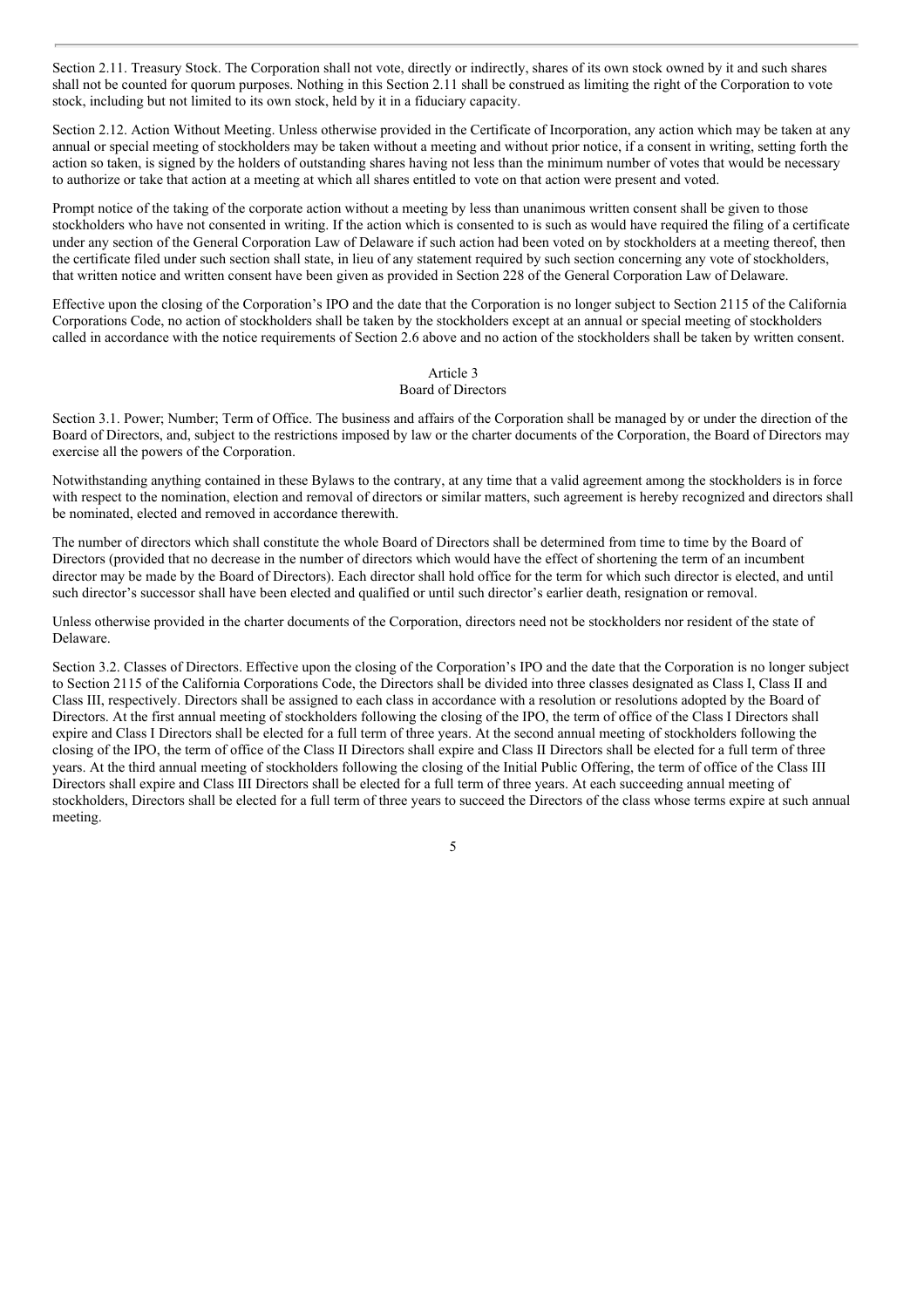Section 2.11. Treasury Stock. The Corporation shall not vote, directly or indirectly, shares of its own stock owned by it and such shares shall not be counted for quorum purposes. Nothing in this Section 2.11 shall be construed as limiting the right of the Corporation to vote stock, including but not limited to its own stock, held by it in a fiduciary capacity.

Section 2.12. Action Without Meeting. Unless otherwise provided in the Certificate of Incorporation, any action which may be taken at any annual or special meeting of stockholders may be taken without a meeting and without prior notice, if a consent in writing, setting forth the action so taken, is signed by the holders of outstanding shares having not less than the minimum number of votes that would be necessary to authorize or take that action at a meeting at which all shares entitled to vote on that action were present and voted.

Prompt notice of the taking of the corporate action without a meeting by less than unanimous written consent shall be given to those stockholders who have not consented in writing. If the action which is consented to is such as would have required the filing of a certificate under any section of the General Corporation Law of Delaware if such action had been voted on by stockholders at a meeting thereof, then the certificate filed under such section shall state, in lieu of any statement required by such section concerning any vote of stockholders, that written notice and written consent have been given as provided in Section 228 of the General Corporation Law of Delaware.

Effective upon the closing of the Corporation's IPO and the date that the Corporation is no longer subject to Section 2115 of the California Corporations Code, no action of stockholders shall be taken by the stockholders except at an annual or special meeting of stockholders called in accordance with the notice requirements of Section 2.6 above and no action of the stockholders shall be taken by written consent.

## Article 3
## Board of Directors

Section 3.1. Power; Number; Term of Office. The business and affairs of the Corporation shall be managed by or under the direction of the Board of Directors, and, subject to the restrictions imposed by law or the charter documents of the Corporation, the Board of Directors may exercise all the powers of the Corporation.

Notwithstanding anything contained in these Bylaws to the contrary, at any time that a valid agreement among the stockholders is in force with respect to the nomination, election and removal of directors or similar matters, such agreement is hereby recognized and directors shall be nominated, elected and removed in accordance therewith.

The number of directors which shall constitute the whole Board of Directors shall be determined from time to time by the Board of Directors (provided that no decrease in the number of directors which would have the effect of shortening the term of an incumbent director may be made by the Board of Directors). Each director shall hold office for the term for which such director is elected, and until such director's successor shall have been elected and qualified or until such director's earlier death, resignation or removal.

Unless otherwise provided in the charter documents of the Corporation, directors need not be stockholders nor resident of the state of Delaware.

Section 3.2. Classes of Directors. Effective upon the closing of the Corporation's IPO and the date that the Corporation is no longer subject to Section 2115 of the California Corporations Code, the Directors shall be divided into three classes designated as Class I, Class II and Class III, respectively. Directors shall be assigned to each class in accordance with a resolution or resolutions adopted by the Board of Directors. At the first annual meeting of stockholders following the closing of the IPO, the term of office of the Class I Directors shall expire and Class I Directors shall be elected for a full term of three years. At the second annual meeting of stockholders following the closing of the IPO, the term of office of the Class II Directors shall expire and Class II Directors shall be elected for a full term of three years. At the third annual meeting of stockholders following the closing of the Initial Public Offering, the term of office of the Class III Directors shall expire and Class III Directors shall be elected for a full term of three years. At each succeeding annual meeting of stockholders, Directors shall be elected for a full term of three years to succeed the Directors of the class whose terms expire at such annual meeting.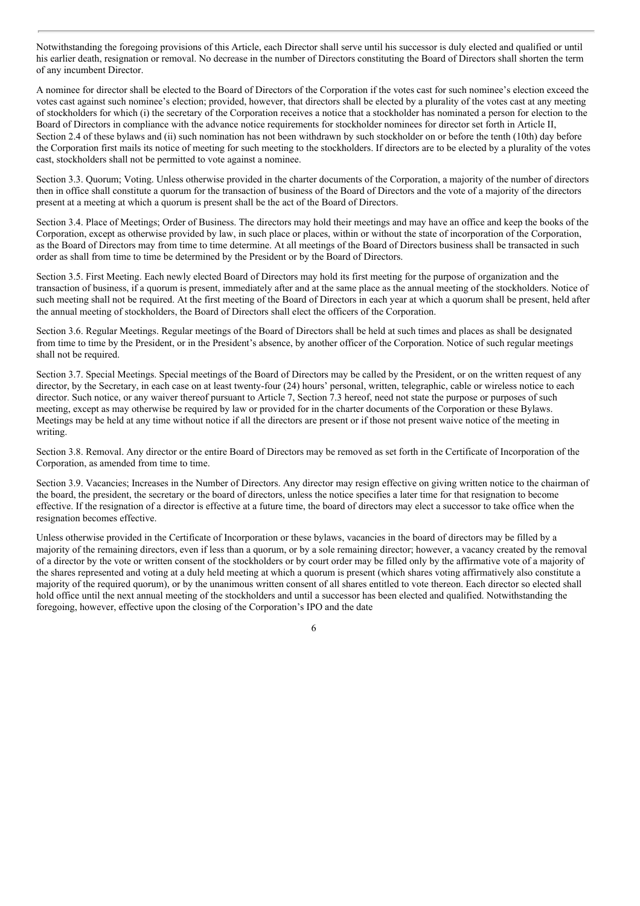Notwithstanding the foregoing provisions of this Article, each Director shall serve until his successor is duly elected and qualified or until his earlier death, resignation or removal. No decrease in the number of Directors constituting the Board of Directors shall shorten the term of any incumbent Director.

A nominee for director shall be elected to the Board of Directors of the Corporation if the votes cast for such nominee's election exceed the votes cast against such nominee's election; provided, however, that directors shall be elected by a plurality of the votes cast at any meeting of stockholders for which (i) the secretary of the Corporation receives a notice that a stockholder has nominated a person for election to the Board of Directors in compliance with the advance notice requirements for stockholder nominees for director set forth in Article II, Section 2.4 of these bylaws and (ii) such nomination has not been withdrawn by such stockholder on or before the tenth (10th) day before the Corporation first mails its notice of meeting for such meeting to the stockholders. If directors are to be elected by a plurality of the votes cast, stockholders shall not be permitted to vote against a nominee.

Section 3.3. Quorum; Voting. Unless otherwise provided in the charter documents of the Corporation, a majority of the number of directors then in office shall constitute a quorum for the transaction of business of the Board of Directors and the vote of a majority of the directors present at a meeting at which a quorum is present shall be the act of the Board of Directors.

Section 3.4. Place of Meetings; Order of Business. The directors may hold their meetings and may have an office and keep the books of the Corporation, except as otherwise provided by law, in such place or places, within or without the state of incorporation of the Corporation, as the Board of Directors may from time to time determine. At all meetings of the Board of Directors business shall be transacted in such order as shall from time to time be determined by the President or by the Board of Directors.

Section 3.5. First Meeting. Each newly elected Board of Directors may hold its first meeting for the purpose of organization and the transaction of business, if a quorum is present, immediately after and at the same place as the annual meeting of the stockholders. Notice of such meeting shall not be required. At the first meeting of the Board of Directors in each year at which a quorum shall be present, held after the annual meeting of stockholders, the Board of Directors shall elect the officers of the Corporation.

Section 3.6. Regular Meetings. Regular meetings of the Board of Directors shall be held at such times and places as shall be designated from time to time by the President, or in the President's absence, by another officer of the Corporation. Notice of such regular meetings shall not be required.

Section 3.7. Special Meetings. Special meetings of the Board of Directors may be called by the President, or on the written request of any director, by the Secretary, in each case on at least twenty-four (24) hours' personal, written, telegraphic, cable or wireless notice to each director. Such notice, or any waiver thereof pursuant to Article 7, Section 7.3 hereof, need not state the purpose or purposes of such meeting, except as may otherwise be required by law or provided for in the charter documents of the Corporation or these Bylaws. Meetings may be held at any time without notice if all the directors are present or if those not present waive notice of the meeting in writing.

Section 3.8. Removal. Any director or the entire Board of Directors may be removed as set forth in the Certificate of Incorporation of the Corporation, as amended from time to time.

Section 3.9. Vacancies; Increases in the Number of Directors. Any director may resign effective on giving written notice to the chairman of the board, the president, the secretary or the board of directors, unless the notice specifies a later time for that resignation to become effective. If the resignation of a director is effective at a future time, the board of directors may elect a successor to take office when the resignation becomes effective.

Unless otherwise provided in the Certificate of Incorporation or these bylaws, vacancies in the board of directors may be filled by a majority of the remaining directors, even if less than a quorum, or by a sole remaining director; however, a vacancy created by the removal of a director by the vote or written consent of the stockholders or by court order may be filled only by the affirmative vote of a majority of the shares represented and voting at a duly held meeting at which a quorum is present (which shares voting affirmatively also constitute a majority of the required quorum), or by the unanimous written consent of all shares entitled to vote thereon. Each director so elected shall hold office until the next annual meeting of the stockholders and until a successor has been elected and qualified. Notwithstanding the foregoing, however, effective upon the closing of the Corporation's IPO and the date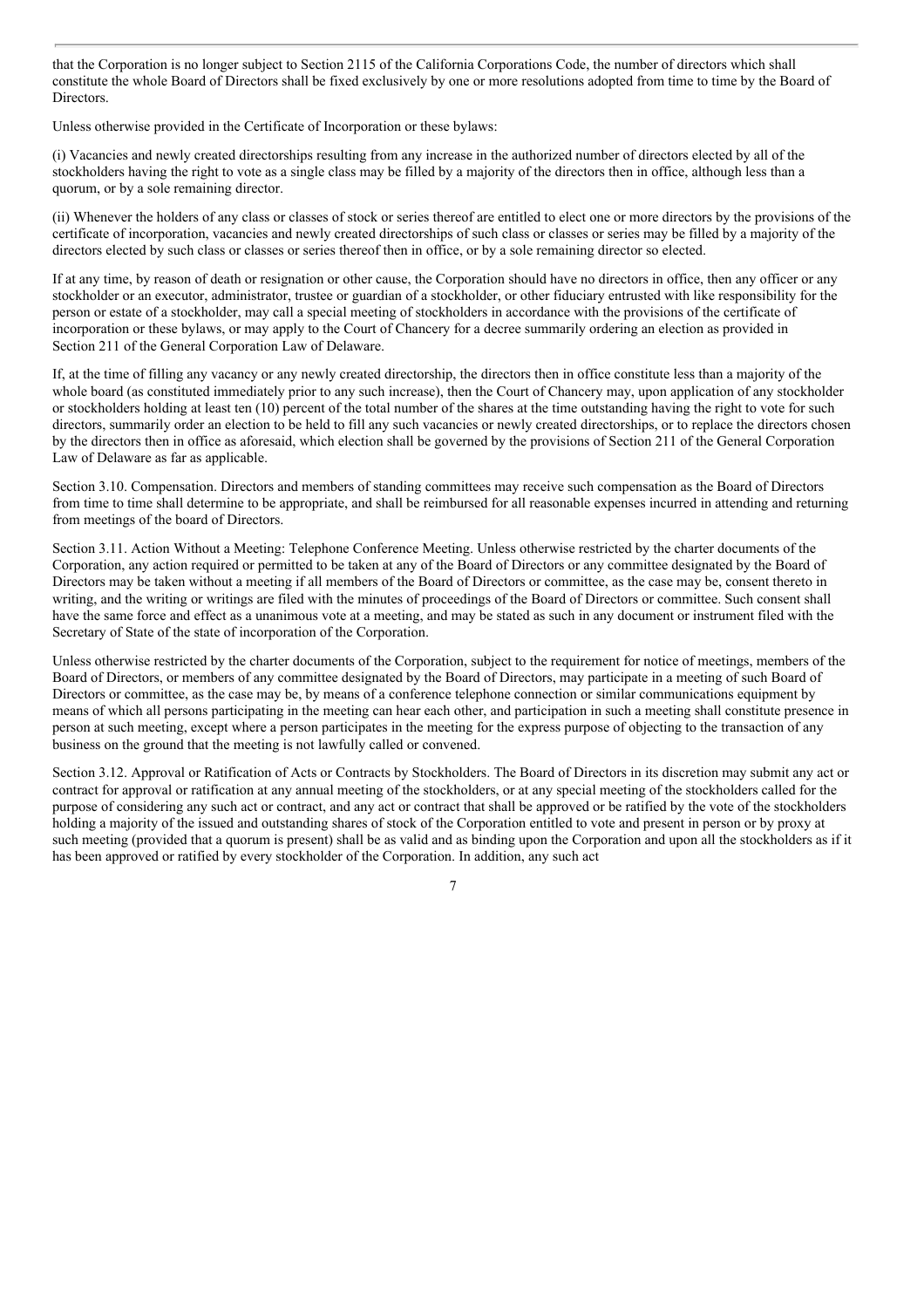that the Corporation is no longer subject to Section 2115 of the California Corporations Code, the number of directors which shall constitute the whole Board of Directors shall be fixed exclusively by one or more resolutions adopted from time to time by the Board of Directors.

Unless otherwise provided in the Certificate of Incorporation or these bylaws:

(i) Vacancies and newly created directorships resulting from any increase in the authorized number of directors elected by all of the stockholders having the right to vote as a single class may be filled by a majority of the directors then in office, although less than a quorum, or by a sole remaining director.

(ii) Whenever the holders of any class or classes of stock or series thereof are entitled to elect one or more directors by the provisions of the certificate of incorporation, vacancies and newly created directorships of such class or classes or series may be filled by a majority of the directors elected by such class or classes or series thereof then in office, or by a sole remaining director so elected.

If at any time, by reason of death or resignation or other cause, the Corporation should have no directors in office, then any officer or any stockholder or an executor, administrator, trustee or guardian of a stockholder, or other fiduciary entrusted with like responsibility for the person or estate of a stockholder, may call a special meeting of stockholders in accordance with the provisions of the certificate of incorporation or these bylaws, or may apply to the Court of Chancery for a decree summarily ordering an election as provided in Section 211 of the General Corporation Law of Delaware.

If, at the time of filling any vacancy or any newly created directorship, the directors then in office constitute less than a majority of the whole board (as constituted immediately prior to any such increase), then the Court of Chancery may, upon application of any stockholder or stockholders holding at least ten (10) percent of the total number of the shares at the time outstanding having the right to vote for such directors, summarily order an election to be held to fill any such vacancies or newly created directorships, or to replace the directors chosen by the directors then in office as aforesaid, which election shall be governed by the provisions of Section 211 of the General Corporation Law of Delaware as far as applicable.

Section 3.10. Compensation. Directors and members of standing committees may receive such compensation as the Board of Directors from time to time shall determine to be appropriate, and shall be reimbursed for all reasonable expenses incurred in attending and returning from meetings of the board of Directors.

Section 3.11. Action Without a Meeting: Telephone Conference Meeting. Unless otherwise restricted by the charter documents of the Corporation, any action required or permitted to be taken at any of the Board of Directors or any committee designated by the Board of Directors may be taken without a meeting if all members of the Board of Directors or committee, as the case may be, consent thereto in writing, and the writing or writings are filed with the minutes of proceedings of the Board of Directors or committee. Such consent shall have the same force and effect as a unanimous vote at a meeting, and may be stated as such in any document or instrument filed with the Secretary of State of the state of incorporation of the Corporation.

Unless otherwise restricted by the charter documents of the Corporation, subject to the requirement for notice of meetings, members of the Board of Directors, or members of any committee designated by the Board of Directors, may participate in a meeting of such Board of Directors or committee, as the case may be, by means of a conference telephone connection or similar communications equipment by means of which all persons participating in the meeting can hear each other, and participation in such a meeting shall constitute presence in person at such meeting, except where a person participates in the meeting for the express purpose of objecting to the transaction of any business on the ground that the meeting is not lawfully called or convened.

Section 3.12. Approval or Ratification of Acts or Contracts by Stockholders. The Board of Directors in its discretion may submit any act or contract for approval or ratification at any annual meeting of the stockholders, or at any special meeting of the stockholders called for the purpose of considering any such act or contract, and any act or contract that shall be approved or be ratified by the vote of the stockholders holding a majority of the issued and outstanding shares of stock of the Corporation entitled to vote and present in person or by proxy at such meeting (provided that a quorum is present) shall be as valid and as binding upon the Corporation and upon all the stockholders as if it has been approved or ratified by every stockholder of the Corporation. In addition, any such act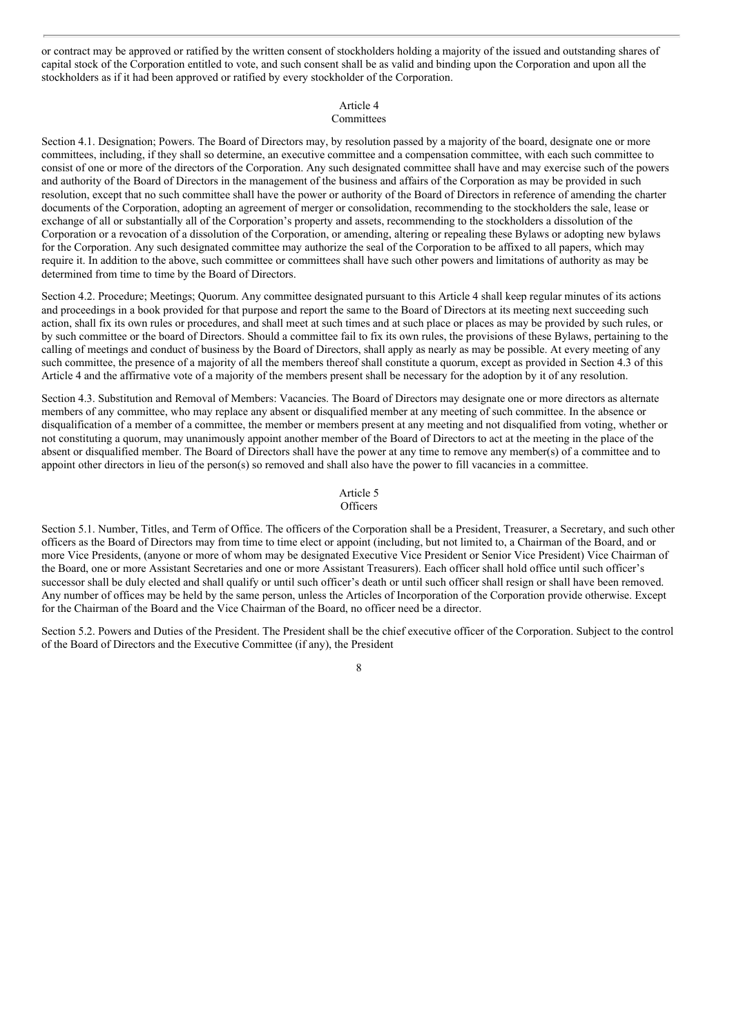or contract may be approved or ratified by the written consent of stockholders holding a majority of the issued and outstanding shares of capital stock of the Corporation entitled to vote, and such consent shall be as valid and binding upon the Corporation and upon all the stockholders as if it had been approved or ratified by every stockholder of the Corporation.

## Article 4
## Committees

Section 4.1. Designation; Powers. The Board of Directors may, by resolution passed by a majority of the board, designate one or more committees, including, if they shall so determine, an executive committee and a compensation committee, with each such committee to consist of one or more of the directors of the Corporation. Any such designated committee shall have and may exercise such of the powers and authority of the Board of Directors in the management of the business and affairs of the Corporation as may be provided in such resolution, except that no such committee shall have the power or authority of the Board of Directors in reference of amending the charter documents of the Corporation, adopting an agreement of merger or consolidation, recommending to the stockholders the sale, lease or exchange of all or substantially all of the Corporation's property and assets, recommending to the stockholders a dissolution of the Corporation or a revocation of a dissolution of the Corporation, or amending, altering or repealing these Bylaws or adopting new bylaws for the Corporation. Any such designated committee may authorize the seal of the Corporation to be affixed to all papers, which may require it. In addition to the above, such committee or committees shall have such other powers and limitations of authority as may be determined from time to time by the Board of Directors.

Section 4.2. Procedure; Meetings; Quorum. Any committee designated pursuant to this Article 4 shall keep regular minutes of its actions and proceedings in a book provided for that purpose and report the same to the Board of Directors at its meeting next succeeding such action, shall fix its own rules or procedures, and shall meet at such times and at such place or places as may be provided by such rules, or by such committee or the board of Directors. Should a committee fail to fix its own rules, the provisions of these Bylaws, pertaining to the calling of meetings and conduct of business by the Board of Directors, shall apply as nearly as may be possible. At every meeting of any such committee, the presence of a majority of all the members thereof shall constitute a quorum, except as provided in Section 4.3 of this Article 4 and the affirmative vote of a majority of the members present shall be necessary for the adoption by it of any resolution.

Section 4.3. Substitution and Removal of Members: Vacancies. The Board of Directors may designate one or more directors as alternate members of any committee, who may replace any absent or disqualified member at any meeting of such committee. In the absence or disqualification of a member of a committee, the member or members present at any meeting and not disqualified from voting, whether or not constituting a quorum, may unanimously appoint another member of the Board of Directors to act at the meeting in the place of the absent or disqualified member. The Board of Directors shall have the power at any time to remove any member(s) of a committee and to appoint other directors in lieu of the person(s) so removed and shall also have the power to fill vacancies in a committee.

## Article 5
## Officers

Section 5.1. Number, Titles, and Term of Office. The officers of the Corporation shall be a President, Treasurer, a Secretary, and such other officers as the Board of Directors may from time to time elect or appoint (including, but not limited to, a Chairman of the Board, and or more Vice Presidents, (anyone or more of whom may be designated Executive Vice President or Senior Vice President) Vice Chairman of the Board, one or more Assistant Secretaries and one or more Assistant Treasurers). Each officer shall hold office until such officer's successor shall be duly elected and shall qualify or until such officer's death or until such officer shall resign or shall have been removed. Any number of offices may be held by the same person, unless the Articles of Incorporation of the Corporation provide otherwise. Except for the Chairman of the Board and the Vice Chairman of the Board, no officer need be a director.

Section 5.2. Powers and Duties of the President. The President shall be the chief executive officer of the Corporation. Subject to the control of the Board of Directors and the Executive Committee (if any), the President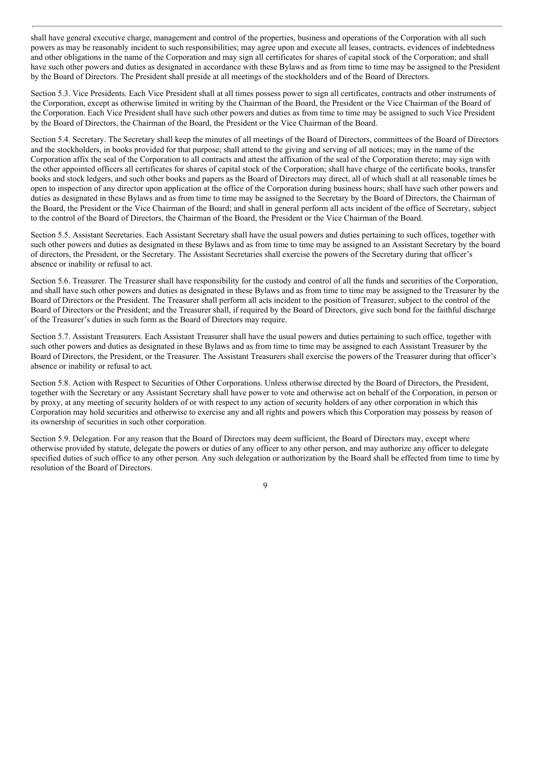shall have general executive charge, management and control of the properties, business and operations of the Corporation with all such powers as may be reasonably incident to such responsibilities; may agree upon and execute all leases, contracts, evidences of indebtedness and other obligations in the name of the Corporation and may sign all certificates for shares of capital stock of the Corporation; and shall have such other powers and duties as designated in accordance with these Bylaws and as from time to time may be assigned to the President by the Board of Directors. The President shall preside at all meetings of the stockholders and of the Board of Directors.

Section 5.3. Vice Presidents. Each Vice President shall at all times possess power to sign all certificates, contracts and other instruments of the Corporation, except as otherwise limited in writing by the Chairman of the Board, the President or the Vice Chairman of the Board of the Corporation. Each Vice President shall have such other powers and duties as from time to time may be assigned to such Vice President by the Board of Directors, the Chairman of the Board, the President or the Vice Chairman of the Board.

Section 5.4. Secretary. The Secretary shall keep the minutes of all meetings of the Board of Directors, committees of the Board of Directors and the stockholders, in books provided for that purpose; shall attend to the giving and serving of all notices; may in the name of the Corporation affix the seal of the Corporation to all contracts and attest the affixation of the seal of the Corporation thereto; may sign with the other appointed officers all certificates for shares of capital stock of the Corporation; shall have charge of the certificate books, transfer books and stock ledgers, and such other books and papers as the Board of Directors may direct, all of which shall at all reasonable times be open to inspection of any director upon application at the office of the Corporation during business hours; shall have such other powers and duties as designated in these Bylaws and as from time to time may be assigned to the Secretary by the Board of Directors, the Chairman of the Board, the President or the Vice Chairman of the Board; and shall in general perform all acts incident of the office of Secretary, subject to the control of the Board of Directors, the Chairman of the Board, the President or the Vice Chairman of the Board.

Section 5.5. Assistant Secretaries. Each Assistant Secretary shall have the usual powers and duties pertaining to such offices, together with such other powers and duties as designated in these Bylaws and as from time to time may be assigned to an Assistant Secretary by the board of directors, the President, or the Secretary. The Assistant Secretaries shall exercise the powers of the Secretary during that officer's absence or inability or refusal to act.

Section 5.6. Treasurer. The Treasurer shall have responsibility for the custody and control of all the funds and securities of the Corporation, and shall have such other powers and duties as designated in these Bylaws and as from time to time may be assigned to the Treasurer by the Board of Directors or the President. The Treasurer shall perform all acts incident to the position of Treasurer, subject to the control of the Board of Directors or the President; and the Treasurer shall, if required by the Board of Directors, give such bond for the faithful discharge of the Treasurer's duties in such form as the Board of Directors may require.

Section 5.7. Assistant Treasurers. Each Assistant Treasurer shall have the usual powers and duties pertaining to such office, together with such other powers and duties as designated in these Bylaws and as from time to time may be assigned to each Assistant Treasurer by the Board of Directors, the President, or the Treasurer. The Assistant Treasurers shall exercise the powers of the Treasurer during that officer's absence or inability or refusal to act.

Section 5.8. Action with Respect to Securities of Other Corporations. Unless otherwise directed by the Board of Directors, the President, together with the Secretary or any Assistant Secretary shall have power to vote and otherwise act on behalf of the Corporation, in person or by proxy, at any meeting of security holders of or with respect to any action of security holders of any other corporation in which this Corporation may hold securities and otherwise to exercise any and all rights and powers which this Corporation may possess by reason of its ownership of securities in such other corporation.

Section 5.9. Delegation. For any reason that the Board of Directors may deem sufficient, the Board of Directors may, except where otherwise provided by statute, delegate the powers or duties of any officer to any other person, and may authorize any officer to delegate specified duties of such office to any other person. Any such delegation or authorization by the Board shall be effected from time to time by resolution of the Board of Directors.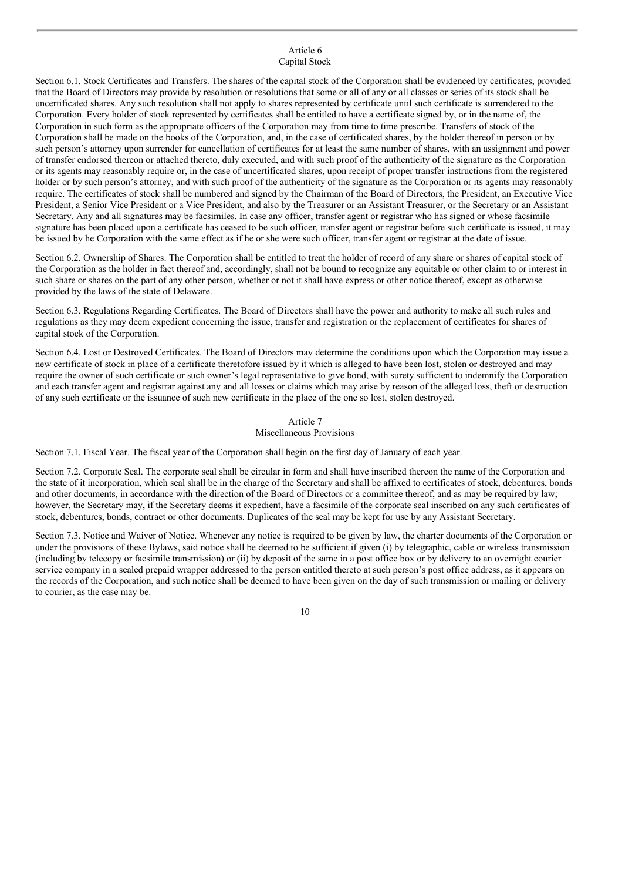## Article 6
## Capital Stock

Section 6.1. Stock Certificates and Transfers. The shares of the capital stock of the Corporation shall be evidenced by certificates, provided that the Board of Directors may provide by resolution or resolutions that some or all of any or all classes or series of its stock shall be uncertificated shares. Any such resolution shall not apply to shares represented by certificate until such certificate is surrendered to the Corporation. Every holder of stock represented by certificates shall be entitled to have a certificate signed by, or in the name of, the Corporation in such form as the appropriate officers of the Corporation may from time to time prescribe. Transfers of stock of the Corporation shall be made on the books of the Corporation, and, in the case of certificated shares, by the holder thereof in person or by such person's attorney upon surrender for cancellation of certificates for at least the same number of shares, with an assignment and power of transfer endorsed thereon or attached thereto, duly executed, and with such proof of the authenticity of the signature as the Corporation or its agents may reasonably require or, in the case of uncertificated shares, upon receipt of proper transfer instructions from the registered holder or by such person's attorney, and with such proof of the authenticity of the signature as the Corporation or its agents may reasonably require. The certificates of stock shall be numbered and signed by the Chairman of the Board of Directors, the President, an Executive Vice President, a Senior Vice President or a Vice President, and also by the Treasurer or an Assistant Treasurer, or the Secretary or an Assistant Secretary. Any and all signatures may be facsimiles. In case any officer, transfer agent or registrar who has signed or whose facsimile signature has been placed upon a certificate has ceased to be such officer, transfer agent or registrar before such certificate is issued, it may be issued by he Corporation with the same effect as if he or she were such officer, transfer agent or registrar at the date of issue.

Section 6.2. Ownership of Shares. The Corporation shall be entitled to treat the holder of record of any share or shares of capital stock of the Corporation as the holder in fact thereof and, accordingly, shall not be bound to recognize any equitable or other claim to or interest in such share or shares on the part of any other person, whether or not it shall have express or other notice thereof, except as otherwise provided by the laws of the state of Delaware.

Section 6.3. Regulations Regarding Certificates. The Board of Directors shall have the power and authority to make all such rules and regulations as they may deem expedient concerning the issue, transfer and registration or the replacement of certificates for shares of capital stock of the Corporation.

Section 6.4. Lost or Destroyed Certificates. The Board of Directors may determine the conditions upon which the Corporation may issue a new certificate of stock in place of a certificate theretofore issued by it which is alleged to have been lost, stolen or destroyed and may require the owner of such certificate or such owner's legal representative to give bond, with surety sufficient to indemnify the Corporation and each transfer agent and registrar against any and all losses or claims which may arise by reason of the alleged loss, theft or destruction of any such certificate or the issuance of such new certificate in the place of the one so lost, stolen destroyed.

## Article 7
## Miscellaneous Provisions

Section 7.1. Fiscal Year. The fiscal year of the Corporation shall begin on the first day of January of each year.

Section 7.2. Corporate Seal. The corporate seal shall be circular in form and shall have inscribed thereon the name of the Corporation and the state of it incorporation, which seal shall be in the charge of the Secretary and shall be affixed to certificates of stock, debentures, bonds and other documents, in accordance with the direction of the Board of Directors or a committee thereof, and as may be required by law; however, the Secretary may, if the Secretary deems it expedient, have a facsimile of the corporate seal inscribed on any such certificates of stock, debentures, bonds, contract or other documents. Duplicates of the seal may be kept for use by any Assistant Secretary.

Section 7.3. Notice and Waiver of Notice. Whenever any notice is required to be given by law, the charter documents of the Corporation or under the provisions of these Bylaws, said notice shall be deemed to be sufficient if given (i) by telegraphic, cable or wireless transmission (including by telecopy or facsimile transmission) or (ii) by deposit of the same in a post office box or by delivery to an overnight courier service company in a sealed prepaid wrapper addressed to the person entitled thereto at such person's post office address, as it appears on the records of the Corporation, and such notice shall be deemed to have been given on the day of such transmission or mailing or delivery to courier, as the case may be.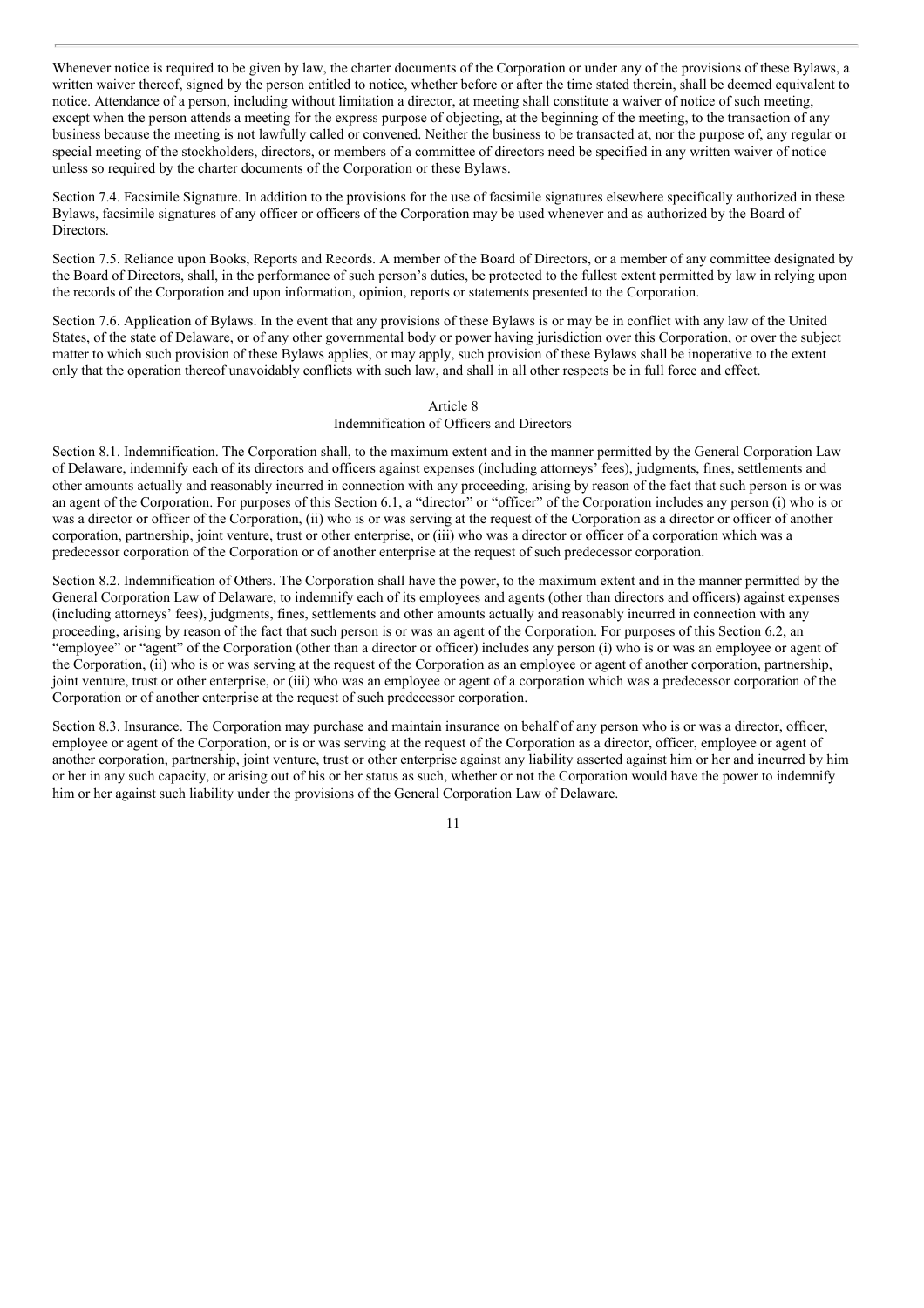Whenever notice is required to be given by law, the charter documents of the Corporation or under any of the provisions of these Bylaws, a written waiver thereof, signed by the person entitled to notice, whether before or after the time stated therein, shall be deemed equivalent to notice. Attendance of a person, including without limitation a director, at meeting shall constitute a waiver of notice of such meeting, except when the person attends a meeting for the express purpose of objecting, at the beginning of the meeting, to the transaction of any business because the meeting is not lawfully called or convened. Neither the business to be transacted at, nor the purpose of, any regular or special meeting of the stockholders, directors, or members of a committee of directors need be specified in any written waiver of notice unless so required by the charter documents of the Corporation or these Bylaws.

Section 7.4. Facsimile Signature. In addition to the provisions for the use of facsimile signatures elsewhere specifically authorized in these Bylaws, facsimile signatures of any officer or officers of the Corporation may be used whenever and as authorized by the Board of Directors.

Section 7.5. Reliance upon Books, Reports and Records. A member of the Board of Directors, or a member of any committee designated by the Board of Directors, shall, in the performance of such person's duties, be protected to the fullest extent permitted by law in relying upon the records of the Corporation and upon information, opinion, reports or statements presented to the Corporation.

Section 7.6. Application of Bylaws. In the event that any provisions of these Bylaws is or may be in conflict with any law of the United States, of the state of Delaware, or of any other governmental body or power having jurisdiction over this Corporation, or over the subject matter to which such provision of these Bylaws applies, or may apply, such provision of these Bylaws shall be inoperative to the extent only that the operation thereof unavoidably conflicts with such law, and shall in all other respects be in full force and effect.

## Article 8
## Indemnification of Officers and Directors

Section 8.1. Indemnification. The Corporation shall, to the maximum extent and in the manner permitted by the General Corporation Law of Delaware, indemnify each of its directors and officers against expenses (including attorneys' fees), judgments, fines, settlements and other amounts actually and reasonably incurred in connection with any proceeding, arising by reason of the fact that such person is or was an agent of the Corporation. For purposes of this Section 6.1, a "director" or "officer" of the Corporation includes any person (i) who is or was a director or officer of the Corporation, (ii) who is or was serving at the request of the Corporation as a director or officer of another corporation, partnership, joint venture, trust or other enterprise, or (iii) who was a director or officer of a corporation which was a predecessor corporation of the Corporation or of another enterprise at the request of such predecessor corporation.

Section 8.2. Indemnification of Others. The Corporation shall have the power, to the maximum extent and in the manner permitted by the General Corporation Law of Delaware, to indemnify each of its employees and agents (other than directors and officers) against expenses (including attorneys' fees), judgments, fines, settlements and other amounts actually and reasonably incurred in connection with any proceeding, arising by reason of the fact that such person is or was an agent of the Corporation. For purposes of this Section 6.2, an "employee" or "agent" of the Corporation (other than a director or officer) includes any person (i) who is or was an employee or agent of the Corporation, (ii) who is or was serving at the request of the Corporation as an employee or agent of another corporation, partnership, joint venture, trust or other enterprise, or (iii) who was an employee or agent of a corporation which was a predecessor corporation of the Corporation or of another enterprise at the request of such predecessor corporation.

Section 8.3. Insurance. The Corporation may purchase and maintain insurance on behalf of any person who is or was a director, officer, employee or agent of the Corporation, or is or was serving at the request of the Corporation as a director, officer, employee or agent of another corporation, partnership, joint venture, trust or other enterprise against any liability asserted against him or her and incurred by him or her in any such capacity, or arising out of his or her status as such, whether or not the Corporation would have the power to indemnify him or her against such liability under the provisions of the General Corporation Law of Delaware.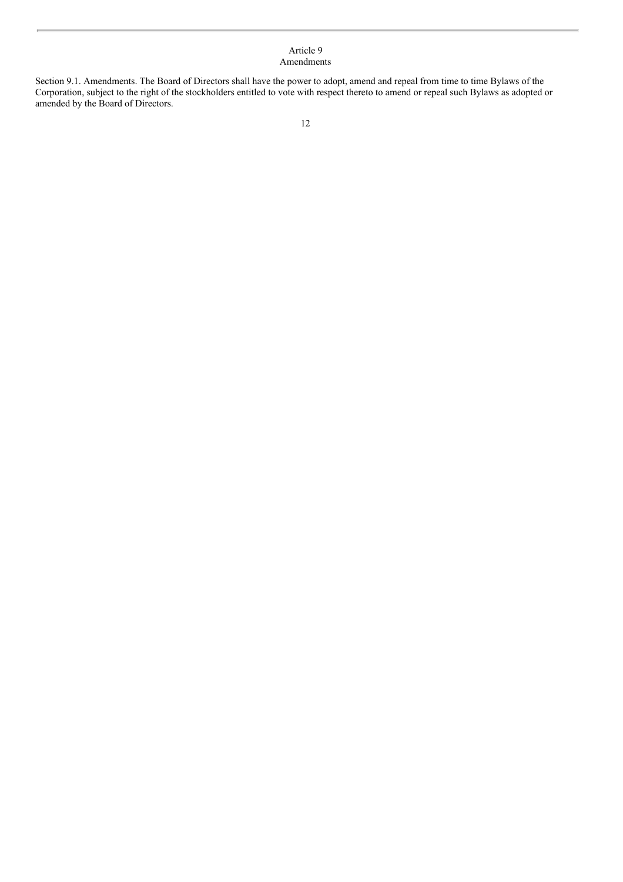## Article 9
## Amendments

Section 9.1. Amendments. The Board of Directors shall have the power to adopt, amend and repeal from time to time Bylaws of the Corporation, subject to the right of the stockholders entitled to vote with respect thereto to amend or repeal such Bylaws as adopted or amended by the Board of Directors.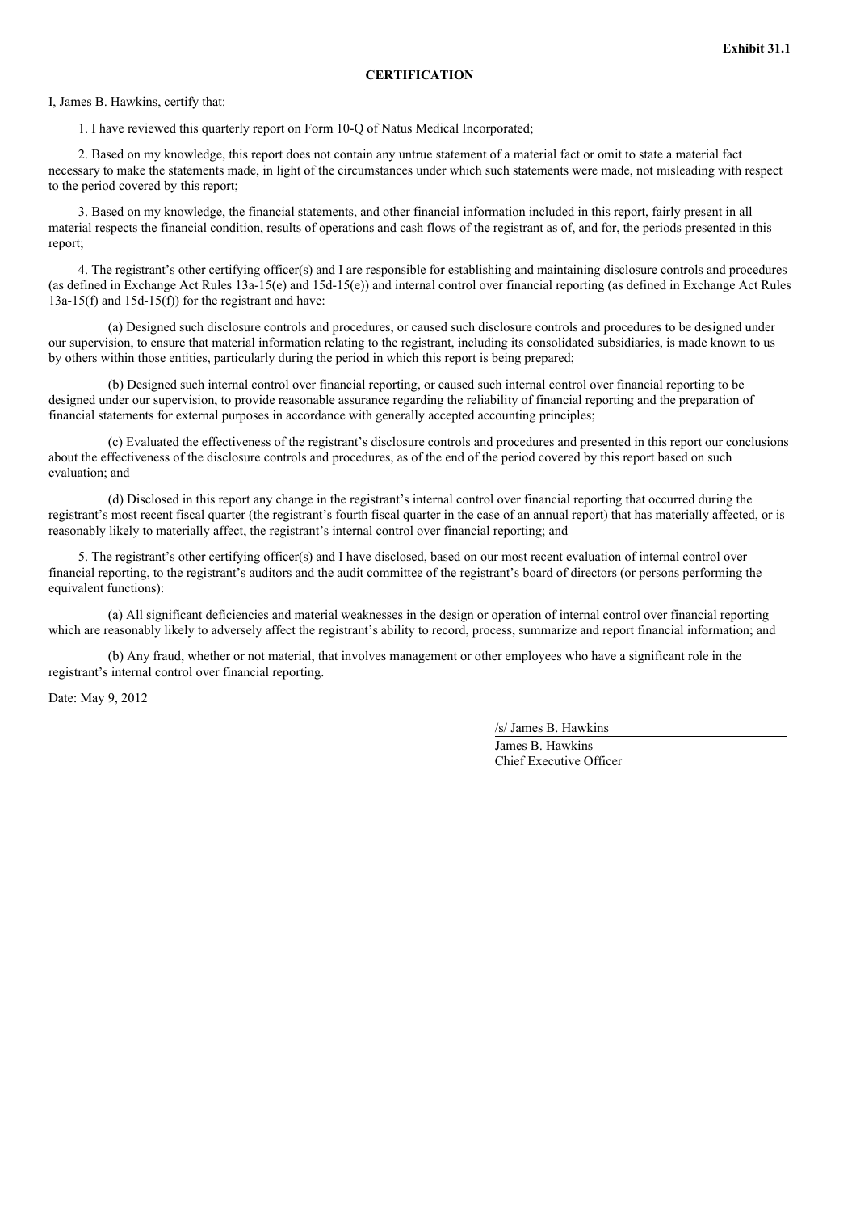**Exhibit 31.1**

**CERTIFICATION**

I, James B. Hawkins, certify that:

1. I have reviewed this quarterly report on Form 10-Q of Natus Medical Incorporated;

2. Based on my knowledge, this report does not contain any untrue statement of a material fact or omit to state a material fact necessary to make the statements made, in light of the circumstances under which such statements were made, not misleading with respect to the period covered by this report;

3. Based on my knowledge, the financial statements, and other financial information included in this report, fairly present in all material respects the financial condition, results of operations and cash flows of the registrant as of, and for, the periods presented in this report;

4. The registrant's other certifying officer(s) and I are responsible for establishing and maintaining disclosure controls and procedures (as defined in Exchange Act Rules 13a-15(e) and 15d-15(e)) and internal control over financial reporting (as defined in Exchange Act Rules 13a-15(f) and 15d-15(f)) for the registrant and have:

(a) Designed such disclosure controls and procedures, or caused such disclosure controls and procedures to be designed under our supervision, to ensure that material information relating to the registrant, including its consolidated subsidiaries, is made known to us by others within those entities, particularly during the period in which this report is being prepared;

(b) Designed such internal control over financial reporting, or caused such internal control over financial reporting to be designed under our supervision, to provide reasonable assurance regarding the reliability of financial reporting and the preparation of financial statements for external purposes in accordance with generally accepted accounting principles;

(c) Evaluated the effectiveness of the registrant's disclosure controls and procedures and presented in this report our conclusions about the effectiveness of the disclosure controls and procedures, as of the end of the period covered by this report based on such evaluation; and

(d) Disclosed in this report any change in the registrant's internal control over financial reporting that occurred during the registrant's most recent fiscal quarter (the registrant's fourth fiscal quarter in the case of an annual report) that has materially affected, or is reasonably likely to materially affect, the registrant's internal control over financial reporting; and

5. The registrant's other certifying officer(s) and I have disclosed, based on our most recent evaluation of internal control over financial reporting, to the registrant's auditors and the audit committee of the registrant's board of directors (or persons performing the equivalent functions):

(a) All significant deficiencies and material weaknesses in the design or operation of internal control over financial reporting which are reasonably likely to adversely affect the registrant's ability to record, process, summarize and report financial information; and

(b) Any fraud, whether or not material, that involves management or other employees who have a significant role in the registrant's internal control over financial reporting.

Date: May 9, 2012

/s/ James B. Hawkins

James B. Hawkins
Chief Executive Officer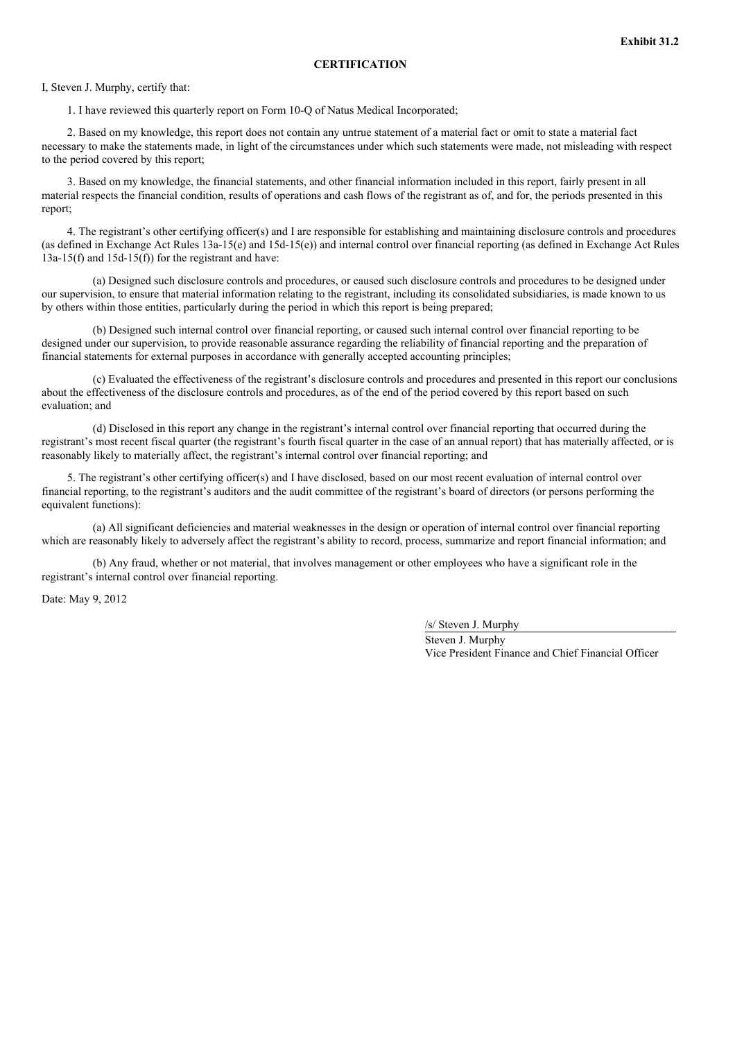**Exhibit 31.2**

**CERTIFICATION**

I, Steven J. Murphy, certify that:

1. I have reviewed this quarterly report on Form 10-Q of Natus Medical Incorporated;

2. Based on my knowledge, this report does not contain any untrue statement of a material fact or omit to state a material fact necessary to make the statements made, in light of the circumstances under which such statements were made, not misleading with respect to the period covered by this report;

3. Based on my knowledge, the financial statements, and other financial information included in this report, fairly present in all material respects the financial condition, results of operations and cash flows of the registrant as of, and for, the periods presented in this report;

4. The registrant's other certifying officer(s) and I are responsible for establishing and maintaining disclosure controls and procedures (as defined in Exchange Act Rules 13a-15(e) and 15d-15(e)) and internal control over financial reporting (as defined in Exchange Act Rules 13a-15(f) and 15d-15(f)) for the registrant and have:

(a) Designed such disclosure controls and procedures, or caused such disclosure controls and procedures to be designed under our supervision, to ensure that material information relating to the registrant, including its consolidated subsidiaries, is made known to us by others within those entities, particularly during the period in which this report is being prepared;

(b) Designed such internal control over financial reporting, or caused such internal control over financial reporting to be designed under our supervision, to provide reasonable assurance regarding the reliability of financial reporting and the preparation of financial statements for external purposes in accordance with generally accepted accounting principles;

(c) Evaluated the effectiveness of the registrant's disclosure controls and procedures and presented in this report our conclusions about the effectiveness of the disclosure controls and procedures, as of the end of the period covered by this report based on such evaluation; and

(d) Disclosed in this report any change in the registrant's internal control over financial reporting that occurred during the registrant's most recent fiscal quarter (the registrant's fourth fiscal quarter in the case of an annual report) that has materially affected, or is reasonably likely to materially affect, the registrant's internal control over financial reporting; and

5. The registrant's other certifying officer(s) and I have disclosed, based on our most recent evaluation of internal control over financial reporting, to the registrant's auditors and the audit committee of the registrant's board of directors (or persons performing the equivalent functions):

(a) All significant deficiencies and material weaknesses in the design or operation of internal control over financial reporting which are reasonably likely to adversely affect the registrant's ability to record, process, summarize and report financial information; and

(b) Any fraud, whether or not material, that involves management or other employees who have a significant role in the registrant's internal control over financial reporting.

Date: May 9, 2012

/s/ Steven J. Murphy

Steven J. Murphy
Vice President Finance and Chief Financial Officer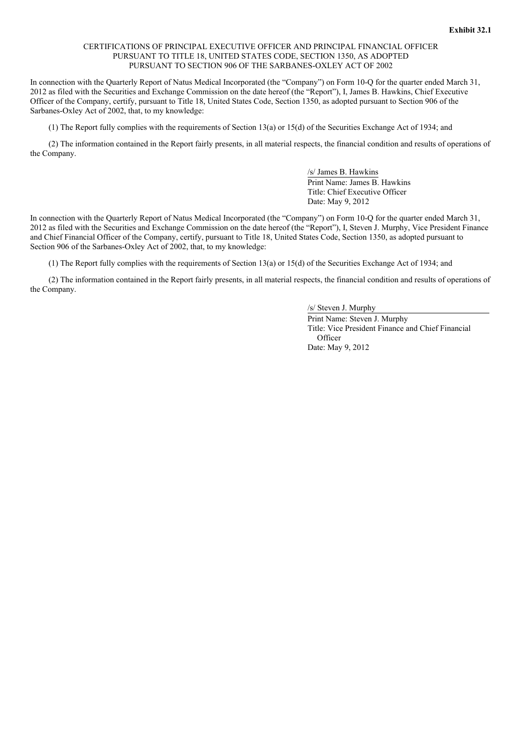**Exhibit 32.1**

CERTIFICATIONS OF PRINCIPAL EXECUTIVE OFFICER AND PRINCIPAL FINANCIAL OFFICER PURSUANT TO TITLE 18, UNITED STATES CODE, SECTION 1350, AS ADOPTED PURSUANT TO SECTION 906 OF THE SARBANES-OXLEY ACT OF 2002

In connection with the Quarterly Report of Natus Medical Incorporated (the "Company") on Form 10-Q for the quarter ended March 31, 2012 as filed with the Securities and Exchange Commission on the date hereof (the "Report"), I, James B. Hawkins, Chief Executive Officer of the Company, certify, pursuant to Title 18, United States Code, Section 1350, as adopted pursuant to Section 906 of the Sarbanes-Oxley Act of 2002, that, to my knowledge:

(1) The Report fully complies with the requirements of Section 13(a) or 15(d) of the Securities Exchange Act of 1934; and

(2) The information contained in the Report fairly presents, in all material respects, the financial condition and results of operations of the Company.

/s/ James B. Hawkins
Print Name: James B. Hawkins
Title: Chief Executive Officer
Date: May 9, 2012

In connection with the Quarterly Report of Natus Medical Incorporated (the "Company") on Form 10-Q for the quarter ended March 31, 2012 as filed with the Securities and Exchange Commission on the date hereof (the "Report"), I, Steven J. Murphy, Vice President Finance and Chief Financial Officer of the Company, certify, pursuant to Title 18, United States Code, Section 1350, as adopted pursuant to Section 906 of the Sarbanes-Oxley Act of 2002, that, to my knowledge:

(1) The Report fully complies with the requirements of Section 13(a) or 15(d) of the Securities Exchange Act of 1934; and

(2) The information contained in the Report fairly presents, in all material respects, the financial condition and results of operations of the Company.

/s/ Steven J. Murphy
Print Name: Steven J. Murphy
Title: Vice President Finance and Chief Financial Officer
Date: May 9, 2012